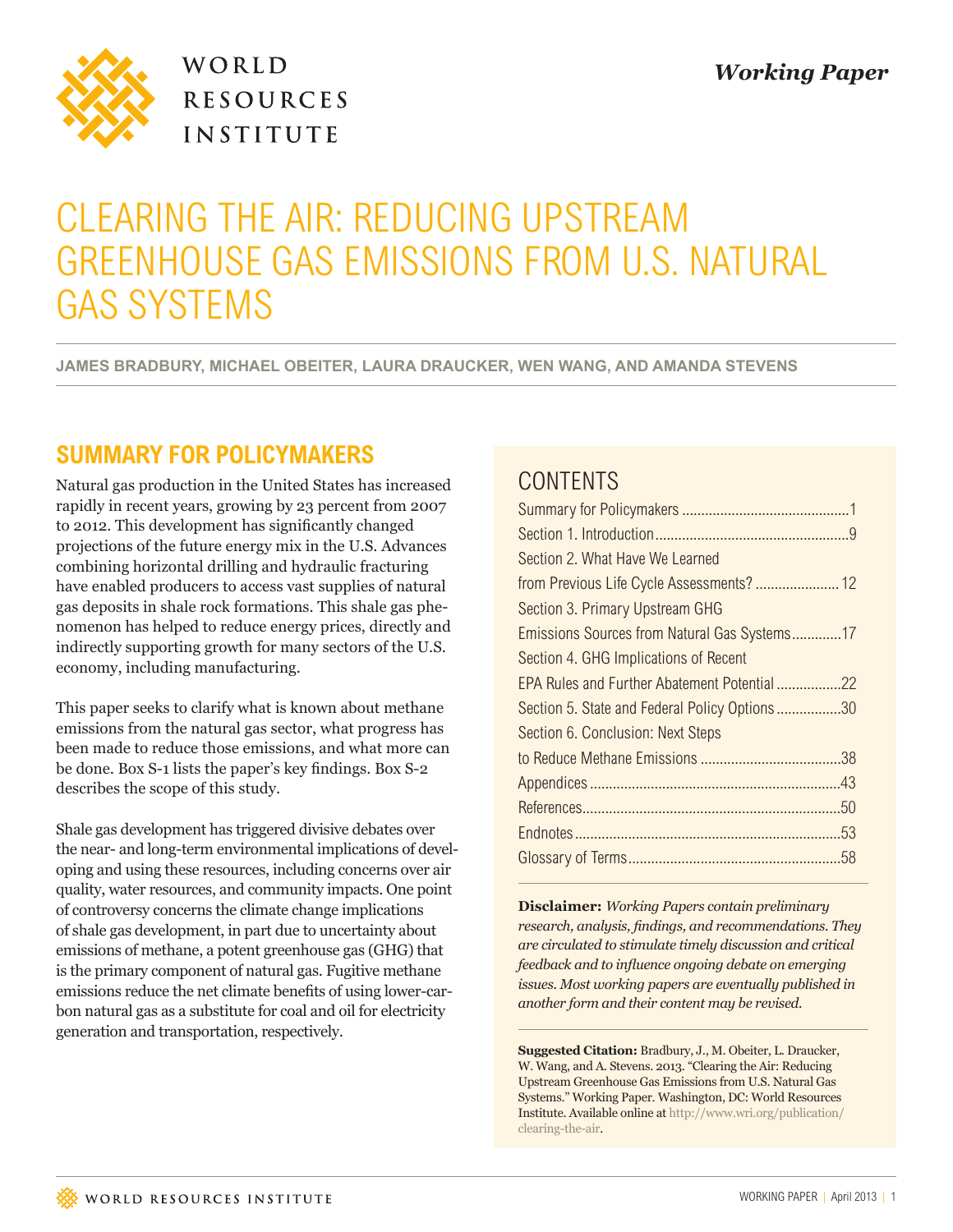WORLD RESOURCES INSTITUTE

*Working Paper*

# CLEARING THE AIR: REDUCING UPSTREAM GREENHOUSE GAS EMISSIONS FROM U.S. NATURAL GAS SYSTEMS

**JAMES BRADBURY, MICHAEL OBEITER, LAURA DRAUCKER, WEN WANG, AND AMANDA STEVENS**

## SUMMARY FOR POLICYMAKERS

Natural gas production in the United States has increased rapidly in recent years, growing by 23 percent from 2007 to 2012. This development has significantly changed projections of the future energy mix in the U.S. Advances combining horizontal drilling and hydraulic fracturing have enabled producers to access vast supplies of natural gas deposits in shale rock formations. This shale gas phenomenon has helped to reduce energy prices, directly and indirectly supporting growth for many sectors of the U.S. economy, including manufacturing.

This paper seeks to clarify what is known about methane emissions from the natural gas sector, what progress has been made to reduce those emissions, and what more can be done. Box S-1 lists the paper's key findings. Box S-2 describes the scope of this study.

Shale gas development has triggered divisive debates over the near- and long-term environmental implications of developing and using these resources, including concerns over air quality, water resources, and community impacts. One point of controversy concerns the climate change implications of shale gas development, in part due to uncertainty about emissions of methane, a potent greenhouse gas (GHG) that is the primary component of natural gas. Fugitive methane emissions reduce the net climate benefits of using lower-carbon natural gas as a substitute for coal and oil for electricity generation and transportation, respectively.

## CONTENTS

- Summary for Policymakers ........ 1
- Section 1. Introduction ........ 9
- Section 2. What Have We Learned from Previous Life Cycle Assessments? ........ 12
- Section 3. Primary Upstream GHG Emissions Sources from Natural Gas Systems ........ 17
- Section 4. GHG Implications of Recent EPA Rules and Further Abatement Potential ........ 22
- Section 5. State and Federal Policy Options ........ 30
- Section 6. Conclusion: Next Steps to Reduce Methane Emissions ........ 38
- Appendices ........ 43
- References ........ 50
- Endnotes ........ 53
- Glossary of Terms ........ 58

**Disclaimer:** *Working Papers contain preliminary research, analysis, findings, and recommendations. They are circulated to stimulate timely discussion and critical feedback and to influence ongoing debate on emerging issues. Most working papers are eventually published in another form and their content may be revised.*

**Suggested Citation:** Bradbury, J., M. Obeiter, L. Draucker, W. Wang, and A. Stevens. 2013. "Clearing the Air: Reducing Upstream Greenhouse Gas Emissions from U.S. Natural Gas Systems." Working Paper. Washington, DC: World Resources Institute. Available online at http://www.wri.org/publication/clearing-the-air.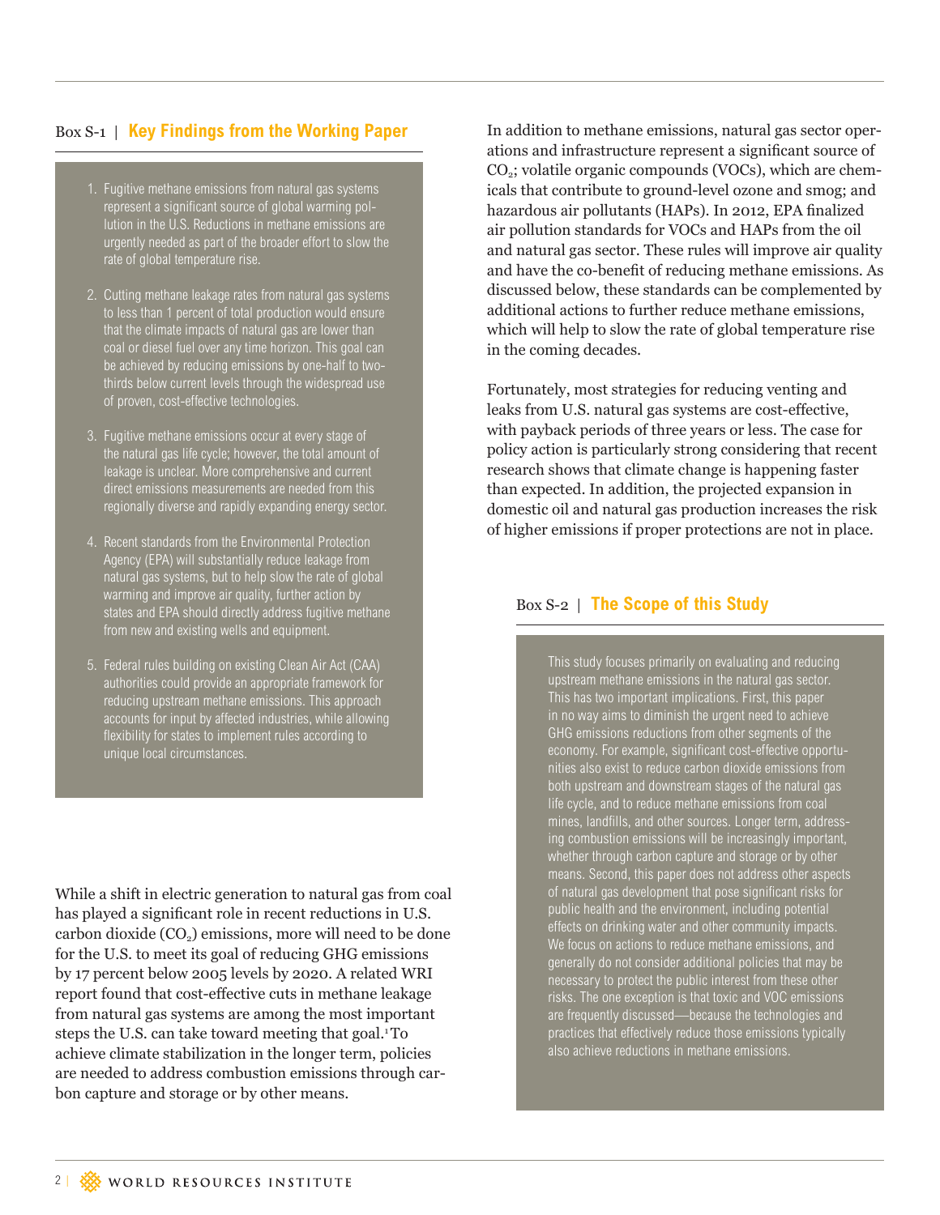### Box S-1 | Key Findings from the Working Paper

1. Fugitive methane emissions from natural gas systems represent a significant source of global warming pollution in the U.S. Reductions in methane emissions are urgently needed as part of the broader effort to slow the rate of global temperature rise.

2. Cutting methane leakage rates from natural gas systems to less than 1 percent of total production would ensure that the climate impacts of natural gas are lower than coal or diesel fuel over any time horizon. This goal can be achieved by reducing emissions by one-half to two-thirds below current levels through the widespread use of proven, cost-effective technologies.

3. Fugitive methane emissions occur at every stage of the natural gas life cycle; however, the total amount of leakage is unclear. More comprehensive and current direct emissions measurements are needed from this regionally diverse and rapidly expanding energy sector.

4. Recent standards from the Environmental Protection Agency (EPA) will substantially reduce leakage from natural gas systems, but to help slow the rate of global warming and improve air quality, further action by states and EPA should directly address fugitive methane from new and existing wells and equipment.

5. Federal rules building on existing Clean Air Act (CAA) authorities could provide an appropriate framework for reducing upstream methane emissions. This approach accounts for input by affected industries, while allowing flexibility for states to implement rules according to unique local circumstances.

While a shift in electric generation to natural gas from coal has played a significant role in recent reductions in U.S. carbon dioxide ($CO_2$) emissions, more will need to be done for the U.S. to meet its goal of reducing GHG emissions by 17 percent below 2005 levels by 2020. A related WRI report found that cost-effective cuts in methane leakage from natural gas systems are among the most important steps the U.S. can take toward meeting that goal.[1] To achieve climate stabilization in the longer term, policies are needed to address combustion emissions through carbon capture and storage or by other means.

In addition to methane emissions, natural gas sector operations and infrastructure represent a significant source of $CO_2$; volatile organic compounds (VOCs), which are chemicals that contribute to ground-level ozone and smog; and hazardous air pollutants (HAPs). In 2012, EPA finalized air pollution standards for VOCs and HAPs from the oil and natural gas sector. These rules will improve air quality and have the co-benefit of reducing methane emissions. As discussed below, these standards can be complemented by additional actions to further reduce methane emissions, which will help to slow the rate of global temperature rise in the coming decades.

Fortunately, most strategies for reducing venting and leaks from U.S. natural gas systems are cost-effective, with payback periods of three years or less. The case for policy action is particularly strong considering that recent research shows that climate change is happening faster than expected. In addition, the projected expansion in domestic oil and natural gas production increases the risk of higher emissions if proper protections are not in place.

### Box S-2 | The Scope of this Study

This study focuses primarily on evaluating and reducing upstream methane emissions in the natural gas sector. This has two important implications. First, this paper in no way aims to diminish the urgent need to achieve GHG emissions reductions from other segments of the economy. For example, significant cost-effective opportunities also exist to reduce carbon dioxide emissions from both upstream and downstream stages of the natural gas life cycle, and to reduce methane emissions from coal mines, landfills, and other sources. Longer term, addressing combustion emissions will be increasingly important, whether through carbon capture and storage or by other means. Second, this paper does not address other aspects of natural gas development that pose significant risks for public health and the environment, including potential effects on drinking water and other community impacts. We focus on actions to reduce methane emissions, and generally do not consider additional policies that may be necessary to protect the public interest from these other risks. The one exception is that toxic and VOC emissions are frequently discussed—because the technologies and practices that effectively reduce those emissions typically also achieve reductions in methane emissions.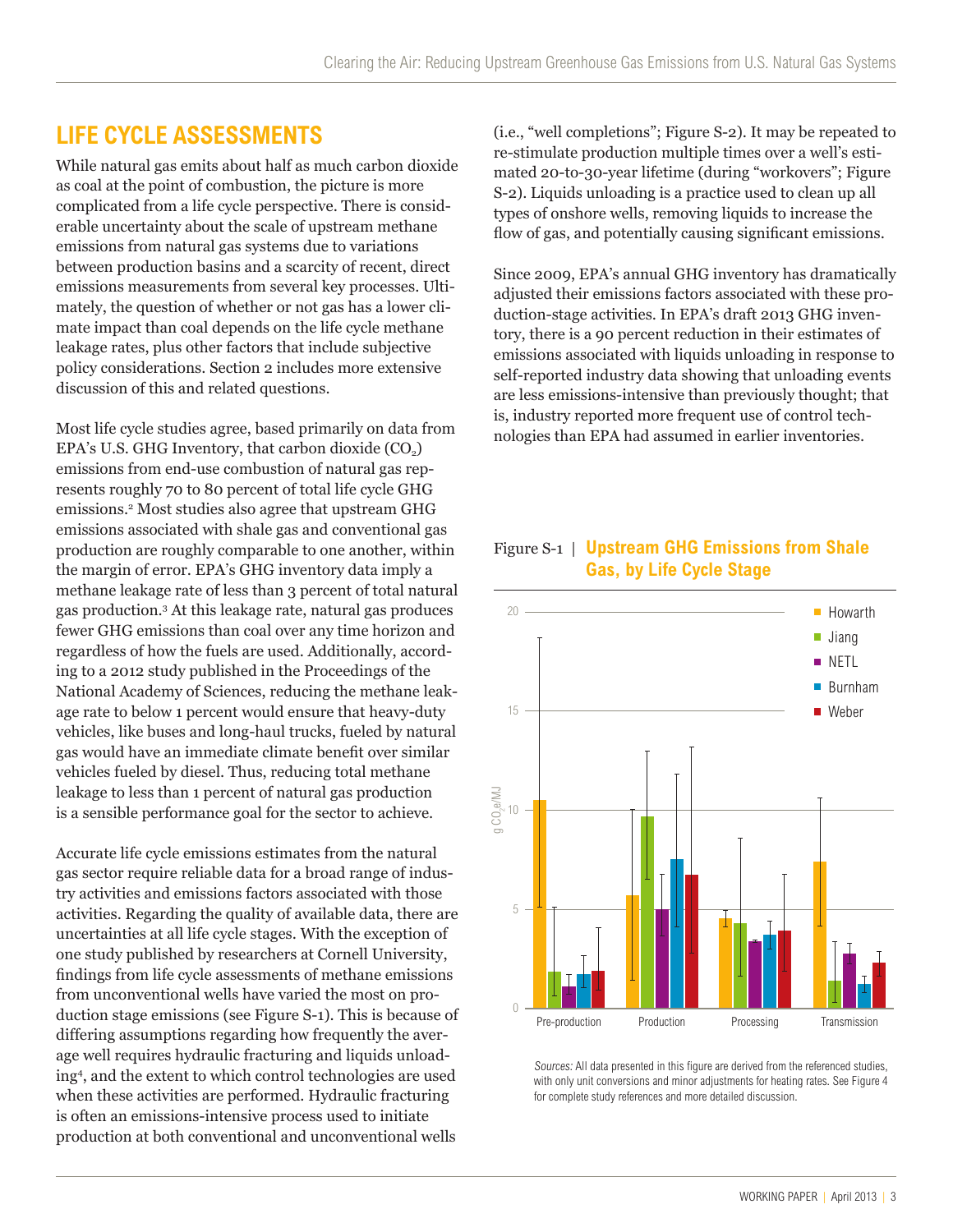## LIFE CYCLE ASSESSMENTS

While natural gas emits about half as much carbon dioxide as coal at the point of combustion, the picture is more complicated from a life cycle perspective. There is considerable uncertainty about the scale of upstream methane emissions from natural gas systems due to variations between production basins and a scarcity of recent, direct emissions measurements from several key processes. Ultimately, the question of whether or not gas has a lower climate impact than coal depends on the life cycle methane leakage rates, plus other factors that include subjective policy considerations. Section 2 includes more extensive discussion of this and related questions.

Most life cycle studies agree, based primarily on data from EPA's U.S. GHG Inventory, that carbon dioxide ($CO_2$) emissions from end-use combustion of natural gas represents roughly 70 to 80 percent of total life cycle GHG emissions.[2] Most studies also agree that upstream GHG emissions associated with shale gas and conventional gas production are roughly comparable to one another, within the margin of error. EPA's GHG inventory data imply a methane leakage rate of less than 3 percent of total natural gas production.[3] At this leakage rate, natural gas produces fewer GHG emissions than coal over any time horizon and regardless of how the fuels are used. Additionally, according to a 2012 study published in the Proceedings of the National Academy of Sciences, reducing the methane leakage rate to below 1 percent would ensure that heavy-duty vehicles, like buses and long-haul trucks, fueled by natural gas would have an immediate climate benefit over similar vehicles fueled by diesel. Thus, reducing total methane leakage to less than 1 percent of natural gas production is a sensible performance goal for the sector to achieve.

Accurate life cycle emissions estimates from the natural gas sector require reliable data for a broad range of industry activities and emissions factors associated with those activities. Regarding the quality of available data, there are uncertainties at all life cycle stages. With the exception of one study published by researchers at Cornell University, findings from life cycle assessments of methane emissions from unconventional wells have varied the most on production stage emissions (see Figure S-1). This is because of differing assumptions regarding how frequently the average well requires hydraulic fracturing and liquids unloading[4], and the extent to which control technologies are used when these activities are performed. Hydraulic fracturing is often an emissions-intensive process used to initiate production at both conventional and unconventional wells (i.e., "well completions"; Figure S-2). It may be repeated to re-stimulate production multiple times over a well's estimated 20-to-30-year lifetime (during "workovers"; Figure S-2). Liquids unloading is a practice used to clean up all types of onshore wells, removing liquids to increase the flow of gas, and potentially causing significant emissions.

Since 2009, EPA's annual GHG inventory has dramatically adjusted their emissions factors associated with these production-stage activities. In EPA's draft 2013 GHG inventory, there is a 90 percent reduction in their estimates of emissions associated with liquids unloading in response to self-reported industry data showing that unloading events are less emissions-intensive than previously thought; that is, industry reported more frequent use of control technologies than EPA had assumed in earlier inventories.

Figure S-1 | **Upstream GHG Emissions from Shale Gas, by Life Cycle Stage**

*Sources:* All data presented in this figure are derived from the referenced studies, with only unit conversions and minor adjustments for heating rates. See Figure 4 for complete study references and more detailed discussion.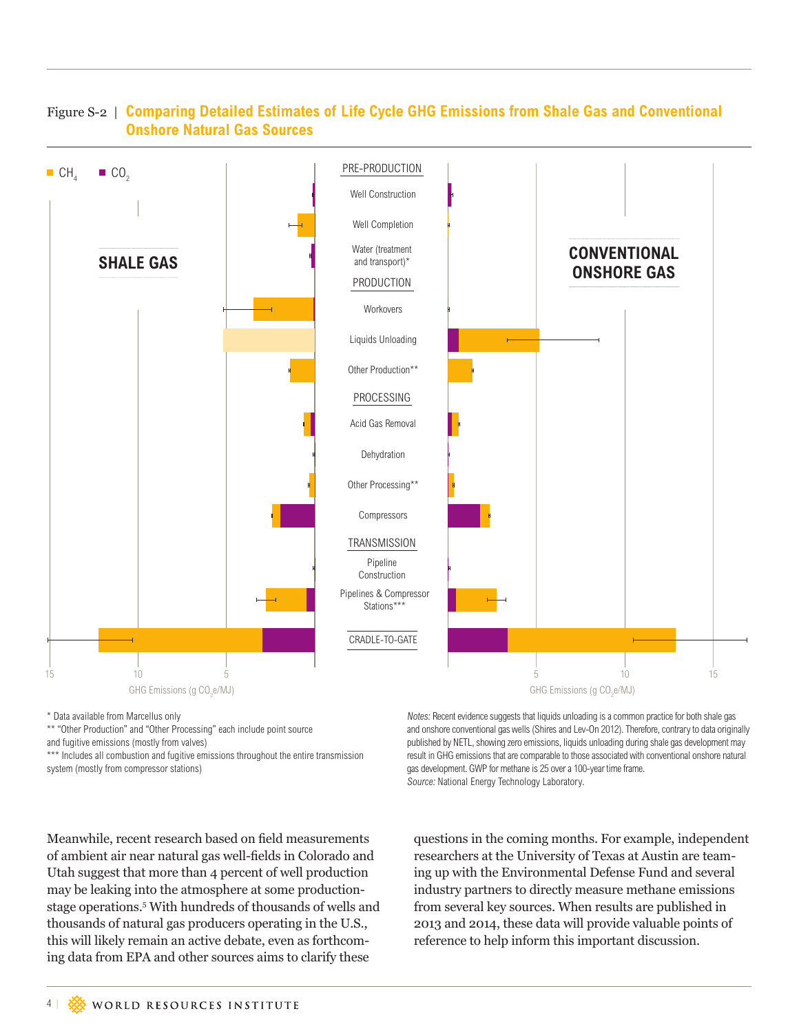Figure S-2 | **Comparing Detailed Estimates of Life Cycle GHG Emissions from Shale Gas and Conventional Onshore Natural Gas Sources**

$CH_4$ $CO_2$

**SHALE GAS**

**CONVENTIONAL ONSHORE GAS**

PRE-PRODUCTION

- Well Construction
- Well Completion
- Water (treatment and transport)*

PRODUCTION

- Workovers
- Liquids Unloading
- Other Production**

PROCESSING

- Acid Gas Removal
- Dehydration
- Other Processing**
- Compressors

TRANSMISSION

- Pipeline Construction
- Pipelines & Compressor Stations***

CRADLE-TO-GATE

GHG Emissions (g $CO_2e$/MJ)

\* Data available from Marcellus only

\*\* "Other Production" and "Other Processing" each include point source and fugitive emissions (mostly from valves)

\*\*\* Includes all combustion and fugitive emissions throughout the entire transmission system (mostly from compressor stations)

*Notes:* Recent evidence suggests that liquids unloading is a common practice for both shale gas and onshore conventional gas wells (Shires and Lev-On 2012). Therefore, contrary to data originally published by NETL, showing zero emissions, liquids unloading during shale gas development may result in GHG emissions that are comparable to those associated with conventional onshore natural gas development. GWP for methane is 25 over a 100-year time frame.
*Source:* National Energy Technology Laboratory.

Meanwhile, recent research based on field measurements of ambient air near natural gas well-fields in Colorado and Utah suggest that more than 4 percent of well production may be leaking into the atmosphere at some production-stage operations.[5] With hundreds of thousands of wells and thousands of natural gas producers operating in the U.S., this will likely remain an active debate, even as forthcoming data from EPA and other sources aims to clarify these questions in the coming months. For example, independent researchers at the University of Texas at Austin are teaming up with the Environmental Defense Fund and several industry partners to directly measure methane emissions from several key sources. When results are published in 2013 and 2014, these data will provide valuable points of reference to help inform this important discussion.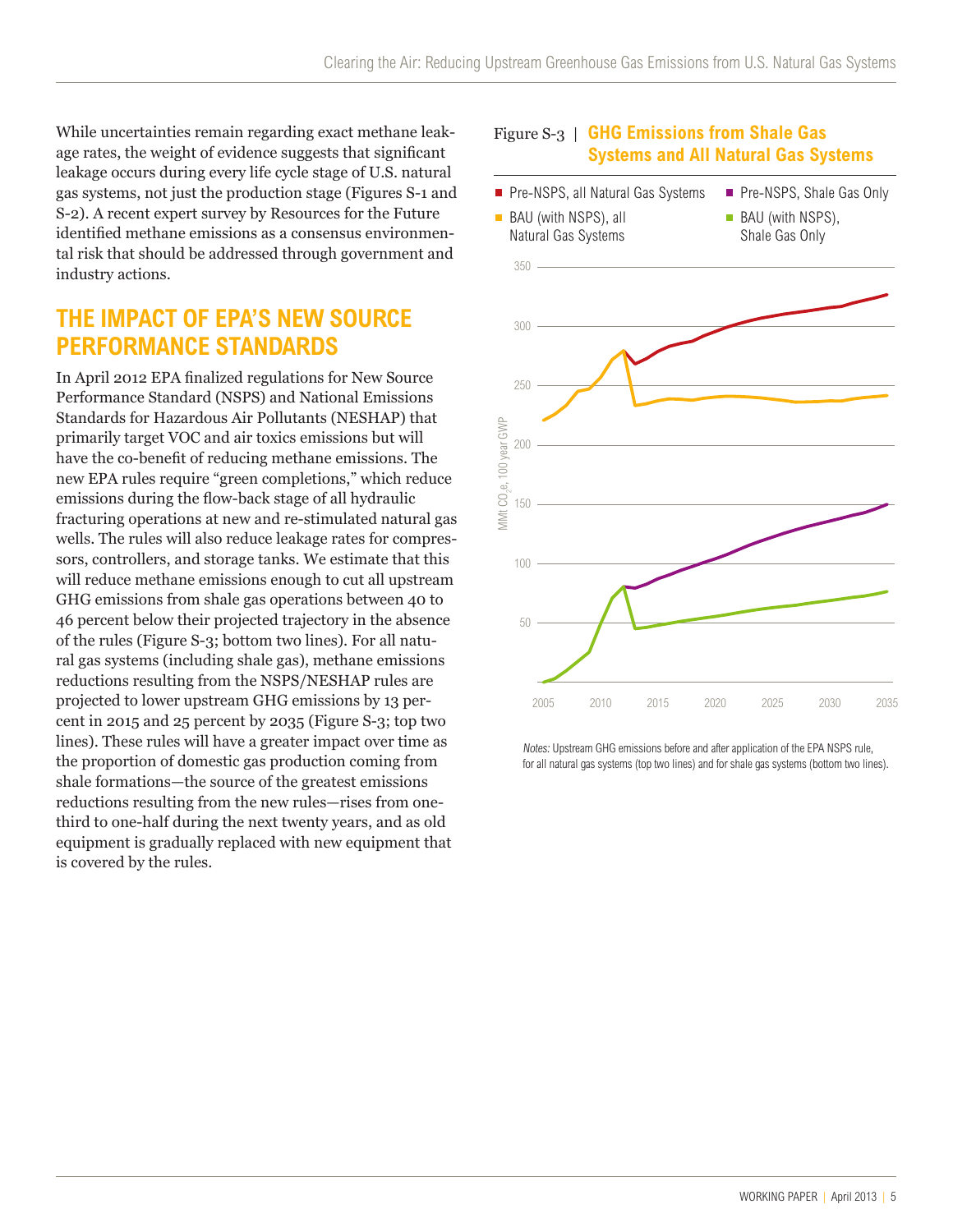While uncertainties remain regarding exact methane leakage rates, the weight of evidence suggests that significant leakage occurs during every life cycle stage of U.S. natural gas systems, not just the production stage (Figures S-1 and S-2). A recent expert survey by Resources for the Future identified methane emissions as a consensus environmental risk that should be addressed through government and industry actions.

## THE IMPACT OF EPA'S NEW SOURCE PERFORMANCE STANDARDS

In April 2012 EPA finalized regulations for New Source Performance Standard (NSPS) and National Emissions Standards for Hazardous Air Pollutants (NESHAP) that primarily target VOC and air toxics emissions but will have the co-benefit of reducing methane emissions. The new EPA rules require "green completions," which reduce emissions during the flow-back stage of all hydraulic fracturing operations at new and re-stimulated natural gas wells. The rules will also reduce leakage rates for compressors, controllers, and storage tanks. We estimate that this will reduce methane emissions enough to cut all upstream GHG emissions from shale gas operations between 40 to 46 percent below their projected trajectory in the absence of the rules (Figure S-3; bottom two lines). For all natural gas systems (including shale gas), methane emissions reductions resulting from the NSPS/NESHAP rules are projected to lower upstream GHG emissions by 13 percent in 2015 and 25 percent by 2035 (Figure S-3; top two lines). These rules will have a greater impact over time as the proportion of domestic gas production coming from shale formations—the source of the greatest emissions reductions resulting from the new rules—rises from one-third to one-half during the next twenty years, and as old equipment is gradually replaced with new equipment that is covered by the rules.

**Figure S-3 | GHG Emissions from Shale Gas Systems and All Natural Gas Systems**

*Notes:* Upstream GHG emissions before and after application of the EPA NSPS rule, for all natural gas systems (top two lines) and for shale gas systems (bottom two lines).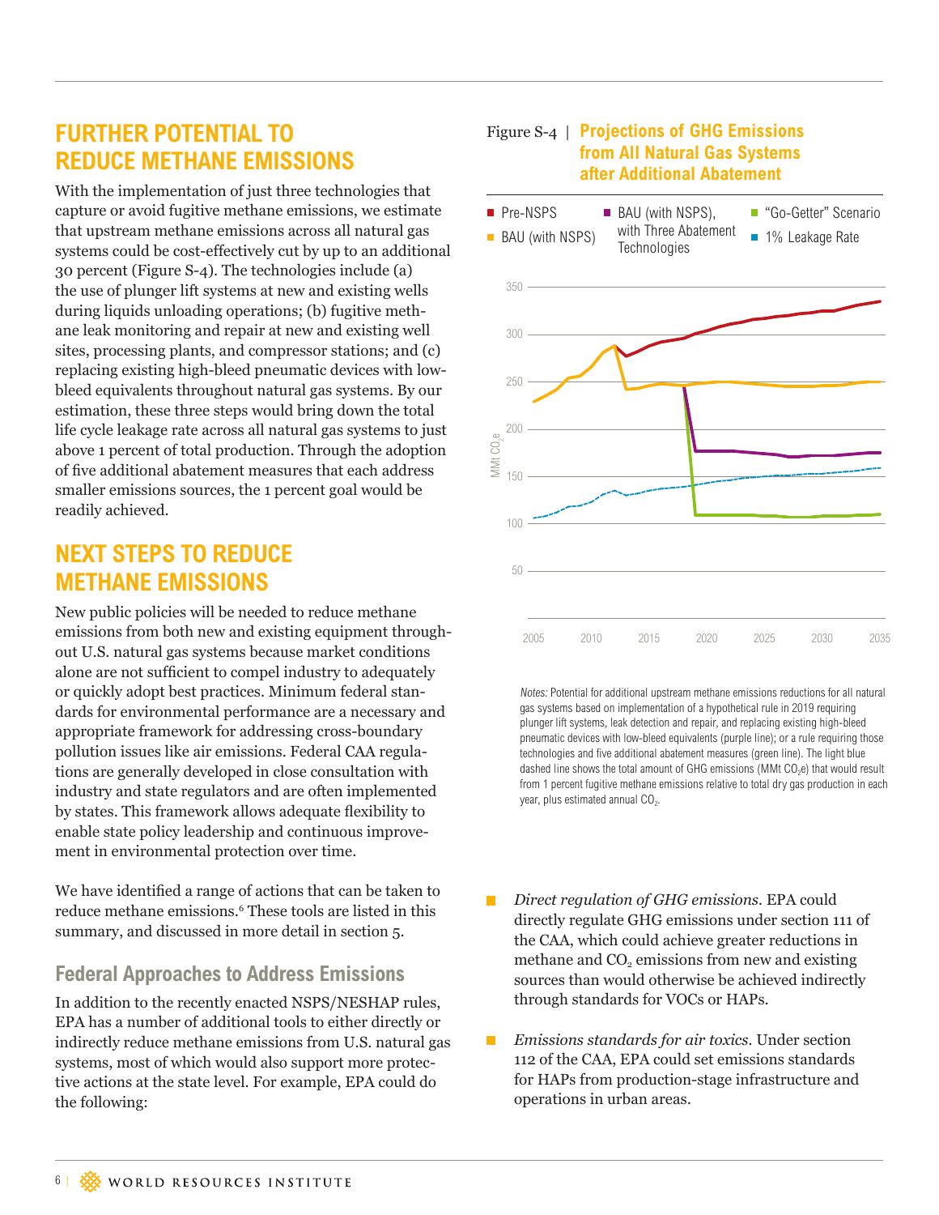## FURTHER POTENTIAL TO REDUCE METHANE EMISSIONS

With the implementation of just three technologies that capture or avoid fugitive methane emissions, we estimate that upstream methane emissions across all natural gas systems could be cost-effectively cut by up to an additional 30 percent (Figure S-4). The technologies include (a) the use of plunger lift systems at new and existing wells during liquids unloading operations; (b) fugitive methane leak monitoring and repair at new and existing well sites, processing plants, and compressor stations; and (c) replacing existing high-bleed pneumatic devices with low-bleed equivalents throughout natural gas systems. By our estimation, these three steps would bring down the total life cycle leakage rate across all natural gas systems to just above 1 percent of total production. Through the adoption of five additional abatement measures that each address smaller emissions sources, the 1 percent goal would be readily achieved.

Figure S-4 | **Projections of GHG Emissions from All Natural Gas Systems after Additional Abatement**

*Notes:* Potential for additional upstream methane emissions reductions for all natural gas systems based on implementation of a hypothetical rule in 2019 requiring plunger lift systems, leak detection and repair, and replacing existing high-bleed pneumatic devices with low-bleed equivalents (purple line); or a rule requiring those technologies and five additional abatement measures (green line). The light blue dashed line shows the total amount of GHG emissions (MMt $CO_2e$) that would result from 1 percent fugitive methane emissions relative to total dry gas production in each year, plus estimated annual $CO_2$.

## NEXT STEPS TO REDUCE METHANE EMISSIONS

New public policies will be needed to reduce methane emissions from both new and existing equipment throughout U.S. natural gas systems because market conditions alone are not sufficient to compel industry to adequately or quickly adopt best practices. Minimum federal standards for environmental performance are a necessary and appropriate framework for addressing cross-boundary pollution issues like air emissions. Federal CAA regulations are generally developed in close consultation with industry and state regulators and are often implemented by states. This framework allows adequate flexibility to enable state policy leadership and continuous improvement in environmental protection over time.

We have identified a range of actions that can be taken to reduce methane emissions.[6] These tools are listed in this summary, and discussed in more detail in section 5.

### Federal Approaches to Address Emissions

In addition to the recently enacted NSPS/NESHAP rules, EPA has a number of additional tools to either directly or indirectly reduce methane emissions from U.S. natural gas systems, most of which would also support more protective actions at the state level. For example, EPA could do the following:

- *Direct regulation of GHG emissions.* EPA could directly regulate GHG emissions under section 111 of the CAA, which could achieve greater reductions in methane and $CO_2$ emissions from new and existing sources than would otherwise be achieved indirectly through standards for VOCs or HAPs.
- *Emissions standards for air toxics.* Under section 112 of the CAA, EPA could set emissions standards for HAPs from production-stage infrastructure and operations in urban areas.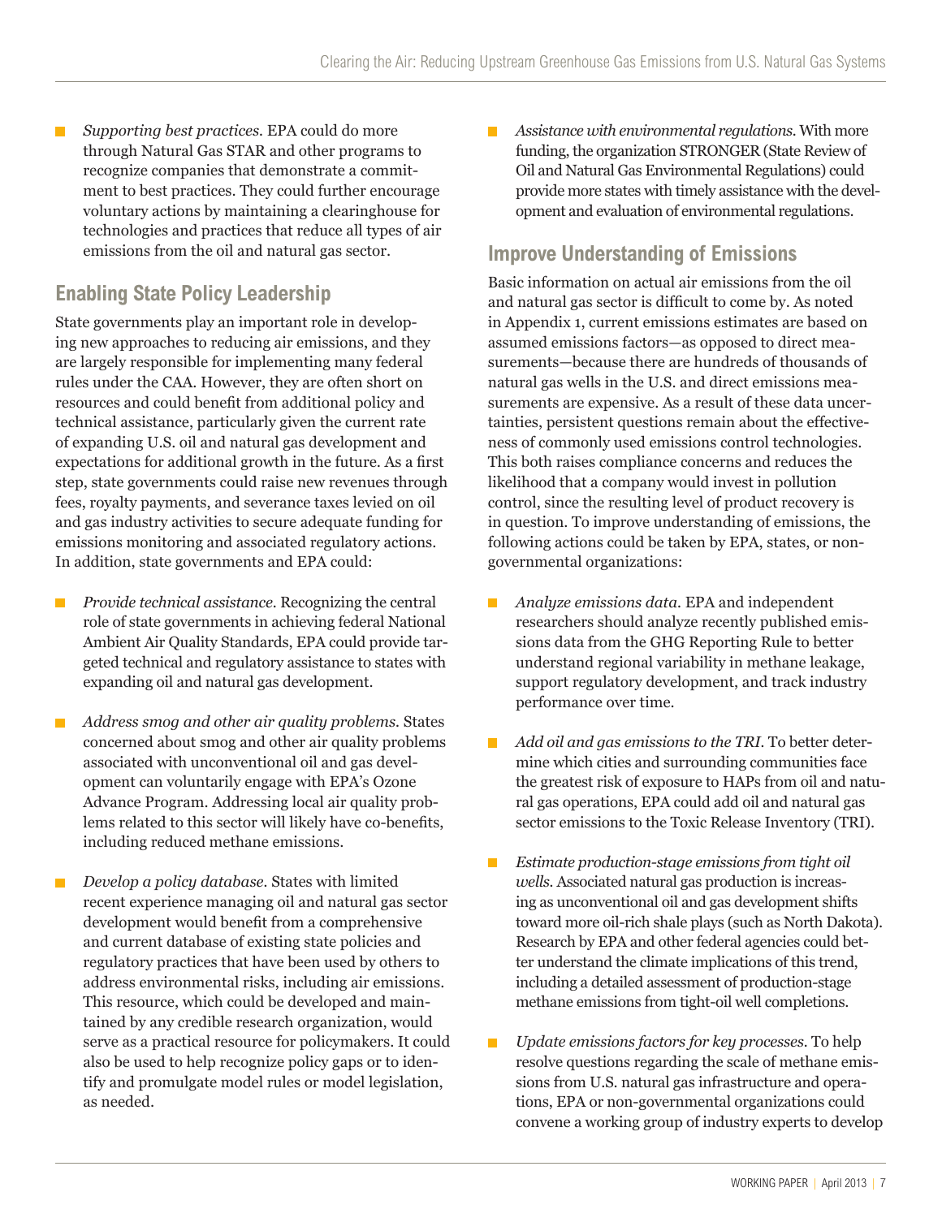- *Supporting best practices.* EPA could do more through Natural Gas STAR and other programs to recognize companies that demonstrate a commitment to best practices. They could further encourage voluntary actions by maintaining a clearinghouse for technologies and practices that reduce all types of air emissions from the oil and natural gas sector.

## Enabling State Policy Leadership

State governments play an important role in developing new approaches to reducing air emissions, and they are largely responsible for implementing many federal rules under the CAA. However, they are often short on resources and could benefit from additional policy and technical assistance, particularly given the current rate of expanding U.S. oil and natural gas development and expectations for additional growth in the future. As a first step, state governments could raise new revenues through fees, royalty payments, and severance taxes levied on oil and gas industry activities to secure adequate funding for emissions monitoring and associated regulatory actions. In addition, state governments and EPA could:

- *Provide technical assistance.* Recognizing the central role of state governments in achieving federal National Ambient Air Quality Standards, EPA could provide targeted technical and regulatory assistance to states with expanding oil and natural gas development.

- *Address smog and other air quality problems.* States concerned about smog and other air quality problems associated with unconventional oil and gas development can voluntarily engage with EPA's Ozone Advance Program. Addressing local air quality problems related to this sector will likely have co-benefits, including reduced methane emissions.

- *Develop a policy database.* States with limited recent experience managing oil and natural gas sector development would benefit from a comprehensive and current database of existing state policies and regulatory practices that have been used by others to address environmental risks, including air emissions. This resource, which could be developed and maintained by any credible research organization, would serve as a practical resource for policymakers. It could also be used to help recognize policy gaps or to identify and promulgate model rules or model legislation, as needed.

- *Assistance with environmental regulations.* With more funding, the organization STRONGER (State Review of Oil and Natural Gas Environmental Regulations) could provide more states with timely assistance with the development and evaluation of environmental regulations.

## Improve Understanding of Emissions

Basic information on actual air emissions from the oil and natural gas sector is difficult to come by. As noted in Appendix 1, current emissions estimates are based on assumed emissions factors—as opposed to direct measurements—because there are hundreds of thousands of natural gas wells in the U.S. and direct emissions measurements are expensive. As a result of these data uncertainties, persistent questions remain about the effectiveness of commonly used emissions control technologies. This both raises compliance concerns and reduces the likelihood that a company would invest in pollution control, since the resulting level of product recovery is in question. To improve understanding of emissions, the following actions could be taken by EPA, states, or non-governmental organizations:

- *Analyze emissions data.* EPA and independent researchers should analyze recently published emissions data from the GHG Reporting Rule to better understand regional variability in methane leakage, support regulatory development, and track industry performance over time.

- *Add oil and gas emissions to the TRI.* To better determine which cities and surrounding communities face the greatest risk of exposure to HAPs from oil and natural gas operations, EPA could add oil and natural gas sector emissions to the Toxic Release Inventory (TRI).

- *Estimate production-stage emissions from tight oil wells.* Associated natural gas production is increasing as unconventional oil and gas development shifts toward more oil-rich shale plays (such as North Dakota). Research by EPA and other federal agencies could better understand the climate implications of this trend, including a detailed assessment of production-stage methane emissions from tight-oil well completions.

- *Update emissions factors for key processes.* To help resolve questions regarding the scale of methane emissions from U.S. natural gas infrastructure and operations, EPA or non-governmental organizations could convene a working group of industry experts to develop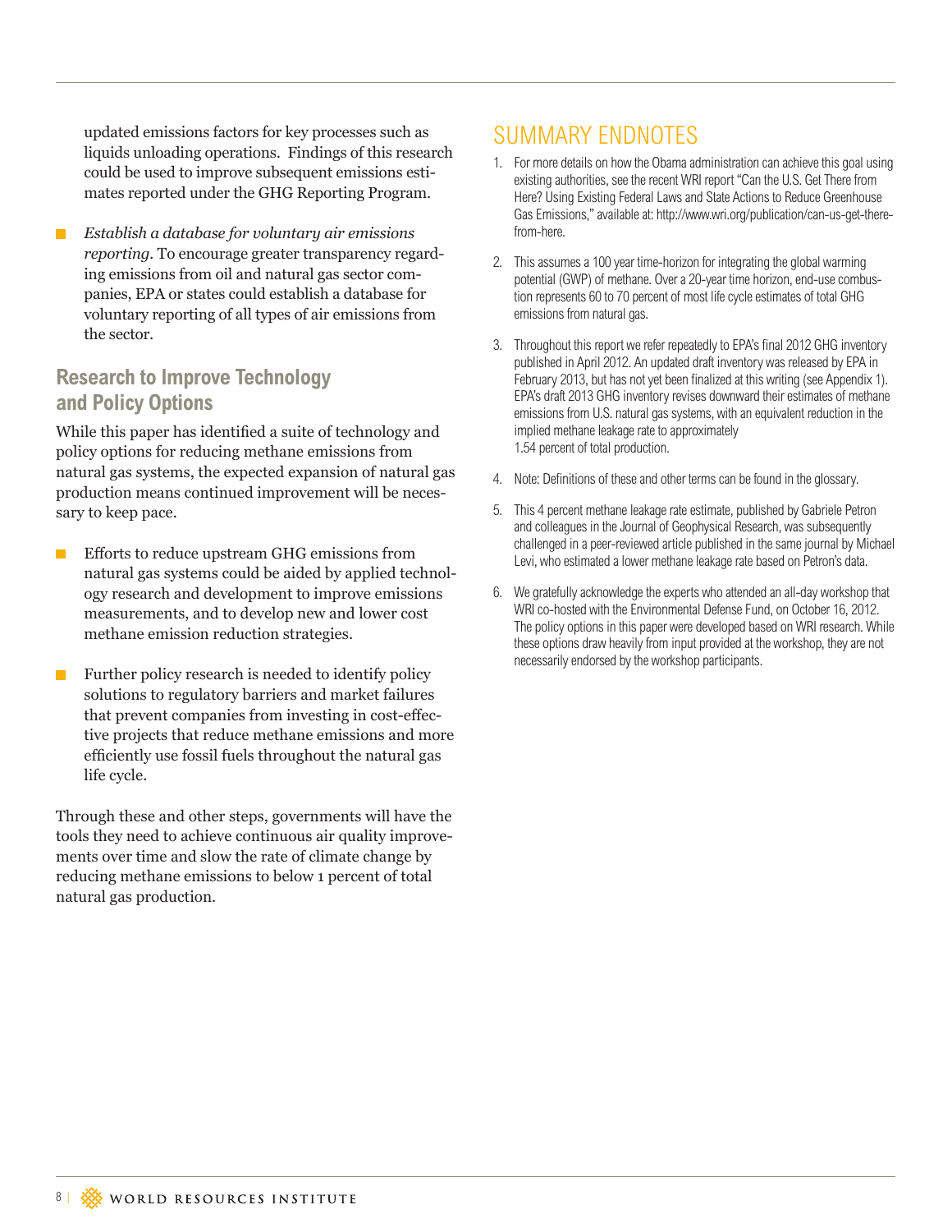updated emissions factors for key processes such as liquids unloading operations. Findings of this research could be used to improve subsequent emissions estimates reported under the GHG Reporting Program.

- *Establish a database for voluntary air emissions reporting.* To encourage greater transparency regarding emissions from oil and natural gas sector companies, EPA or states could establish a database for voluntary reporting of all types of air emissions from the sector.

### Research to Improve Technology and Policy Options

While this paper has identified a suite of technology and policy options for reducing methane emissions from natural gas systems, the expected expansion of natural gas production means continued improvement will be necessary to keep pace.

- Efforts to reduce upstream GHG emissions from natural gas systems could be aided by applied technology research and development to improve emissions measurements, and to develop new and lower cost methane emission reduction strategies.

- Further policy research is needed to identify policy solutions to regulatory barriers and market failures that prevent companies from investing in cost-effective projects that reduce methane emissions and more efficiently use fossil fuels throughout the natural gas life cycle.

Through these and other steps, governments will have the tools they need to achieve continuous air quality improvements over time and slow the rate of climate change by reducing methane emissions to below 1 percent of total natural gas production.

## SUMMARY ENDNOTES

1. For more details on how the Obama administration can achieve this goal using existing authorities, see the recent WRI report "Can the U.S. Get There from Here? Using Existing Federal Laws and State Actions to Reduce Greenhouse Gas Emissions," available at: http://www.wri.org/publication/can-us-get-there-from-here.

2. This assumes a 100 year time-horizon for integrating the global warming potential (GWP) of methane. Over a 20-year time horizon, end-use combustion represents 60 to 70 percent of most life cycle estimates of total GHG emissions from natural gas.

3. Throughout this report we refer repeatedly to EPA's final 2012 GHG inventory published in April 2012. An updated draft inventory was released by EPA in February 2013, but has not yet been finalized at this writing (see Appendix 1). EPA's draft 2013 GHG inventory revises downward their estimates of methane emissions from U.S. natural gas systems, with an equivalent reduction in the implied methane leakage rate to approximately 1.54 percent of total production.

4. Note: Definitions of these and other terms can be found in the glossary.

5. This 4 percent methane leakage rate estimate, published by Gabriele Petron and colleagues in the Journal of Geophysical Research, was subsequently challenged in a peer-reviewed article published in the same journal by Michael Levi, who estimated a lower methane leakage rate based on Petron's data.

6. We gratefully acknowledge the experts who attended an all-day workshop that WRI co-hosted with the Environmental Defense Fund, on October 16, 2012. The policy options in this paper were developed based on WRI research. While these options draw heavily from input provided at the workshop, they are not necessarily endorsed by the workshop participants.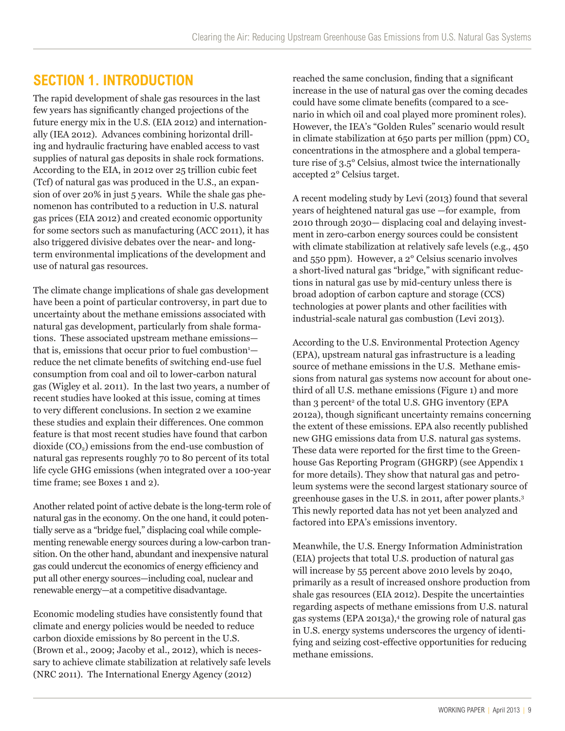# SECTION 1. INTRODUCTION

The rapid development of shale gas resources in the last few years has significantly changed projections of the future energy mix in the U.S. (EIA 2012) and internationally (IEA 2012). Advances combining horizontal drilling and hydraulic fracturing have enabled access to vast supplies of natural gas deposits in shale rock formations. According to the EIA, in 2012 over 25 trillion cubic feet (Tcf) of natural gas was produced in the U.S., an expansion of over 20% in just 5 years. While the shale gas phenomenon has contributed to a reduction in U.S. natural gas prices (EIA 2012) and created economic opportunity for some sectors such as manufacturing (ACC 2011), it has also triggered divisive debates over the near- and long-term environmental implications of the development and use of natural gas resources.

The climate change implications of shale gas development have been a point of particular controversy, in part due to uncertainty about the methane emissions associated with natural gas development, particularly from shale formations. These associated upstream methane emissions—that is, emissions that occur prior to fuel combustion[1]—reduce the net climate benefits of switching end-use fuel consumption from coal and oil to lower-carbon natural gas (Wigley et al. 2011). In the last two years, a number of recent studies have looked at this issue, coming at times to very different conclusions. In section 2 we examine these studies and explain their differences. One common feature is that most recent studies have found that carbon dioxide ($CO_2$) emissions from the end-use combustion of natural gas represents roughly 70 to 80 percent of its total life cycle GHG emissions (when integrated over a 100-year time frame; see Boxes 1 and 2).

Another related point of active debate is the long-term role of natural gas in the economy. On the one hand, it could potentially serve as a "bridge fuel," displacing coal while complementing renewable energy sources during a low-carbon transition. On the other hand, abundant and inexpensive natural gas could undercut the economics of energy efficiency and put all other energy sources—including coal, nuclear and renewable energy—at a competitive disadvantage.

Economic modeling studies have consistently found that climate and energy policies would be needed to reduce carbon dioxide emissions by 80 percent in the U.S. (Brown et al., 2009; Jacoby et al., 2012), which is necessary to achieve climate stabilization at relatively safe levels (NRC 2011). The International Energy Agency (2012) reached the same conclusion, finding that a significant increase in the use of natural gas over the coming decades could have some climate benefits (compared to a scenario in which oil and coal played more prominent roles). However, the IEA's "Golden Rules" scenario would result in climate stabilization at 650 parts per million (ppm) $CO_2$ concentrations in the atmosphere and a global temperature rise of 3.5° Celsius, almost twice the internationally accepted 2° Celsius target.

A recent modeling study by Levi (2013) found that several years of heightened natural gas use —for example, from 2010 through 2030— displacing coal and delaying investment in zero-carbon energy sources could be consistent with climate stabilization at relatively safe levels (e.g., 450 and 550 ppm). However, a 2° Celsius scenario involves a short-lived natural gas "bridge," with significant reductions in natural gas use by mid-century unless there is broad adoption of carbon capture and storage (CCS) technologies at power plants and other facilities with industrial-scale natural gas combustion (Levi 2013).

According to the U.S. Environmental Protection Agency (EPA), upstream natural gas infrastructure is a leading source of methane emissions in the U.S. Methane emissions from natural gas systems now account for about one-third of all U.S. methane emissions (Figure 1) and more than 3 percent[2] of the total U.S. GHG inventory (EPA 2012a), though significant uncertainty remains concerning the extent of these emissions. EPA also recently published new GHG emissions data from U.S. natural gas systems. These data were reported for the first time to the Greenhouse Gas Reporting Program (GHGRP) (see Appendix 1 for more details). They show that natural gas and petroleum systems were the second largest stationary source of greenhouse gases in the U.S. in 2011, after power plants.[3] This newly reported data has not yet been analyzed and factored into EPA's emissions inventory.

Meanwhile, the U.S. Energy Information Administration (EIA) projects that total U.S. production of natural gas will increase by 55 percent above 2010 levels by 2040, primarily as a result of increased onshore production from shale gas resources (EIA 2012). Despite the uncertainties regarding aspects of methane emissions from U.S. natural gas systems (EPA 2013a),[4] the growing role of natural gas in U.S. energy systems underscores the urgency of identifying and seizing cost-effective opportunities for reducing methane emissions.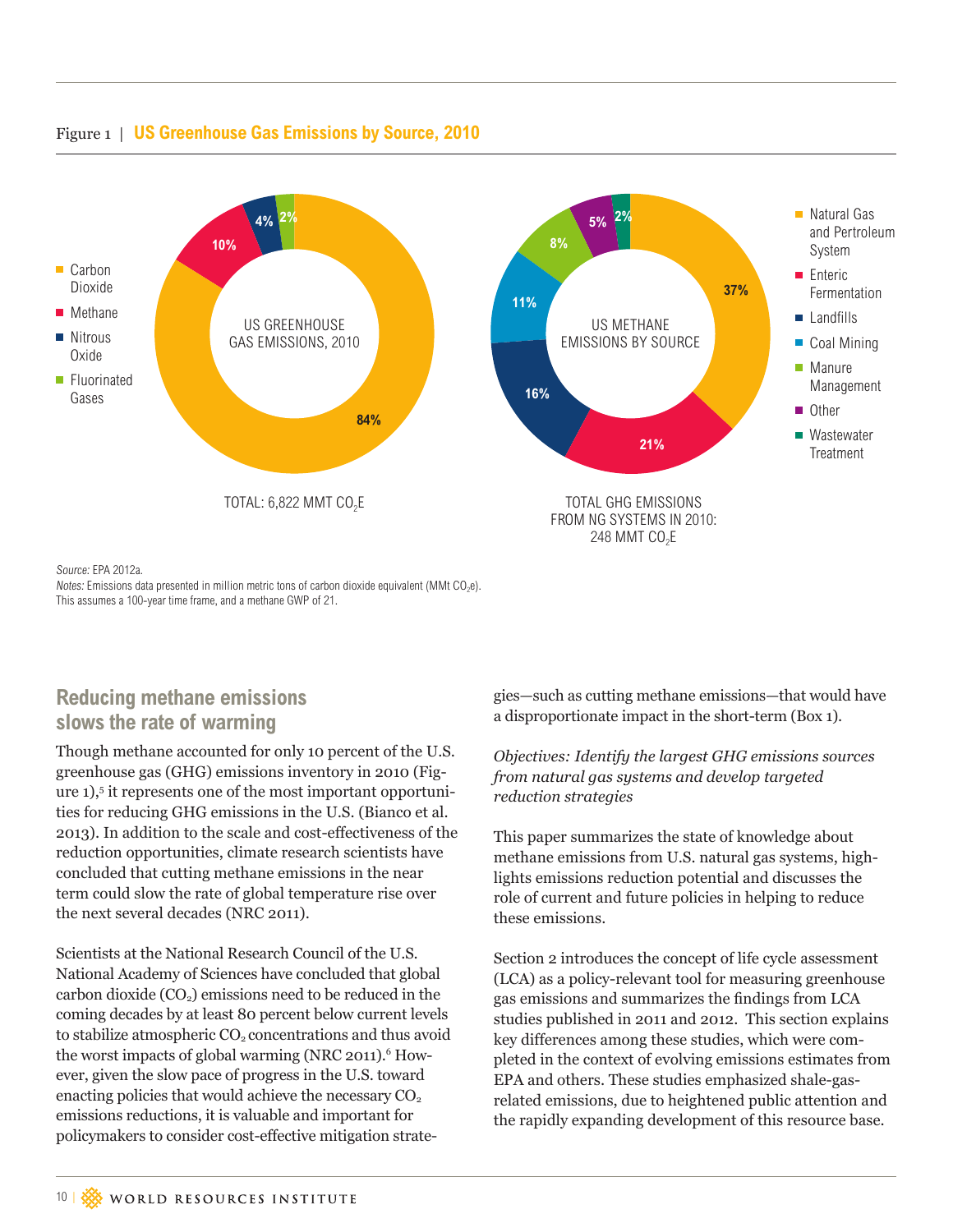Figure 1 | **US Greenhouse Gas Emissions by Source, 2010**

US GREENHOUSE GAS EMISSIONS, 2010

- Carbon Dioxide: 84%
- Methane: 10%
- Nitrous Oxide: 4%
- Fluorinated Gases: 2%

TOTAL: 6,822 MMT $CO_2E$

US METHANE EMISSIONS BY SOURCE

- Natural Gas and Pertroleum System: 37%
- Enteric Fermentation: 21%
- Landfills: 16%
- Coal Mining: 11%
- Manure Management: 8%
- Other: 5%
- Wastewater Treatment: 2%

TOTAL GHG EMISSIONS FROM NG SYSTEMS IN 2010: 248 MMT $CO_2E$

*Source:* EPA 2012a.
*Notes:* Emissions data presented in million metric tons of carbon dioxide equivalent (MMt $CO_2e$). This assumes a 100-year time frame, and a methane GWP of 21.

## Reducing methane emissions slows the rate of warming

Though methane accounted for only 10 percent of the U.S. greenhouse gas (GHG) emissions inventory in 2010 (Figure 1),[5] it represents one of the most important opportunities for reducing GHG emissions in the U.S. (Bianco et al. 2013). In addition to the scale and cost-effectiveness of the reduction opportunities, climate research scientists have concluded that cutting methane emissions in the near term could slow the rate of global temperature rise over the next several decades (NRC 2011).

Scientists at the National Research Council of the U.S. National Academy of Sciences have concluded that global carbon dioxide ($CO_2$) emissions need to be reduced in the coming decades by at least 80 percent below current levels to stabilize atmospheric $CO_2$ concentrations and thus avoid the worst impacts of global warming (NRC 2011).[6] However, given the slow pace of progress in the U.S. toward enacting policies that would achieve the necessary $CO_2$ emissions reductions, it is valuable and important for policymakers to consider cost-effective mitigation strategies—such as cutting methane emissions—that would have a disproportionate impact in the short-term (Box 1).

*Objectives: Identify the largest GHG emissions sources from natural gas systems and develop targeted reduction strategies*

This paper summarizes the state of knowledge about methane emissions from U.S. natural gas systems, highlights emissions reduction potential and discusses the role of current and future policies in helping to reduce these emissions.

Section 2 introduces the concept of life cycle assessment (LCA) as a policy-relevant tool for measuring greenhouse gas emissions and summarizes the findings from LCA studies published in 2011 and 2012. This section explains key differences among these studies, which were completed in the context of evolving emissions estimates from EPA and others. These studies emphasized shale-gas-related emissions, due to heightened public attention and the rapidly expanding development of this resource base.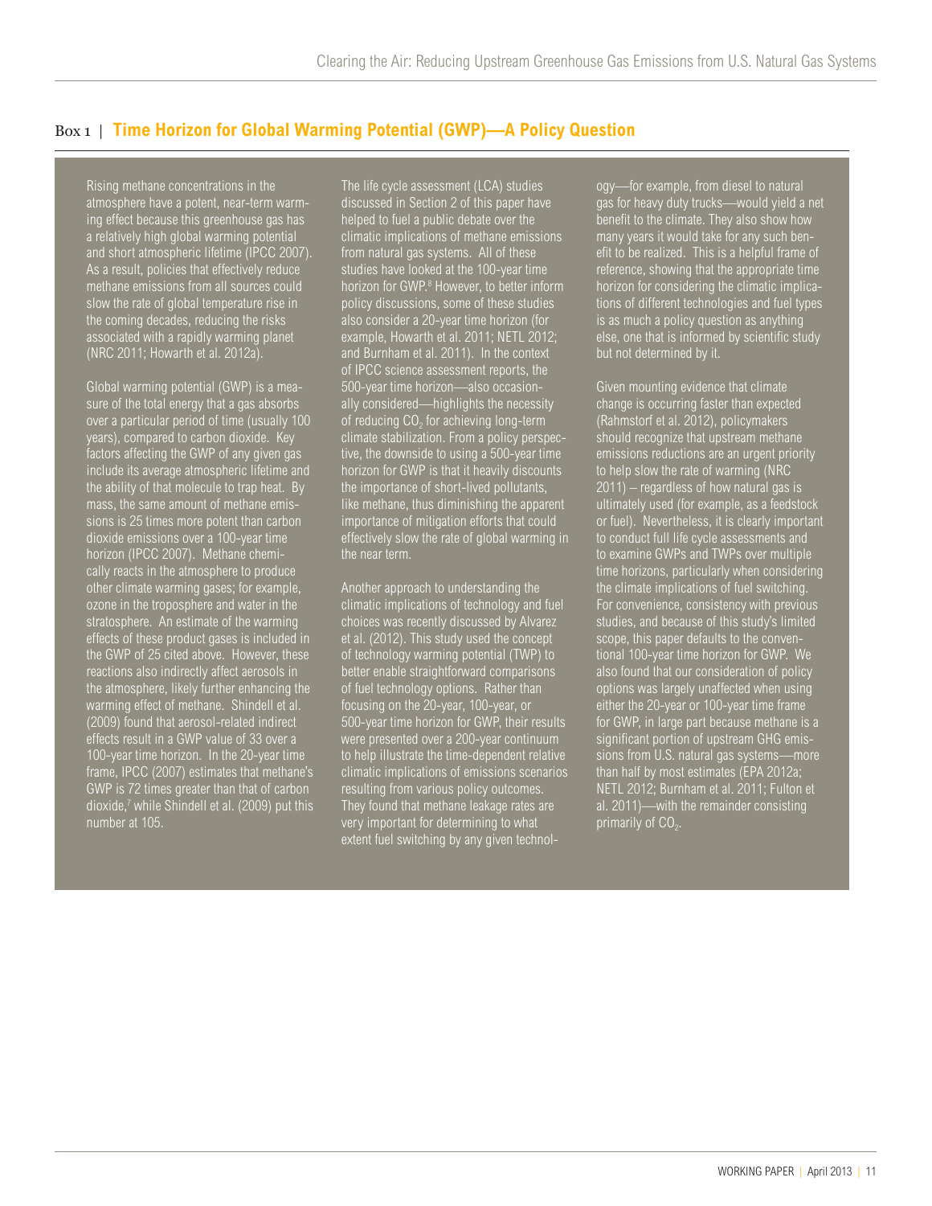## Box 1 | Time Horizon for Global Warming Potential (GWP)—A Policy Question

Rising methane concentrations in the atmosphere have a potent, near-term warming effect because this greenhouse gas has a relatively high global warming potential and short atmospheric lifetime (IPCC 2007). As a result, policies that effectively reduce methane emissions from all sources could slow the rate of global temperature rise in the coming decades, reducing the risks associated with a rapidly warming planet (NRC 2011; Howarth et al. 2012a).

Global warming potential (GWP) is a measure of the total energy that a gas absorbs over a particular period of time (usually 100 years), compared to carbon dioxide. Key factors affecting the GWP of any given gas include its average atmospheric lifetime and the ability of that molecule to trap heat. By mass, the same amount of methane emissions is 25 times more potent than carbon dioxide emissions over a 100-year time horizon (IPCC 2007). Methane chemically reacts in the atmosphere to produce other climate warming gases; for example, ozone in the troposphere and water in the stratosphere. An estimate of the warming effects of these product gases is included in the GWP of 25 cited above. However, these reactions also indirectly affect aerosols in the atmosphere, likely further enhancing the warming effect of methane. Shindell et al. (2009) found that aerosol-related indirect effects result in a GWP value of 33 over a 100-year time horizon. In the 20-year time frame, IPCC (2007) estimates that methane's GWP is 72 times greater than that of carbon dioxide,[7] while Shindell et al. (2009) put this number at 105.

The life cycle assessment (LCA) studies discussed in Section 2 of this paper have helped to fuel a public debate over the climatic implications of methane emissions from natural gas systems. All of these studies have looked at the 100-year time horizon for GWP.[8] However, to better inform policy discussions, some of these studies also consider a 20-year time horizon (for example, Howarth et al. 2011; NETL 2012; and Burnham et al. 2011). In the context of IPCC science assessment reports, the 500-year time horizon—also occasionally considered—highlights the necessity of reducing $CO_2$ for achieving long-term climate stabilization. From a policy perspective, the downside to using a 500-year time horizon for GWP is that it heavily discounts the importance of short-lived pollutants, like methane, thus diminishing the apparent importance of mitigation efforts that could effectively slow the rate of global warming in the near term.

Another approach to understanding the climatic implications of technology and fuel choices was recently discussed by Alvarez et al. (2012). This study used the concept of technology warming potential (TWP) to better enable straightforward comparisons of fuel technology options. Rather than focusing on the 20-year, 100-year, or 500-year time horizon for GWP, their results were presented over a 200-year continuum to help illustrate the time-dependent relative climatic implications of emissions scenarios resulting from various policy outcomes. They found that methane leakage rates are very important for determining to what extent fuel switching by any given technology—for example, from diesel to natural gas for heavy duty trucks—would yield a net benefit to the climate. They also show how many years it would take for any such benefit to be realized. This is a helpful frame of reference, showing that the appropriate time horizon for considering the climatic implications of different technologies and fuel types is as much a policy question as anything else, one that is informed by scientific study but not determined by it.

Given mounting evidence that climate change is occurring faster than expected (Rahmstorf et al. 2012), policymakers should recognize that upstream methane emissions reductions are an urgent priority to help slow the rate of warming (NRC 2011) – regardless of how natural gas is ultimately used (for example, as a feedstock or fuel). Nevertheless, it is clearly important to conduct full life cycle assessments and to examine GWPs and TWPs over multiple time horizons, particularly when considering the climate implications of fuel switching. For convenience, consistency with previous studies, and because of this study's limited scope, this paper defaults to the conventional 100-year time horizon for GWP. We also found that our consideration of policy options was largely unaffected when using either the 20-year or 100-year time frame for GWP, in large part because methane is a significant portion of upstream GHG emissions from U.S. natural gas systems—more than half by most estimates (EPA 2012a; NETL 2012; Burnham et al. 2011; Fulton et al. 2011)—with the remainder consisting primarily of $CO_2$.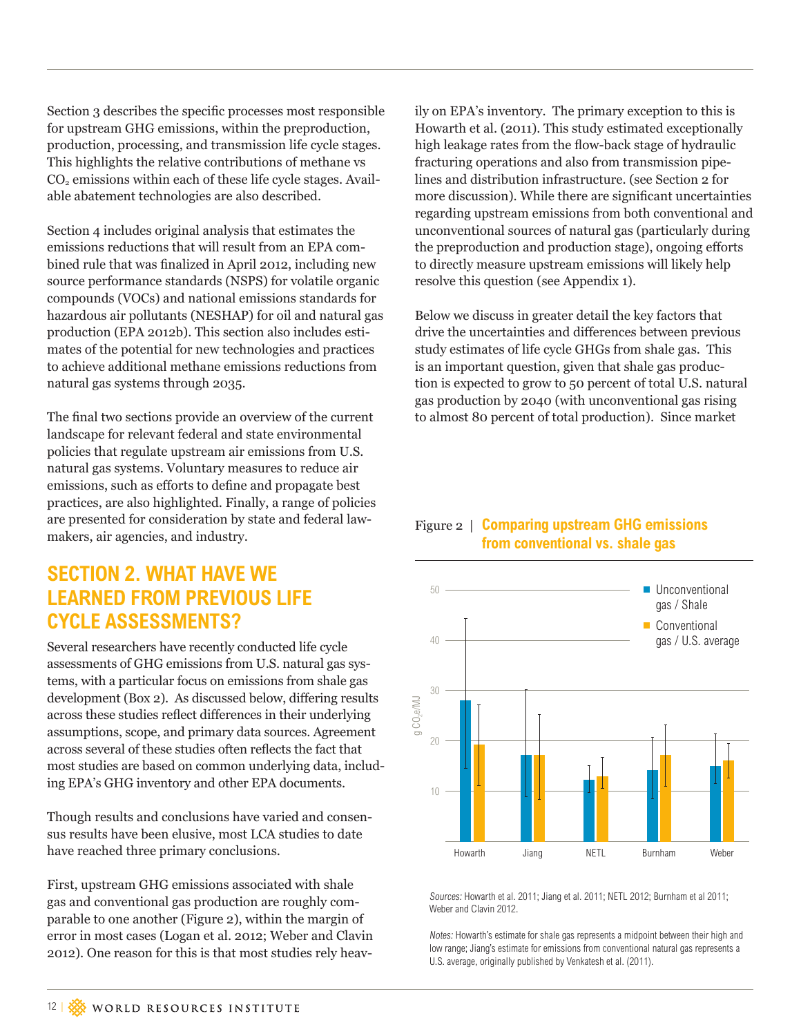Section 3 describes the specific processes most responsible for upstream GHG emissions, within the preproduction, production, processing, and transmission life cycle stages. This highlights the relative contributions of methane vs $CO_2$ emissions within each of these life cycle stages. Available abatement technologies are also described.

Section 4 includes original analysis that estimates the emissions reductions that will result from an EPA combined rule that was finalized in April 2012, including new source performance standards (NSPS) for volatile organic compounds (VOCs) and national emissions standards for hazardous air pollutants (NESHAP) for oil and natural gas production (EPA 2012b). This section also includes estimates of the potential for new technologies and practices to achieve additional methane emissions reductions from natural gas systems through 2035.

The final two sections provide an overview of the current landscape for relevant federal and state environmental policies that regulate upstream air emissions from U.S. natural gas systems. Voluntary measures to reduce air emissions, such as efforts to define and propagate best practices, are also highlighted. Finally, a range of policies are presented for consideration by state and federal lawmakers, air agencies, and industry.

## SECTION 2. WHAT HAVE WE LEARNED FROM PREVIOUS LIFE CYCLE ASSESSMENTS?

Several researchers have recently conducted life cycle assessments of GHG emissions from U.S. natural gas systems, with a particular focus on emissions from shale gas development (Box 2). As discussed below, differing results across these studies reflect differences in their underlying assumptions, scope, and primary data sources. Agreement across several of these studies often reflects the fact that most studies are based on common underlying data, including EPA's GHG inventory and other EPA documents.

Though results and conclusions have varied and consensus results have been elusive, most LCA studies to date have reached three primary conclusions.

First, upstream GHG emissions associated with shale gas and conventional gas production are roughly comparable to one another (Figure 2), within the margin of error in most cases (Logan et al. 2012; Weber and Clavin 2012). One reason for this is that most studies rely heavily on EPA's inventory. The primary exception to this is Howarth et al. (2011). This study estimated exceptionally high leakage rates from the flow-back stage of hydraulic fracturing operations and also from transmission pipelines and distribution infrastructure. (see Section 2 for more discussion). While there are significant uncertainties regarding upstream emissions from both conventional and unconventional sources of natural gas (particularly during the preproduction and production stage), ongoing efforts to directly measure upstream emissions will likely help resolve this question (see Appendix 1).

Below we discuss in greater detail the key factors that drive the uncertainties and differences between previous study estimates of life cycle GHGs from shale gas. This is an important question, given that shale gas production is expected to grow to 50 percent of total U.S. natural gas production by 2040 (with unconventional gas rising to almost 80 percent of total production). Since market

Figure 2 | **Comparing upstream GHG emissions from conventional vs. shale gas**

*Sources:* Howarth et al. 2011; Jiang et al. 2011; NETL 2012; Burnham et al 2011; Weber and Clavin 2012.

*Notes:* Howarth's estimate for shale gas represents a midpoint between their high and low range; Jiang's estimate for emissions from conventional natural gas represents a U.S. average, originally published by Venkatesh et al. (2011).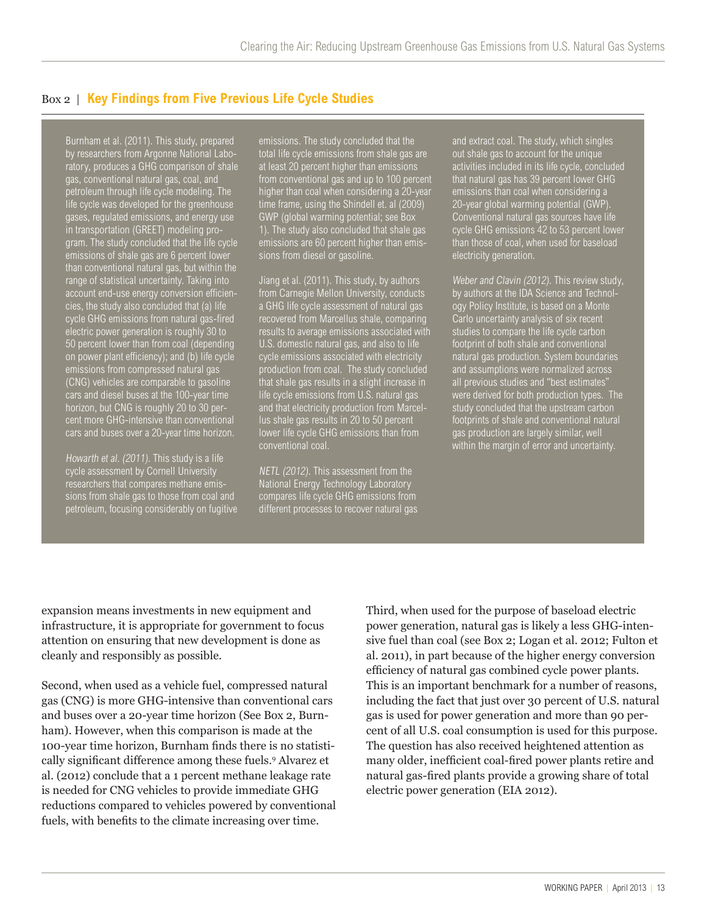## Box 2 | Key Findings from Five Previous Life Cycle Studies

Burnham et al. (2011). This study, prepared by researchers from Argonne National Laboratory, produces a GHG comparison of shale gas, conventional natural gas, coal, and petroleum through life cycle modeling. The life cycle was developed for the greenhouse gases, regulated emissions, and energy use in transportation (GREET) modeling program. The study concluded that the life cycle emissions of shale gas are 6 percent lower than conventional natural gas, but within the range of statistical uncertainty. Taking into account end-use energy conversion efficiencies, the study also concluded that (a) life cycle GHG emissions from natural gas-fired electric power generation is roughly 30 to 50 percent lower than from coal (depending on power plant efficiency); and (b) life cycle emissions from compressed natural gas (CNG) vehicles are comparable to gasoline cars and diesel buses at the 100-year time horizon, but CNG is roughly 20 to 30 percent more GHG-intensive than conventional cars and buses over a 20-year time horizon.

*Howarth et al. (2011).* This study is a life cycle assessment by Cornell University researchers that compares methane emissions from shale gas to those from coal and petroleum, focusing considerably on fugitive emissions. The study concluded that the total life cycle emissions from shale gas are at least 20 percent higher than emissions from conventional gas and up to 100 percent higher than coal when considering a 20-year time frame, using the Shindell et. al (2009) GWP (global warming potential; see Box 1). The study also concluded that shale gas emissions are 60 percent higher than emissions from diesel or gasoline.

Jiang et al. (2011). This study, by authors from Carnegie Mellon University, conducts a GHG life cycle assessment of natural gas recovered from Marcellus shale, comparing results to average emissions associated with U.S. domestic natural gas, and also to life cycle emissions associated with electricity production from coal. The study concluded that shale gas results in a slight increase in life cycle emissions from U.S. natural gas and that electricity production from Marcellus shale gas results in 20 to 50 percent lower life cycle GHG emissions than from conventional coal.

*NETL (2012).* This assessment from the National Energy Technology Laboratory compares life cycle GHG emissions from different processes to recover natural gas and extract coal. The study, which singles out shale gas to account for the unique activities included in its life cycle, concluded that natural gas has 39 percent lower GHG emissions than coal when considering a 20-year global warming potential (GWP). Conventional natural gas sources have life cycle GHG emissions 42 to 53 percent lower than those of coal, when used for baseload electricity generation.

*Weber and Clavin (2012).* This review study, by authors at the IDA Science and Technology Policy Institute, is based on a Monte Carlo uncertainty analysis of six recent studies to compare the life cycle carbon footprint of both shale and conventional natural gas production. System boundaries and assumptions were normalized across all previous studies and "best estimates" were derived for both production types. The study concluded that the upstream carbon footprints of shale and conventional natural gas production are largely similar, well within the margin of error and uncertainty.

expansion means investments in new equipment and infrastructure, it is appropriate for government to focus attention on ensuring that new development is done as cleanly and responsibly as possible.

Second, when used as a vehicle fuel, compressed natural gas (CNG) is more GHG-intensive than conventional cars and buses over a 20-year time horizon (See Box 2, Burnham). However, when this comparison is made at the 100-year time horizon, Burnham finds there is no statistically significant difference among these fuels.[9] Alvarez et al. (2012) conclude that a 1 percent methane leakage rate is needed for CNG vehicles to provide immediate GHG reductions compared to vehicles powered by conventional fuels, with benefits to the climate increasing over time.

Third, when used for the purpose of baseload electric power generation, natural gas is likely a less GHG-intensive fuel than coal (see Box 2; Logan et al. 2012; Fulton et al. 2011), in part because of the higher energy conversion efficiency of natural gas combined cycle power plants. This is an important benchmark for a number of reasons, including the fact that just over 30 percent of U.S. natural gas is used for power generation and more than 90 percent of all U.S. coal consumption is used for this purpose. The question has also received heightened attention as many older, inefficient coal-fired power plants retire and natural gas-fired plants provide a growing share of total electric power generation (EIA 2012).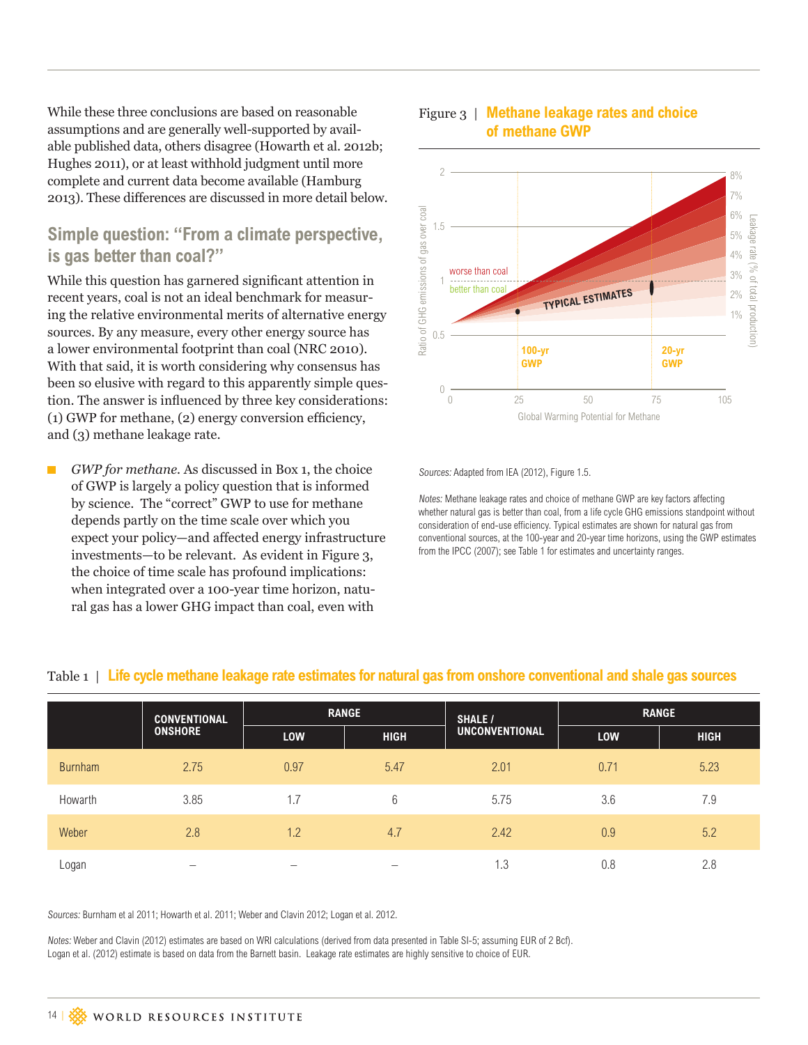While these three conclusions are based on reasonable assumptions and are generally well-supported by available published data, others disagree (Howarth et al. 2012b; Hughes 2011), or at least withhold judgment until more complete and current data become available (Hamburg 2013). These differences are discussed in more detail below.

## Simple question: "From a climate perspective, is gas better than coal?"

While this question has garnered significant attention in recent years, coal is not an ideal benchmark for measuring the relative environmental merits of alternative energy sources. By any measure, every other energy source has a lower environmental footprint than coal (NRC 2010). With that said, it is worth considering why consensus has been so elusive with regard to this apparently simple question. The answer is influenced by three key considerations: (1) GWP for methane, (2) energy conversion efficiency, and (3) methane leakage rate.

- *GWP for methane.* As discussed in Box 1, the choice of GWP is largely a policy question that is informed by science. The "correct" GWP to use for methane depends partly on the time scale over which you expect your policy—and affected energy infrastructure investments—to be relevant. As evident in Figure 3, the choice of time scale has profound implications: when integrated over a 100-year time horizon, natural gas has a lower GHG impact than coal, even with

Figure 3 | **Methane leakage rates and choice of methane GWP**

*Sources:* Adapted from IEA (2012), Figure 1.5.

*Notes:* Methane leakage rates and choice of methane GWP are key factors affecting whether natural gas is better than coal, from a life cycle GHG emissions standpoint without consideration of end-use efficiency. Typical estimates are shown for natural gas from conventional sources, at the 100-year and 20-year time horizons, using the GWP estimates from the IPCC (2007); see Table 1 for estimates and uncertainty ranges.

Table 1 | **Life cycle methane leakage rate estimates for natural gas from onshore conventional and shale gas sources**

| | CONVENTIONAL ONSHORE | RANGE | | SHALE / UNCONVENTIONAL | RANGE | |
|---|---|---|---|---|---|---|
| | | LOW | HIGH | | LOW | HIGH |
| Burnham | 2.75 | 0.97 | 5.47 | 2.01 | 0.71 | 5.23 |
| Howarth | 3.85 | 1.7 | 6 | 5.75 | 3.6 | 7.9 |
| Weber | 2.8 | 1.2 | 4.7 | 2.42 | 0.9 | 5.2 |
| Logan | – | – | – | 1.3 | 0.8 | 2.8 |

*Sources:* Burnham et al 2011; Howarth et al. 2011; Weber and Clavin 2012; Logan et al. 2012.

*Notes:* Weber and Clavin (2012) estimates are based on WRI calculations (derived from data presented in Table SI-5; assuming EUR of 2 Bcf). Logan et al. (2012) estimate is based on data from the Barnett basin. Leakage rate estimates are highly sensitive to choice of EUR.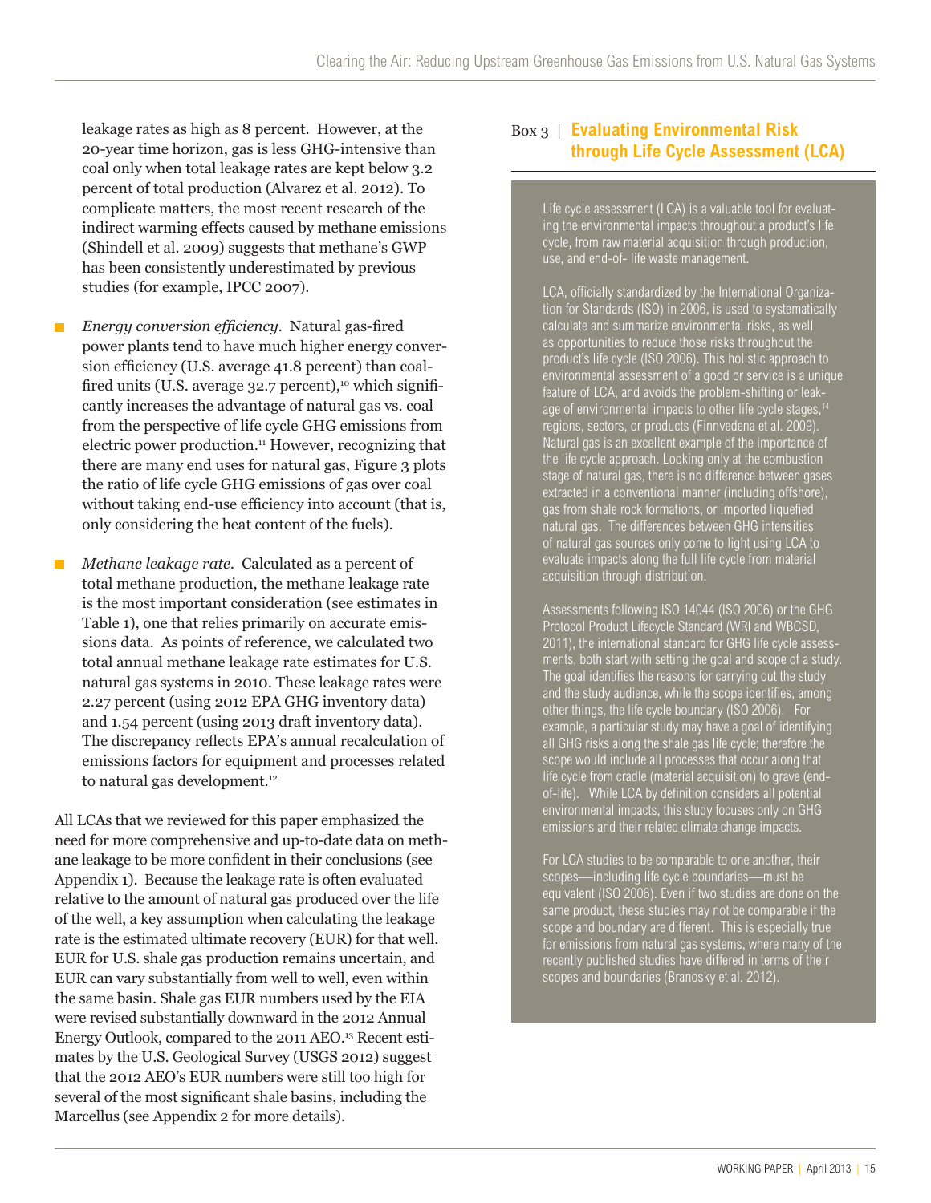leakage rates as high as 8 percent. However, at the 20-year time horizon, gas is less GHG-intensive than coal only when total leakage rates are kept below 3.2 percent of total production (Alvarez et al. 2012). To complicate matters, the most recent research of the indirect warming effects caused by methane emissions (Shindell et al. 2009) suggests that methane's GWP has been consistently underestimated by previous studies (for example, IPCC 2007).

- *Energy conversion efficiency.* Natural gas-fired power plants tend to have much higher energy conversion efficiency (U.S. average 41.8 percent) than coal-fired units (U.S. average 32.7 percent),[10] which significantly increases the advantage of natural gas vs. coal from the perspective of life cycle GHG emissions from electric power production.[11] However, recognizing that there are many end uses for natural gas, Figure 3 plots the ratio of life cycle GHG emissions of gas over coal without taking end-use efficiency into account (that is, only considering the heat content of the fuels).

- *Methane leakage rate.* Calculated as a percent of total methane production, the methane leakage rate is the most important consideration (see estimates in Table 1), one that relies primarily on accurate emissions data. As points of reference, we calculated two total annual methane leakage rate estimates for U.S. natural gas systems in 2010. These leakage rates were 2.27 percent (using 2012 EPA GHG inventory data) and 1.54 percent (using 2013 draft inventory data). The discrepancy reflects EPA's annual recalculation of emissions factors for equipment and processes related to natural gas development.[12]

All LCAs that we reviewed for this paper emphasized the need for more comprehensive and up-to-date data on methane leakage to be more confident in their conclusions (see Appendix 1). Because the leakage rate is often evaluated relative to the amount of natural gas produced over the life of the well, a key assumption when calculating the leakage rate is the estimated ultimate recovery (EUR) for that well. EUR for U.S. shale gas production remains uncertain, and EUR can vary substantially from well to well, even within the same basin. Shale gas EUR numbers used by the EIA were revised substantially downward in the 2012 Annual Energy Outlook, compared to the 2011 AEO.[13] Recent estimates by the U.S. Geological Survey (USGS 2012) suggest that the 2012 AEO's EUR numbers were still too high for several of the most significant shale basins, including the Marcellus (see Appendix 2 for more details).

### Box 3 | Evaluating Environmental Risk through Life Cycle Assessment (LCA)

Life cycle assessment (LCA) is a valuable tool for evaluating the environmental impacts throughout a product's life cycle, from raw material acquisition through production, use, and end-of- life waste management.

LCA, officially standardized by the International Organization for Standards (ISO) in 2006, is used to systematically calculate and summarize environmental risks, as well as opportunities to reduce those risks throughout the product's life cycle (ISO 2006). This holistic approach to environmental assessment of a good or service is a unique feature of LCA, and avoids the problem-shifting or leakage of environmental impacts to other life cycle stages,[14] regions, sectors, or products (Finnvedena et al. 2009). Natural gas is an excellent example of the importance of the life cycle approach. Looking only at the combustion stage of natural gas, there is no difference between gases extracted in a conventional manner (including offshore), gas from shale rock formations, or imported liquefied natural gas. The differences between GHG intensities of natural gas sources only come to light using LCA to evaluate impacts along the full life cycle from material acquisition through distribution.

Assessments following ISO 14044 (ISO 2006) or the GHG Protocol Product Lifecycle Standard (WRI and WBCSD, 2011), the international standard for GHG life cycle assessments, both start with setting the goal and scope of a study. The goal identifies the reasons for carrying out the study and the study audience, while the scope identifies, among other things, the life cycle boundary (ISO 2006). For example, a particular study may have a goal of identifying all GHG risks along the shale gas life cycle; therefore the scope would include all processes that occur along that life cycle from cradle (material acquisition) to grave (end-of-life). While LCA by definition considers all potential environmental impacts, this study focuses only on GHG emissions and their related climate change impacts.

For LCA studies to be comparable to one another, their scopes—including life cycle boundaries—must be equivalent (ISO 2006). Even if two studies are done on the same product, these studies may not be comparable if the scope and boundary are different. This is especially true for emissions from natural gas systems, where many of the recently published studies have differed in terms of their scopes and boundaries (Branosky et al. 2012).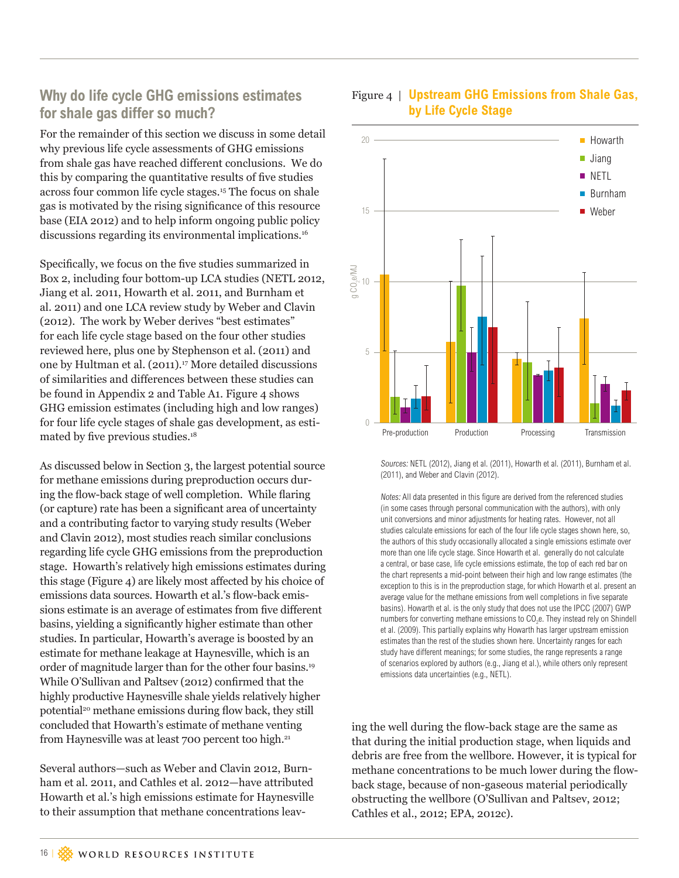## Why do life cycle GHG emissions estimates for shale gas differ so much?

For the remainder of this section we discuss in some detail why previous life cycle assessments of GHG emissions from shale gas have reached different conclusions. We do this by comparing the quantitative results of five studies across four common life cycle stages.[15] The focus on shale gas is motivated by the rising significance of this resource base (EIA 2012) and to help inform ongoing public policy discussions regarding its environmental implications.[16]

Specifically, we focus on the five studies summarized in Box 2, including four bottom-up LCA studies (NETL 2012, Jiang et al. 2011, Howarth et al. 2011, and Burnham et al. 2011) and one LCA review study by Weber and Clavin (2012). The work by Weber derives "best estimates" for each life cycle stage based on the four other studies reviewed here, plus one by Stephenson et al. (2011) and one by Hultman et al. (2011).[17] More detailed discussions of similarities and differences between these studies can be found in Appendix 2 and Table A1. Figure 4 shows GHG emission estimates (including high and low ranges) for four life cycle stages of shale gas development, as estimated by five previous studies.[18]

As discussed below in Section 3, the largest potential source for methane emissions during preproduction occurs during the flow-back stage of well completion. While flaring (or capture) rate has been a significant area of uncertainty and a contributing factor to varying study results (Weber and Clavin 2012), most studies reach similar conclusions regarding life cycle GHG emissions from the preproduction stage. Howarth's relatively high emissions estimates during this stage (Figure 4) are likely most affected by his choice of emissions data sources. Howarth et al.'s flow-back emissions estimate is an average of estimates from five different basins, yielding a significantly higher estimate than other studies. In particular, Howarth's average is boosted by an estimate for methane leakage at Haynesville, which is an order of magnitude larger than for the other four basins.[19] While O'Sullivan and Paltsev (2012) confirmed that the highly productive Haynesville shale yields relatively higher potential[20] methane emissions during flow back, they still concluded that Howarth's estimate of methane venting from Haynesville was at least 700 percent too high.[21]

Several authors—such as Weber and Clavin 2012, Burnham et al. 2011, and Cathles et al. 2012—have attributed Howarth et al.'s high emissions estimate for Haynesville to their assumption that methane concentrations leaving the well during the flow-back stage are the same as that during the initial production stage, when liquids and debris are free from the wellbore. However, it is typical for methane concentrations to be much lower during the flow-back stage, because of non-gaseous material periodically obstructing the wellbore (O'Sullivan and Paltsev, 2012; Cathles et al., 2012; EPA, 2012c).

Figure 4 | **Upstream GHG Emissions from Shale Gas, by Life Cycle Stage**

*Sources:* NETL (2012), Jiang et al. (2011), Howarth et al. (2011), Burnham et al. (2011), and Weber and Clavin (2012).

*Notes:* All data presented in this figure are derived from the referenced studies (in some cases through personal communication with the authors), with only unit conversions and minor adjustments for heating rates. However, not all studies calculate emissions for each of the four life cycle stages shown here, so, the authors of this study occasionally allocated a single emissions estimate over more than one life cycle stage. Since Howarth et al. generally do not calculate a central, or base case, life cycle emissions estimate, the top of each red bar on the chart represents a mid-point between their high and low range estimates (the exception to this is in the preproduction stage, for which Howarth et al. present an average value for the methane emissions from well completions in five separate basins). Howarth et al. is the only study that does not use the IPCC (2007) GWP numbers for converting methane emissions to $CO_2$e. They instead rely on Shindell et al. (2009). This partially explains why Howarth has larger upstream emission estimates than the rest of the studies shown here. Uncertainty ranges for each study have different meanings; for some studies, the range represents a range of scenarios explored by authors (e.g., Jiang et al.), while others only represent emissions data uncertainties (e.g., NETL).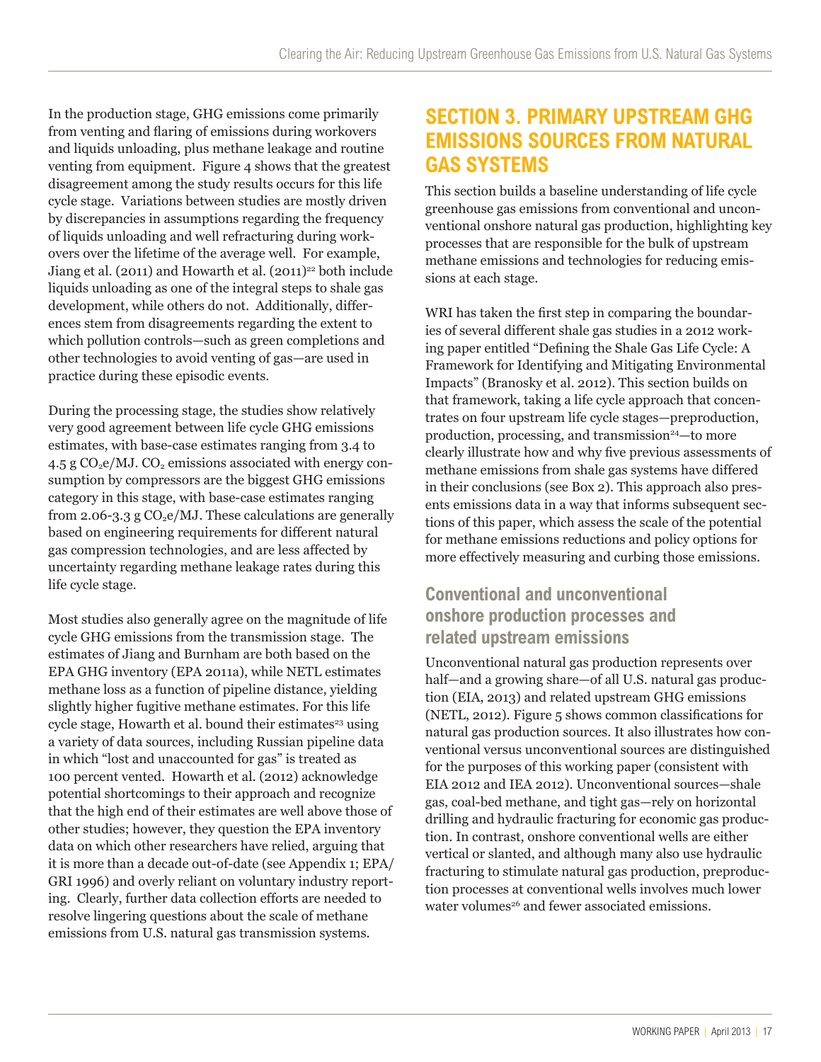In the production stage, GHG emissions come primarily from venting and flaring of emissions during workovers and liquids unloading, plus methane leakage and routine venting from equipment. Figure 4 shows that the greatest disagreement among the study results occurs for this life cycle stage. Variations between studies are mostly driven by discrepancies in assumptions regarding the frequency of liquids unloading and well refracturing during workovers over the lifetime of the average well. For example, Jiang et al. (2011) and Howarth et al. (2011)[22] both include liquids unloading as one of the integral steps to shale gas development, while others do not. Additionally, differences stem from disagreements regarding the extent to which pollution controls—such as green completions and other technologies to avoid venting of gas—are used in practice during these episodic events.

During the processing stage, the studies show relatively very good agreement between life cycle GHG emissions estimates, with base-case estimates ranging from 3.4 to 4.5 g $CO_2e$/MJ. $CO_2$ emissions associated with energy consumption by compressors are the biggest GHG emissions category in this stage, with base-case estimates ranging from 2.06-3.3 g $CO_2e$/MJ. These calculations are generally based on engineering requirements for different natural gas compression technologies, and are less affected by uncertainty regarding methane leakage rates during this life cycle stage.

Most studies also generally agree on the magnitude of life cycle GHG emissions from the transmission stage. The estimates of Jiang and Burnham are both based on the EPA GHG inventory (EPA 2011a), while NETL estimates methane loss as a function of pipeline distance, yielding slightly higher fugitive methane estimates. For this life cycle stage, Howarth et al. bound their estimates[23] using a variety of data sources, including Russian pipeline data in which "lost and unaccounted for gas" is treated as 100 percent vented. Howarth et al. (2012) acknowledge potential shortcomings to their approach and recognize that the high end of their estimates are well above those of other studies; however, they question the EPA inventory data on which other researchers have relied, arguing that it is more than a decade out-of-date (see Appendix 1; EPA/GRI 1996) and overly reliant on voluntary industry reporting. Clearly, further data collection efforts are needed to resolve lingering questions about the scale of methane emissions from U.S. natural gas transmission systems.

## SECTION 3. PRIMARY UPSTREAM GHG EMISSIONS SOURCES FROM NATURAL GAS SYSTEMS

This section builds a baseline understanding of life cycle greenhouse gas emissions from conventional and unconventional onshore natural gas production, highlighting key processes that are responsible for the bulk of upstream methane emissions and technologies for reducing emissions at each stage.

WRI has taken the first step in comparing the boundaries of several different shale gas studies in a 2012 working paper entitled "Defining the Shale Gas Life Cycle: A Framework for Identifying and Mitigating Environmental Impacts" (Branosky et al. 2012). This section builds on that framework, taking a life cycle approach that concentrates on four upstream life cycle stages—preproduction, production, processing, and transmission[24]—to more clearly illustrate how and why five previous assessments of methane emissions from shale gas systems have differed in their conclusions (see Box 2). This approach also presents emissions data in a way that informs subsequent sections of this paper, which assess the scale of the potential for methane emissions reductions and policy options for more effectively measuring and curbing those emissions.

### Conventional and unconventional onshore production processes and related upstream emissions

Unconventional natural gas production represents over half—and a growing share—of all U.S. natural gas production (EIA, 2013) and related upstream GHG emissions (NETL, 2012). Figure 5 shows common classifications for natural gas production sources. It also illustrates how conventional versus unconventional sources are distinguished for the purposes of this working paper (consistent with EIA 2012 and IEA 2012). Unconventional sources—shale gas, coal-bed methane, and tight gas—rely on horizontal drilling and hydraulic fracturing for economic gas production. In contrast, onshore conventional wells are either vertical or slanted, and although many also use hydraulic fracturing to stimulate natural gas production, preproduction processes at conventional wells involves much lower water volumes[26] and fewer associated emissions.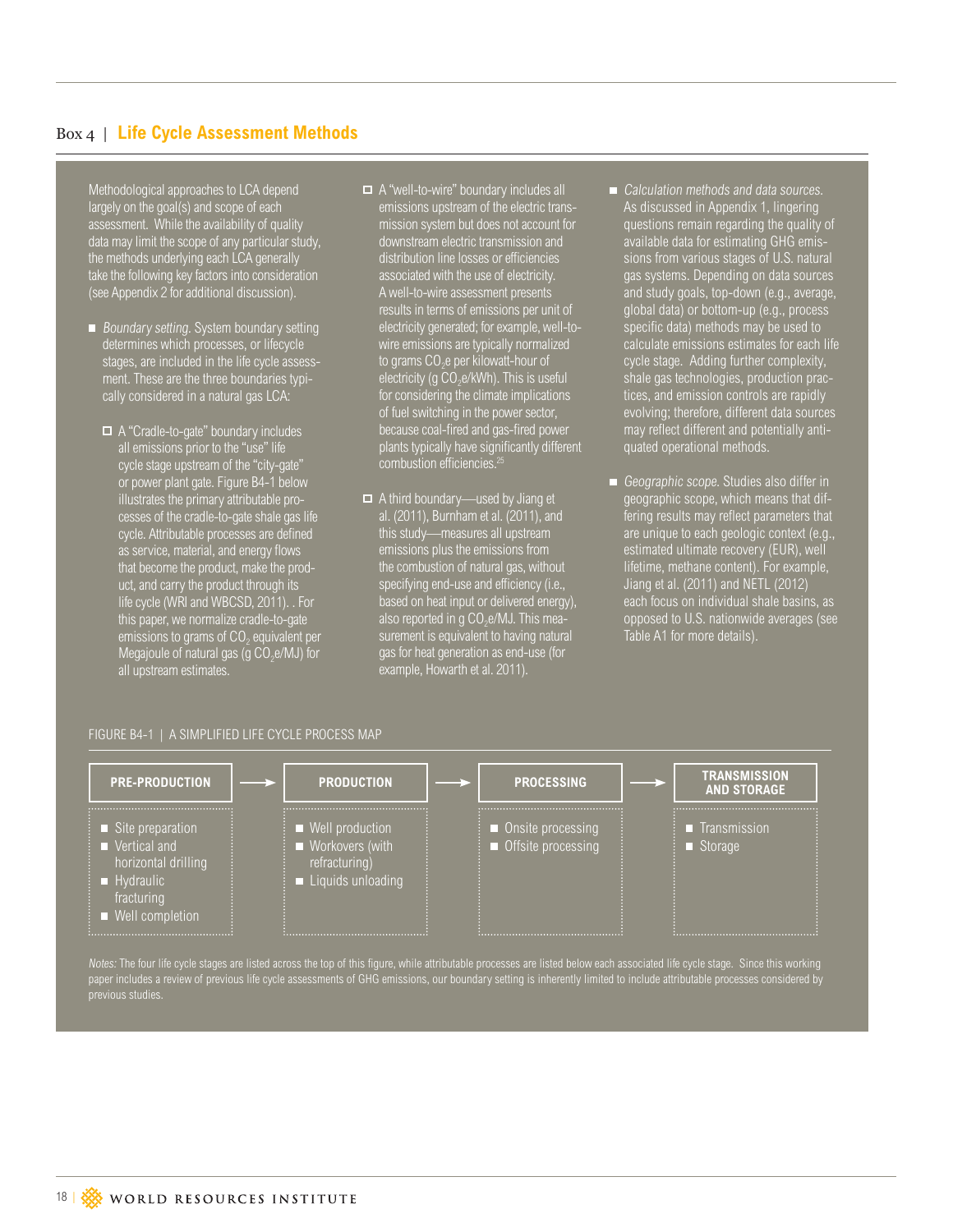## Box 4 | Life Cycle Assessment Methods

Methodological approaches to LCA depend largely on the goal(s) and scope of each assessment. While the availability of quality data may limit the scope of any particular study, the methods underlying each LCA generally take the following key factors into consideration (see Appendix 2 for additional discussion).

- *Boundary setting.* System boundary setting determines which processes, or lifecycle stages, are included in the life cycle assessment. These are the three boundaries typically considered in a natural gas LCA:
  - A "Cradle-to-gate" boundary includes all emissions prior to the "use" life cycle stage upstream of the "city-gate" or power plant gate. Figure B4-1 below illustrates the primary attributable processes of the cradle-to-gate shale gas life cycle. Attributable processes are defined as service, material, and energy flows that become the product, make the product, and carry the product through its life cycle (WRI and WBCSD, 2011). . For this paper, we normalize cradle-to-gate emissions to grams of $CO_2$ equivalent per Megajoule of natural gas (g $CO_2$e/MJ) for all upstream estimates.
  - A "well-to-wire" boundary includes all emissions upstream of the electric transmission system but does not account for downstream electric transmission and distribution line losses or efficiencies associated with the use of electricity. A well-to-wire assessment presents results in terms of emissions per unit of electricity generated; for example, well-to-wire emissions are typically normalized to grams $CO_2$e per kilowatt-hour of electricity (g $CO_2$e/kWh). This is useful for considering the climate implications of fuel switching in the power sector, because coal-fired and gas-fired power plants typically have significantly different combustion efficiencies.[25]
  - A third boundary—used by Jiang et al. (2011), Burnham et al. (2011), and this study—measures all upstream emissions plus the emissions from the combustion of natural gas, without specifying end-use and efficiency (i.e., based on heat input or delivered energy), also reported in g $CO_2$e/MJ. This measurement is equivalent to having natural gas for heat generation as end-use (for example, Howarth et al. 2011).
- *Calculation methods and data sources.* As discussed in Appendix 1, lingering questions remain regarding the quality of available data for estimating GHG emissions from various stages of U.S. natural gas systems. Depending on data sources and study goals, top-down (e.g., average, global data) or bottom-up (e.g., process specific data) methods may be used to calculate emissions estimates for each life cycle stage. Adding further complexity, shale gas technologies, production practices, and emission controls are rapidly evolving; therefore, different data sources may reflect different and potentially antiquated operational methods.
- *Geographic scope.* Studies also differ in geographic scope, which means that differing results may reflect parameters that are unique to each geologic context (e.g., estimated ultimate recovery (EUR), well lifetime, methane content). For example, Jiang et al. (2011) and NETL (2012) each focus on individual shale basins, as opposed to U.S. nationwide averages (see Table A1 for more details).

FIGURE B4-1 | A SIMPLIFIED LIFE CYCLE PROCESS MAP

| PRE-PRODUCTION → | PRODUCTION → | PROCESSING → | TRANSMISSION AND STORAGE |
|---|---|---|---|
| Site preparation | Well production | Onsite processing | Transmission |
| Vertical and horizontal drilling | Workovers (with refracturing) | Offsite processing | Storage |
| Hydraulic fracturing | Liquids unloading | | |
| Well completion | | | |

*Notes:* The four life cycle stages are listed across the top of this figure, while attributable processes are listed below each associated life cycle stage. Since this working paper includes a review of previous life cycle assessments of GHG emissions, our boundary setting is inherently limited to include attributable processes considered by previous studies.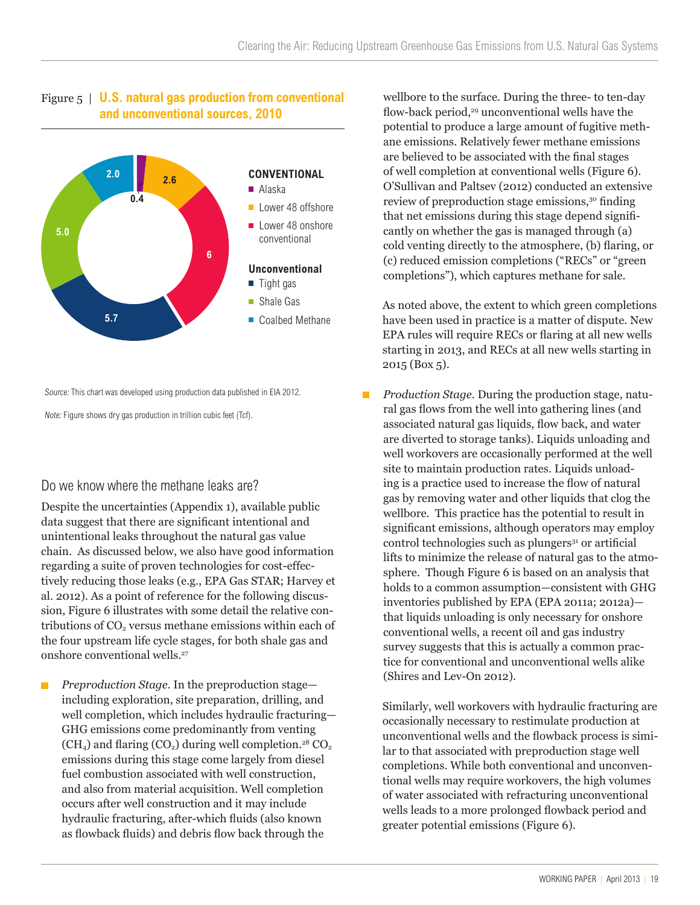Figure 5 | **U.S. natural gas production from conventional and unconventional sources, 2010**

**CONVENTIONAL**
- Alaska
- Lower 48 offshore
- Lower 48 onshore conventional

**Unconventional**
- Tight gas
- Shale Gas
- Coalbed Methane

0.4 | 2.6 | 6 | 5.7 | 5.0 | 2.0

*Source:* This chart was developed using production data published in EIA 2012.

*Note:* Figure shows dry gas production in trillion cubic feet (Tcf).

## Do we know where the methane leaks are?

Despite the uncertainties (Appendix 1), available public data suggest that there are significant intentional and unintentional leaks throughout the natural gas value chain. As discussed below, we also have good information regarding a suite of proven technologies for cost-effectively reducing those leaks (e.g., EPA Gas STAR; Harvey et al. 2012). As a point of reference for the following discussion, Figure 6 illustrates with some detail the relative contributions of $CO_2$ versus methane emissions within each of the four upstream life cycle stages, for both shale gas and onshore conventional wells.[27]

- *Preproduction Stage.* In the preproduction stage—including exploration, site preparation, drilling, and well completion, which includes hydraulic fracturing—GHG emissions come predominantly from venting ($CH_4$) and flaring ($CO_2$) during well completion.[28] $CO_2$ emissions during this stage come largely from diesel fuel combustion associated with well construction, and also from material acquisition. Well completion occurs after well construction and it may include hydraulic fracturing, after-which fluids (also known as flowback fluids) and debris flow back through the wellbore to the surface. During the three- to ten-day flow-back period,[29] unconventional wells have the potential to produce a large amount of fugitive methane emissions. Relatively fewer methane emissions are believed to be associated with the final stages of well completion at conventional wells (Figure 6). O'Sullivan and Paltsev (2012) conducted an extensive review of preproduction stage emissions,[30] finding that net emissions during this stage depend significantly on whether the gas is managed through (a) cold venting directly to the atmosphere, (b) flaring, or (c) reduced emission completions ("RECs" or "green completions"), which captures methane for sale.

  As noted above, the extent to which green completions have been used in practice is a matter of dispute. New EPA rules will require RECs or flaring at all new wells starting in 2013, and RECs at all new wells starting in 2015 (Box 5).

- *Production Stage.* During the production stage, natural gas flows from the well into gathering lines (and associated natural gas liquids, flow back, and water are diverted to storage tanks). Liquids unloading and well workovers are occasionally performed at the well site to maintain production rates. Liquids unloading is a practice used to increase the flow of natural gas by removing water and other liquids that clog the wellbore. This practice has the potential to result in significant emissions, although operators may employ control technologies such as plungers[31] or artificial lifts to minimize the release of natural gas to the atmosphere. Though Figure 6 is based on an analysis that holds to a common assumption—consistent with GHG inventories published by EPA (EPA 2011a; 2012a)—that liquids unloading is only necessary for onshore conventional wells, a recent oil and gas industry survey suggests that this is actually a common practice for conventional and unconventional wells alike (Shires and Lev-On 2012).

  Similarly, well workovers with hydraulic fracturing are occasionally necessary to restimulate production at unconventional wells and the flowback process is similar to that associated with preproduction stage well completions. While both conventional and unconventional wells may require workovers, the high volumes of water associated with refracturing unconventional wells leads to a more prolonged flowback period and greater potential emissions (Figure 6).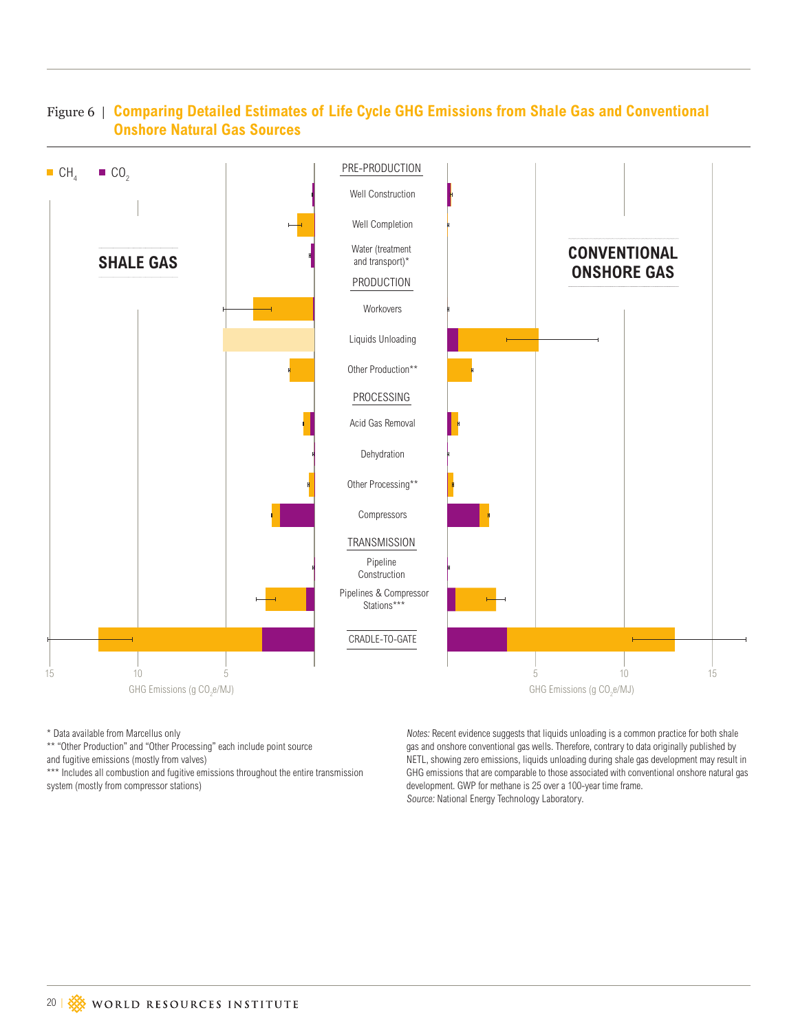Figure 6 | **Comparing Detailed Estimates of Life Cycle GHG Emissions from Shale Gas and Conventional Onshore Natural Gas Sources**

$CH_4$ $CO_2$

**SHALE GAS**

**CONVENTIONAL ONSHORE GAS**

PRE-PRODUCTION

Well Construction

Well Completion

Water (treatment and transport)*

PRODUCTION

Workovers

Liquids Unloading

Other Production**

PROCESSING

Acid Gas Removal

Dehydration

Other Processing**

Compressors

TRANSMISSION

Pipeline Construction

Pipelines & Compressor Stations***

CRADLE-TO-GATE

15 10 5

GHG Emissions (g $CO_2$e/MJ)

5 10 15

GHG Emissions (g $CO_2$e/MJ)

\* Data available from Marcellus only

\*\* "Other Production" and "Other Processing" each include point source and fugitive emissions (mostly from valves)

\*\*\* Includes all combustion and fugitive emissions throughout the entire transmission system (mostly from compressor stations)

*Notes:* Recent evidence suggests that liquids unloading is a common practice for both shale gas and onshore conventional gas wells. Therefore, contrary to data originally published by NETL, showing zero emissions, liquids unloading during shale gas development may result in GHG emissions that are comparable to those associated with conventional onshore natural gas development. GWP for methane is 25 over a 100-year time frame.

*Source:* National Energy Technology Laboratory.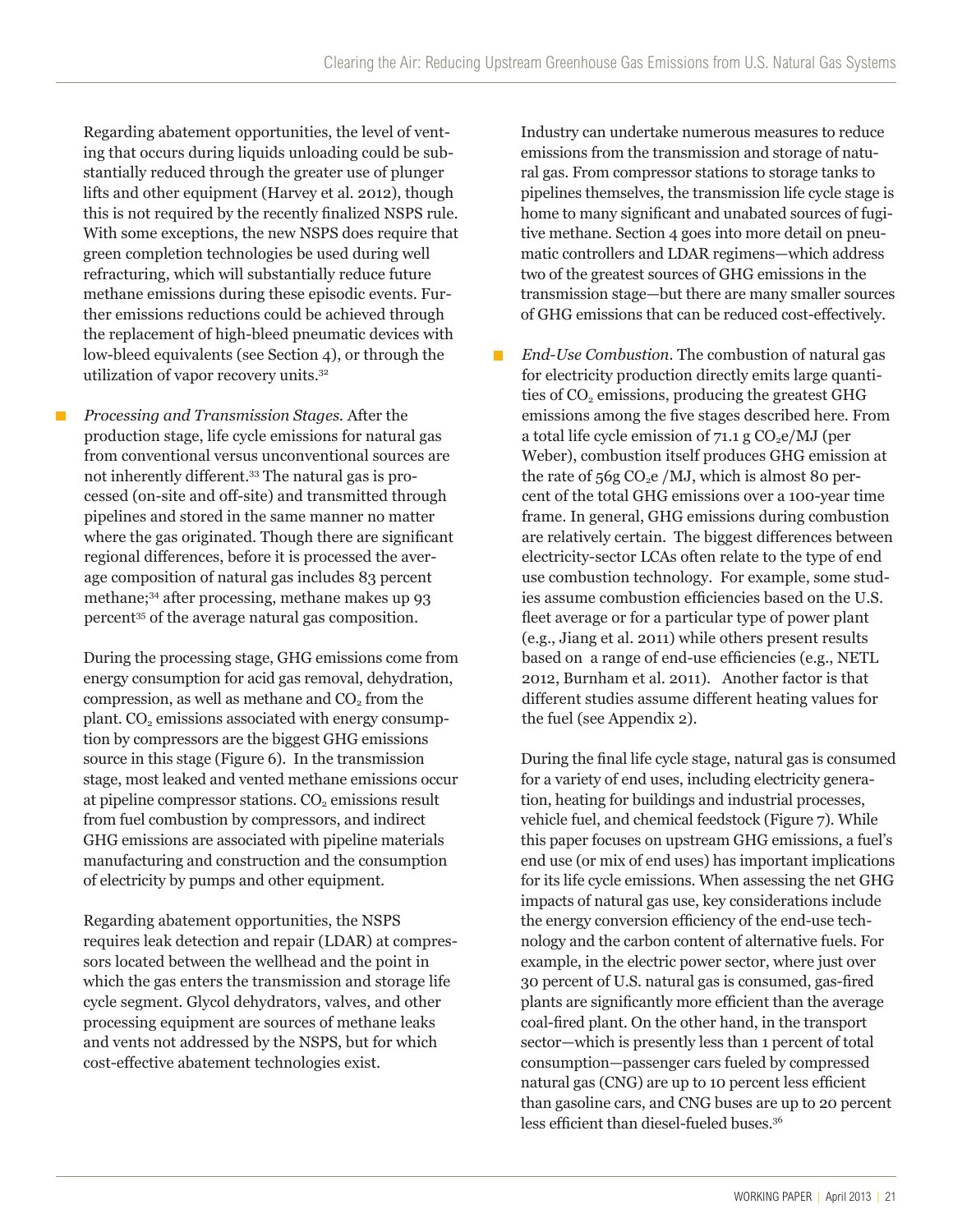Regarding abatement opportunities, the level of venting that occurs during liquids unloading could be substantially reduced through the greater use of plunger lifts and other equipment (Harvey et al. 2012), though this is not required by the recently finalized NSPS rule. With some exceptions, the new NSPS does require that green completion technologies be used during well refracturing, which will substantially reduce future methane emissions during these episodic events. Further emissions reductions could be achieved through the replacement of high-bleed pneumatic devices with low-bleed equivalents (see Section 4), or through the utilization of vapor recovery units.[32]

- *Processing and Transmission Stages.* After the production stage, life cycle emissions for natural gas from conventional versus unconventional sources are not inherently different.[33] The natural gas is processed (on-site and off-site) and transmitted through pipelines and stored in the same manner no matter where the gas originated. Though there are significant regional differences, before it is processed the average composition of natural gas includes 83 percent methane;[34] after processing, methane makes up 93 percent[35] of the average natural gas composition.

  During the processing stage, GHG emissions come from energy consumption for acid gas removal, dehydration, compression, as well as methane and $CO_2$ from the plant. $CO_2$ emissions associated with energy consumption by compressors are the biggest GHG emissions source in this stage (Figure 6). In the transmission stage, most leaked and vented methane emissions occur at pipeline compressor stations. $CO_2$ emissions result from fuel combustion by compressors, and indirect GHG emissions are associated with pipeline materials manufacturing and construction and the consumption of electricity by pumps and other equipment.

  Regarding abatement opportunities, the NSPS requires leak detection and repair (LDAR) at compressors located between the wellhead and the point in which the gas enters the transmission and storage life cycle segment. Glycol dehydrators, valves, and other processing equipment are sources of methane leaks and vents not addressed by the NSPS, but for which cost-effective abatement technologies exist.

  Industry can undertake numerous measures to reduce emissions from the transmission and storage of natural gas. From compressor stations to storage tanks to pipelines themselves, the transmission life cycle stage is home to many significant and unabated sources of fugitive methane. Section 4 goes into more detail on pneumatic controllers and LDAR regimens—which address two of the greatest sources of GHG emissions in the transmission stage—but there are many smaller sources of GHG emissions that can be reduced cost-effectively.

- *End-Use Combustion.* The combustion of natural gas for electricity production directly emits large quantities of $CO_2$ emissions, producing the greatest GHG emissions among the five stages described here. From a total life cycle emission of 71.1 g $CO_2e$/MJ (per Weber), combustion itself produces GHG emission at the rate of 56g $CO_2e$ /MJ, which is almost 80 percent of the total GHG emissions over a 100-year time frame. In general, GHG emissions during combustion are relatively certain. The biggest differences between electricity-sector LCAs often relate to the type of end use combustion technology. For example, some studies assume combustion efficiencies based on the U.S. fleet average or for a particular type of power plant (e.g., Jiang et al. 2011) while others present results based on a range of end-use efficiencies (e.g., NETL 2012, Burnham et al. 2011). Another factor is that different studies assume different heating values for the fuel (see Appendix 2).

  During the final life cycle stage, natural gas is consumed for a variety of end uses, including electricity generation, heating for buildings and industrial processes, vehicle fuel, and chemical feedstock (Figure 7). While this paper focuses on upstream GHG emissions, a fuel's end use (or mix of end uses) has important implications for its life cycle emissions. When assessing the net GHG impacts of natural gas use, key considerations include the energy conversion efficiency of the end-use technology and the carbon content of alternative fuels. For example, in the electric power sector, where just over 30 percent of U.S. natural gas is consumed, gas-fired plants are significantly more efficient than the average coal-fired plant. On the other hand, in the transport sector—which is presently less than 1 percent of total consumption—passenger cars fueled by compressed natural gas (CNG) are up to 10 percent less efficient than gasoline cars, and CNG buses are up to 20 percent less efficient than diesel-fueled buses.[36]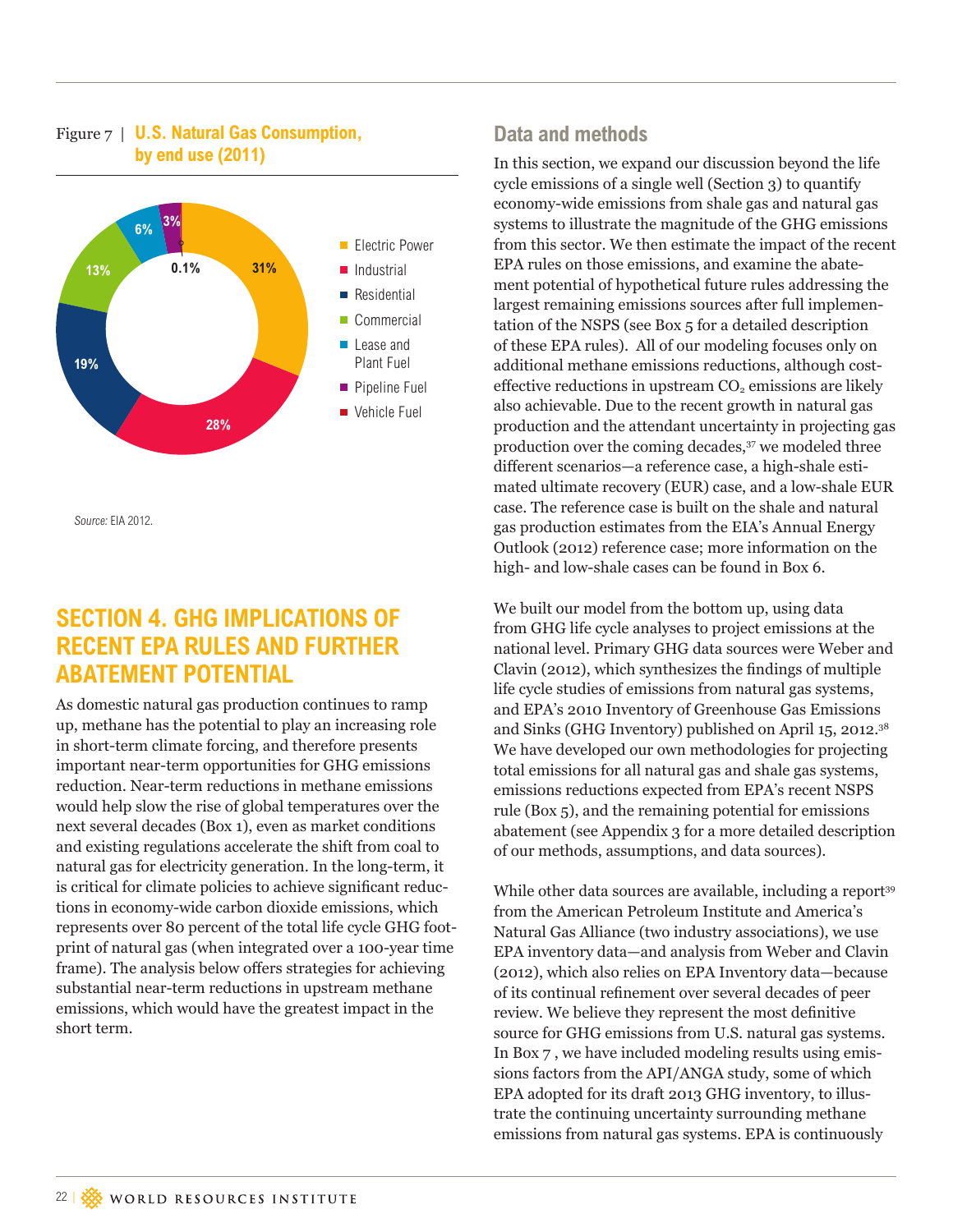Figure 7 | **U.S. Natural Gas Consumption, by end use (2011)**

| End use | Share |
| --- | --- |
| Electric Power | 31% |
| Industrial | 28% |
| Residential | 19% |
| Commercial | 13% |
| Lease and Plant Fuel | 6% |
| Pipeline Fuel | 3% |
| Vehicle Fuel | 0.1% |

*Source:* EIA 2012.

# SECTION 4. GHG IMPLICATIONS OF RECENT EPA RULES AND FURTHER ABATEMENT POTENTIAL

As domestic natural gas production continues to ramp up, methane has the potential to play an increasing role in short-term climate forcing, and therefore presents important near-term opportunities for GHG emissions reduction. Near-term reductions in methane emissions would help slow the rise of global temperatures over the next several decades (Box 1), even as market conditions and existing regulations accelerate the shift from coal to natural gas for electricity generation. In the long-term, it is critical for climate policies to achieve significant reductions in economy-wide carbon dioxide emissions, which represents over 80 percent of the total life cycle GHG footprint of natural gas (when integrated over a 100-year time frame). The analysis below offers strategies for achieving substantial near-term reductions in upstream methane emissions, which would have the greatest impact in the short term.

## Data and methods

In this section, we expand our discussion beyond the life cycle emissions of a single well (Section 3) to quantify economy-wide emissions from shale gas and natural gas systems to illustrate the magnitude of the GHG emissions from this sector. We then estimate the impact of the recent EPA rules on those emissions, and examine the abatement potential of hypothetical future rules addressing the largest remaining emissions sources after full implementation of the NSPS (see Box 5 for a detailed description of these EPA rules). All of our modeling focuses only on additional methane emissions reductions, although cost-effective reductions in upstream $CO_2$ emissions are likely also achievable. Due to the recent growth in natural gas production and the attendant uncertainty in projecting gas production over the coming decades,[37] we modeled three different scenarios—a reference case, a high-shale estimated ultimate recovery (EUR) case, and a low-shale EUR case. The reference case is built on the shale and natural gas production estimates from the EIA's Annual Energy Outlook (2012) reference case; more information on the high- and low-shale cases can be found in Box 6.

We built our model from the bottom up, using data from GHG life cycle analyses to project emissions at the national level. Primary GHG data sources were Weber and Clavin (2012), which synthesizes the findings of multiple life cycle studies of emissions from natural gas systems, and EPA's 2010 Inventory of Greenhouse Gas Emissions and Sinks (GHG Inventory) published on April 15, 2012.[38] We have developed our own methodologies for projecting total emissions for all natural gas and shale gas systems, emissions reductions expected from EPA's recent NSPS rule (Box 5), and the remaining potential for emissions abatement (see Appendix 3 for a more detailed description of our methods, assumptions, and data sources).

While other data sources are available, including a report[39] from the American Petroleum Institute and America's Natural Gas Alliance (two industry associations), we use EPA inventory data—and analysis from Weber and Clavin (2012), which also relies on EPA Inventory data—because of its continual refinement over several decades of peer review. We believe they represent the most definitive source for GHG emissions from U.S. natural gas systems. In Box 7 , we have included modeling results using emissions factors from the API/ANGA study, some of which EPA adopted for its draft 2013 GHG inventory, to illustrate the continuing uncertainty surrounding methane emissions from natural gas systems. EPA is continuously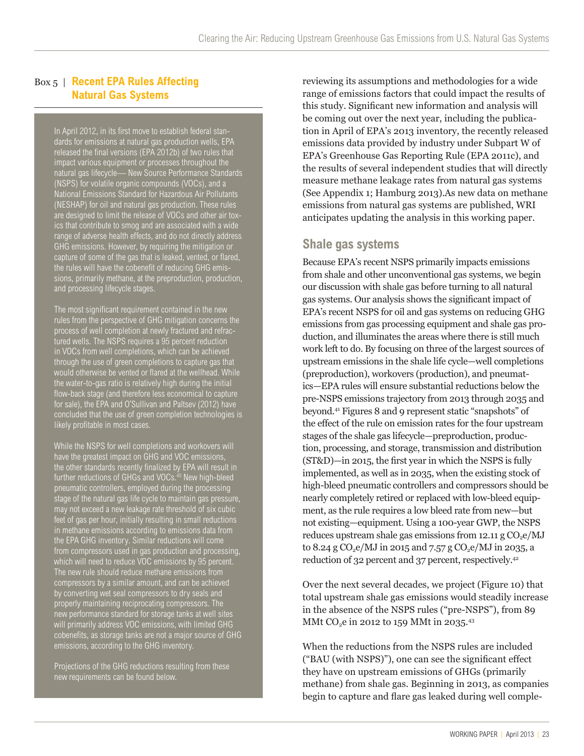### Box 5 | Recent EPA Rules Affecting Natural Gas Systems

In April 2012, in its first move to establish federal standards for emissions at natural gas production wells, EPA released the final versions (EPA 2012b) of two rules that impact various equipment or processes throughout the natural gas lifecycle— New Source Performance Standards (NSPS) for volatile organic compounds (VOCs), and a National Emissions Standard for Hazardous Air Pollutants (NESHAP) for oil and natural gas production. These rules are designed to limit the release of VOCs and other air toxics that contribute to smog and are associated with a wide range of adverse health effects, and do not directly address GHG emissions. However, by requiring the mitigation or capture of some of the gas that is leaked, vented, or flared, the rules will have the cobenefit of reducing GHG emissions, primarily methane, at the preproduction, production, and processing lifecycle stages.

The most significant requirement contained in the new rules from the perspective of GHG mitigation concerns the process of well completion at newly fractured and refractured wells. The NSPS requires a 95 percent reduction in VOCs from well completions, which can be achieved through the use of green completions to capture gas that would otherwise be vented or flared at the wellhead. While the water-to-gas ratio is relatively high during the initial flow-back stage (and therefore less economical to capture for sale), the EPA and O'Sullivan and Paltsev (2012) have concluded that the use of green completion technologies is likely profitable in most cases.

While the NSPS for well completions and workovers will have the greatest impact on GHG and VOC emissions, the other standards recently finalized by EPA will result in further reductions of GHGs and VOCs.[40] New high-bleed pneumatic controllers, employed during the processing stage of the natural gas life cycle to maintain gas pressure, may not exceed a new leakage rate threshold of six cubic feet of gas per hour, initially resulting in small reductions in methane emissions according to emissions data from the EPA GHG inventory. Similar reductions will come from compressors used in gas production and processing, which will need to reduce VOC emissions by 95 percent. The new rule should reduce methane emissions from compressors by a similar amount, and can be achieved by converting wet seal compressors to dry seals and properly maintaining reciprocating compressors. The new performance standard for storage tanks at well sites will primarily address VOC emissions, with limited GHG cobenefits, as storage tanks are not a major source of GHG emissions, according to the GHG inventory.

Projections of the GHG reductions resulting from these new requirements can be found below.

---

reviewing its assumptions and methodologies for a wide range of emissions factors that could impact the results of this study. Significant new information and analysis will be coming out over the next year, including the publication in April of EPA's 2013 inventory, the recently released emissions data provided by industry under Subpart W of EPA's Greenhouse Gas Reporting Rule (EPA 2011c), and the results of several independent studies that will directly measure methane leakage rates from natural gas systems (See Appendix 1; Hamburg 2013).As new data on methane emissions from natural gas systems are published, WRI anticipates updating the analysis in this working paper.

## Shale gas systems

Because EPA's recent NSPS primarily impacts emissions from shale and other unconventional gas systems, we begin our discussion with shale gas before turning to all natural gas systems. Our analysis shows the significant impact of EPA's recent NSPS for oil and gas systems on reducing GHG emissions from gas processing equipment and shale gas production, and illuminates the areas where there is still much work left to do. By focusing on three of the largest sources of upstream emissions in the shale life cycle—well completions (preproduction), workovers (production), and pneumatics—EPA rules will ensure substantial reductions below the pre-NSPS emissions trajectory from 2013 through 2035 and beyond.[41] Figures 8 and 9 represent static "snapshots" of the effect of the rule on emission rates for the four upstream stages of the shale gas lifecycle—preproduction, production, processing, and storage, transmission and distribution (ST&D)—in 2015, the first year in which the NSPS is fully implemented, as well as in 2035, when the existing stock of high-bleed pneumatic controllers and compressors should be nearly completely retired or replaced with low-bleed equipment, as the rule requires a low bleed rate from new—but not existing—equipment. Using a 100-year GWP, the NSPS reduces upstream shale gas emissions from 12.11 g $CO_2e$/MJ to 8.24 g $CO_2e$/MJ in 2015 and 7.57 g $CO_2e$/MJ in 2035, a reduction of 32 percent and 37 percent, respectively.[42]

Over the next several decades, we project (Figure 10) that total upstream shale gas emissions would steadily increase in the absence of the NSPS rules ("pre-NSPS"), from 89 MMt $CO_2e$ in 2012 to 159 MMt in 2035.[43]

When the reductions from the NSPS rules are included ("BAU (with NSPS)"), one can see the significant effect they have on upstream emissions of GHGs (primarily methane) from shale gas. Beginning in 2013, as companies begin to capture and flare gas leaked during well comple-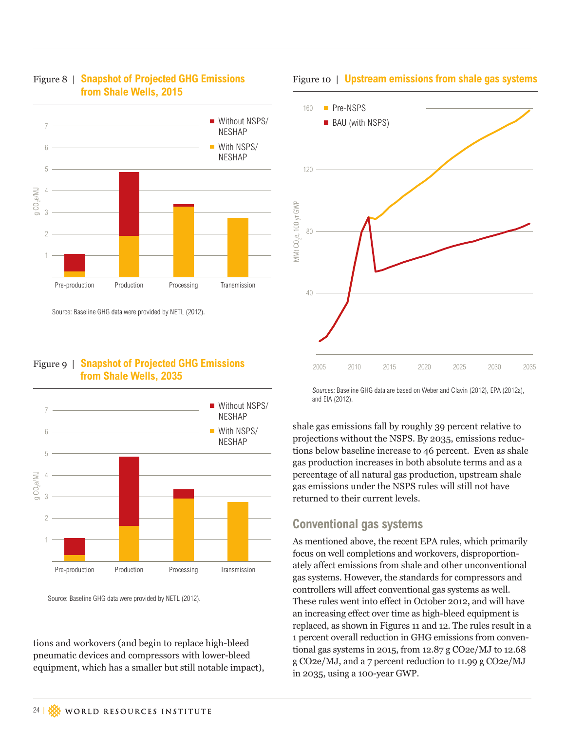Figure 8 | **Snapshot of Projected GHG Emissions from Shale Wells, 2015**

Source: Baseline GHG data were provided by NETL (2012).

Figure 9 | **Snapshot of Projected GHG Emissions from Shale Wells, 2035**

Source: Baseline GHG data were provided by NETL (2012).

tions and workovers (and begin to replace high-bleed pneumatic devices and compressors with lower-bleed equipment, which has a smaller but still notable impact),

Figure 10 | **Upstream emissions from shale gas systems**

*Sources:* Baseline GHG data are based on Weber and Clavin (2012), EPA (2012a), and EIA (2012).

shale gas emissions fall by roughly 39 percent relative to projections without the NSPS. By 2035, emissions reductions below baseline increase to 46 percent. Even as shale gas production increases in both absolute terms and as a percentage of all natural gas production, upstream shale gas emissions under the NSPS rules will still not have returned to their current levels.

## Conventional gas systems

As mentioned above, the recent EPA rules, which primarily focus on well completions and workovers, disproportionately affect emissions from shale and other unconventional gas systems. However, the standards for compressors and controllers will affect conventional gas systems as well. These rules went into effect in October 2012, and will have an increasing effect over time as high-bleed equipment is replaced, as shown in Figures 11 and 12. The rules result in a 1 percent overall reduction in GHG emissions from conventional gas systems in 2015, from 12.87 g $CO_2e$/MJ to 12.68 g $CO_2e$/MJ, and a 7 percent reduction to 11.99 g $CO_2e$/MJ in 2035, using a 100-year GWP.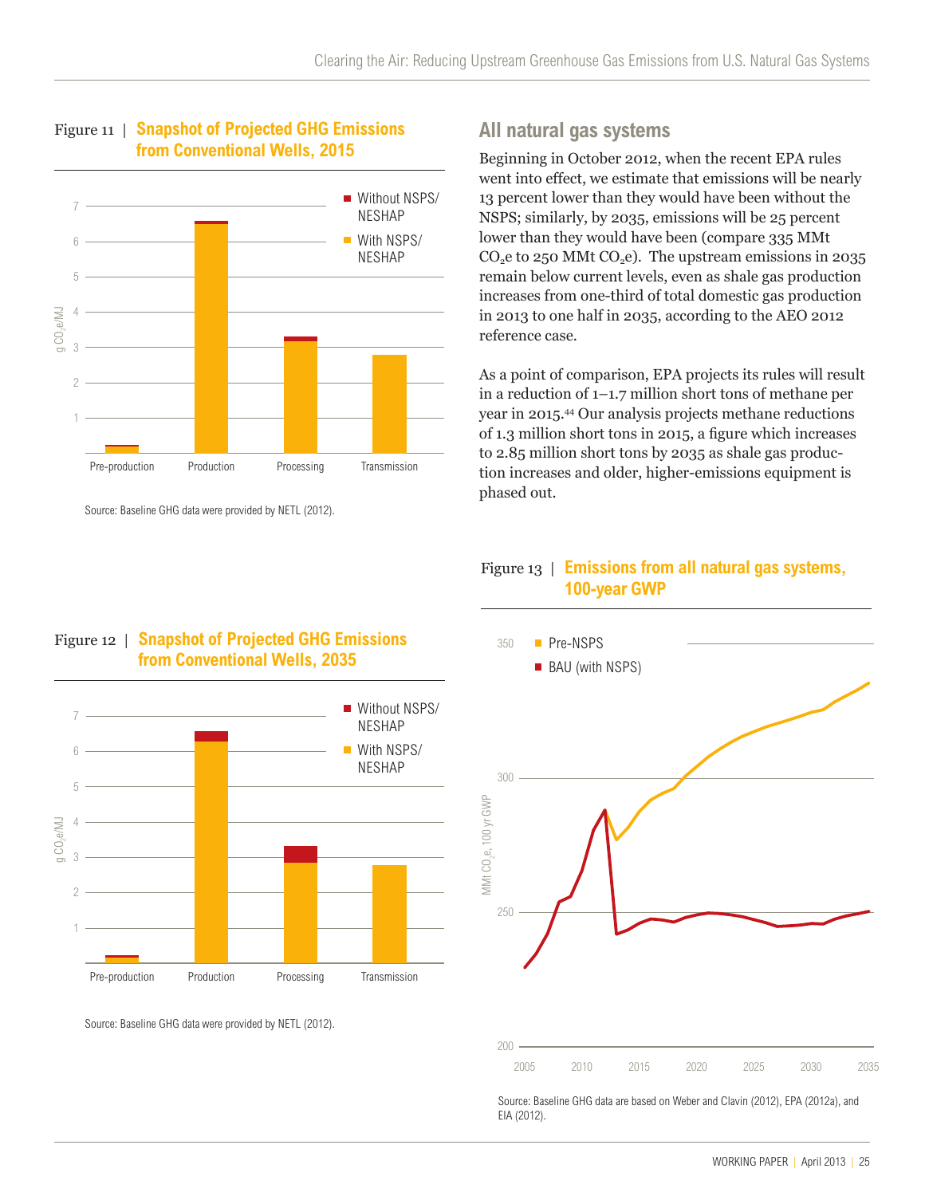Figure 11 | **Snapshot of Projected GHG Emissions from Conventional Wells, 2015**

Source: Baseline GHG data were provided by NETL (2012).

Figure 12 | **Snapshot of Projected GHG Emissions from Conventional Wells, 2035**

Source: Baseline GHG data were provided by NETL (2012).

## All natural gas systems

Beginning in October 2012, when the recent EPA rules went into effect, we estimate that emissions will be nearly 13 percent lower than they would have been without the NSPS; similarly, by 2035, emissions will be 25 percent lower than they would have been (compare 335 MMt $CO_2e$ to 250 MMt $CO_2e$). The upstream emissions in 2035 remain below current levels, even as shale gas production increases from one-third of total domestic gas production in 2013 to one half in 2035, according to the AEO 2012 reference case.

As a point of comparison, EPA projects its rules will result in a reduction of 1–1.7 million short tons of methane per year in 2015.[44] Our analysis projects methane reductions of 1.3 million short tons in 2015, a figure which increases to 2.85 million short tons by 2035 as shale gas production increases and older, higher-emissions equipment is phased out.

Figure 13 | **Emissions from all natural gas systems, 100-year GWP**

Source: Baseline GHG data are based on Weber and Clavin (2012), EPA (2012a), and EIA (2012).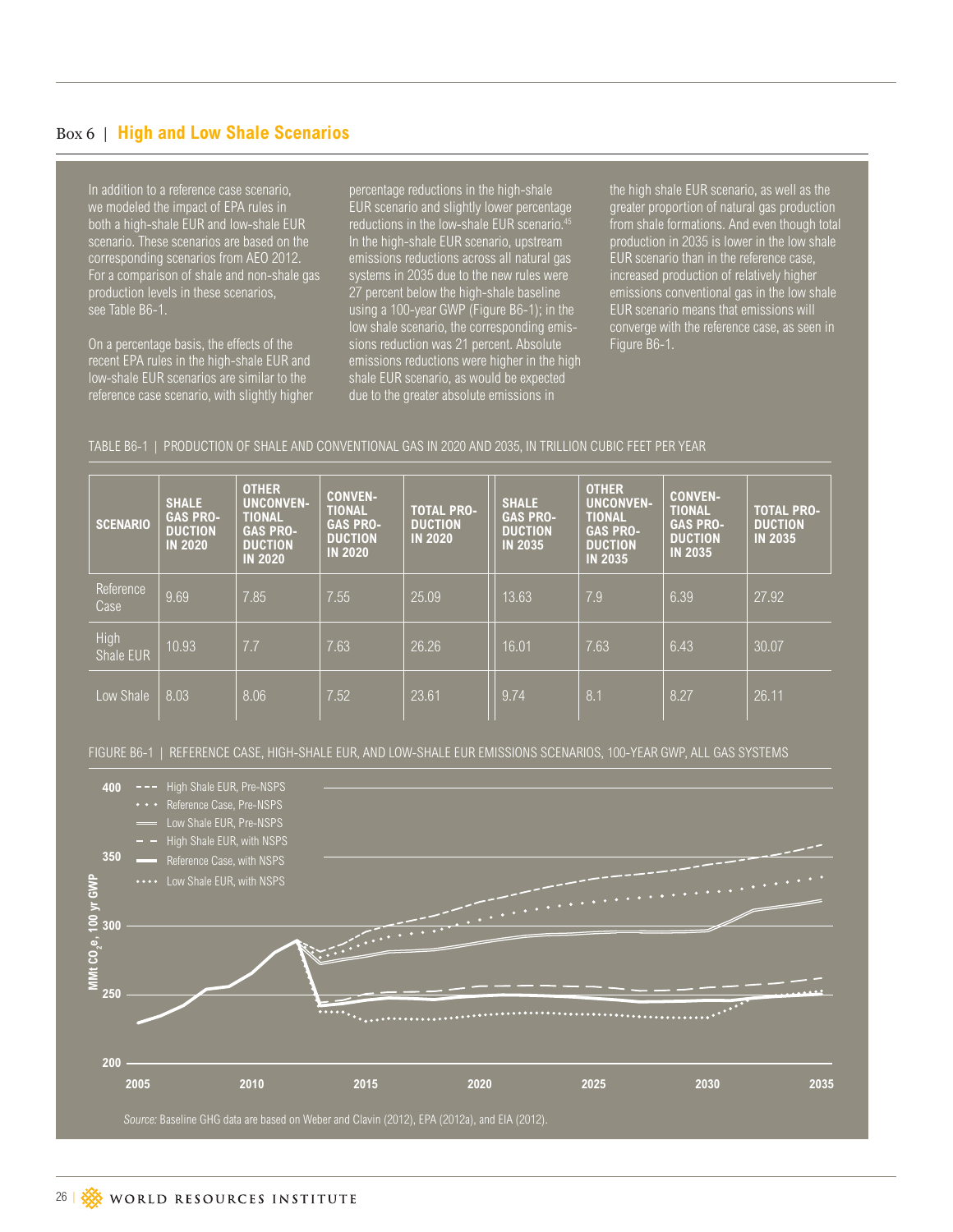## Box 6 | High and Low Shale Scenarios

In addition to a reference case scenario, we modeled the impact of EPA rules in both a high-shale EUR and low-shale EUR scenario. These scenarios are based on the corresponding scenarios from AEO 2012. For a comparison of shale and non-shale gas production levels in these scenarios, see Table B6-1.

On a percentage basis, the effects of the recent EPA rules in the high-shale EUR and low-shale EUR scenarios are similar to the reference case scenario, with slightly higher percentage reductions in the high-shale EUR scenario and slightly lower percentage reductions in the low-shale EUR scenario.[45] In the high-shale EUR scenario, upstream emissions reductions across all natural gas systems in 2035 due to the new rules were 27 percent below the high-shale baseline using a 100-year GWP (Figure B6-1); in the low shale scenario, the corresponding emissions reduction was 21 percent. Absolute emissions reductions were higher in the high shale EUR scenario, as would be expected due to the greater absolute emissions in the high shale EUR scenario, as well as the greater proportion of natural gas production from shale formations. And even though total production in 2035 is lower in the low shale EUR scenario than in the reference case, increased production of relatively higher emissions conventional gas in the low shale EUR scenario means that emissions will converge with the reference case, as seen in Figure B6-1.

TABLE B6-1 | PRODUCTION OF SHALE AND CONVENTIONAL GAS IN 2020 AND 2035, IN TRILLION CUBIC FEET PER YEAR

| SCENARIO | SHALE GAS PRODUCTION IN 2020 | OTHER UNCONVENTIONAL GAS PRODUCTION IN 2020 | CONVENTIONAL GAS PRODUCTION IN 2020 | TOTAL PRODUCTION IN 2020 | SHALE GAS PRODUCTION IN 2035 | OTHER UNCONVENTIONAL GAS PRODUCTION IN 2035 | CONVENTIONAL GAS PRODUCTION IN 2035 | TOTAL PRODUCTION IN 2035 |
|---|---|---|---|---|---|---|---|---|
| Reference Case | 9.69 | 7.85 | 7.55 | 25.09 | 13.63 | 7.9 | 6.39 | 27.92 |
| High Shale EUR | 10.93 | 7.7 | 7.63 | 26.26 | 16.01 | 7.63 | 6.43 | 30.07 |
| Low Shale | 8.03 | 8.06 | 7.52 | 23.61 | 9.74 | 8.1 | 8.27 | 26.11 |

FIGURE B6-1 | REFERENCE CASE, HIGH-SHALE EUR, AND LOW-SHALE EUR EMISSIONS SCENARIOS, 100-YEAR GWP, ALL GAS SYSTEMS

*Source:* Baseline GHG data are based on Weber and Clavin (2012), EPA (2012a), and EIA (2012).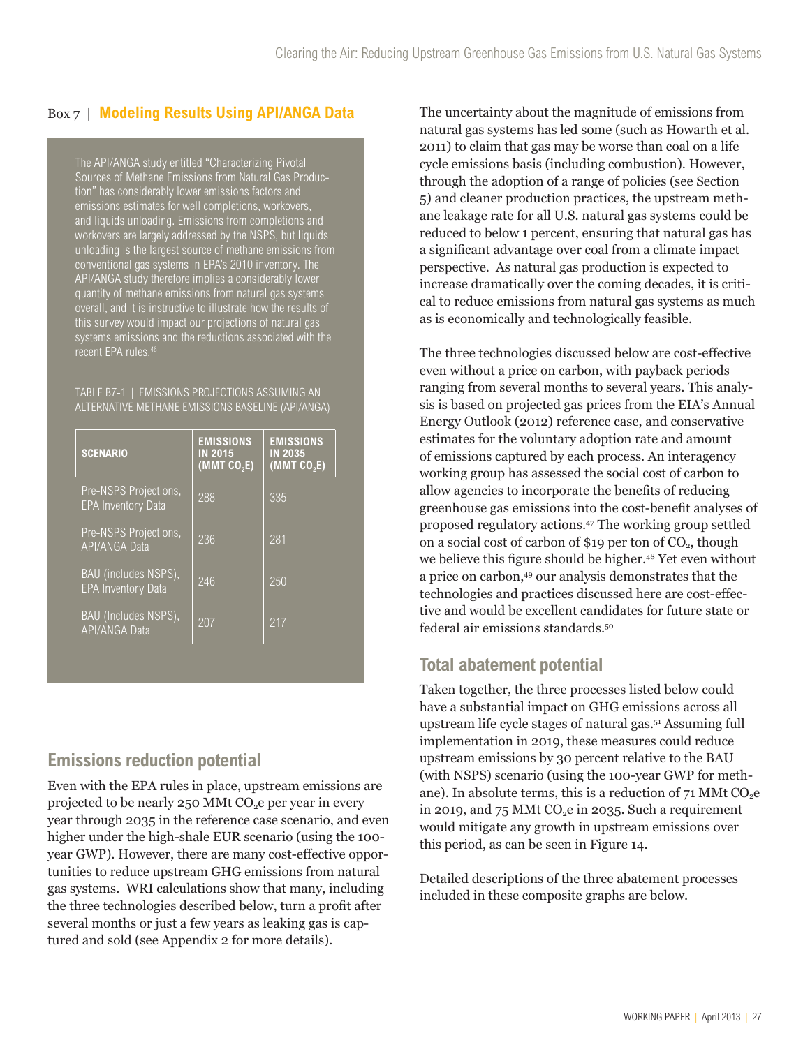## Box 7 | Modeling Results Using API/ANGA Data

The API/ANGA study entitled "Characterizing Pivotal Sources of Methane Emissions from Natural Gas Production" has considerably lower emissions factors and emissions estimates for well completions, workovers, and liquids unloading. Emissions from completions and workovers are largely addressed by the NSPS, but liquids unloading is the largest source of methane emissions from conventional gas systems in EPA's 2010 inventory. The API/ANGA study therefore implies a considerably lower quantity of methane emissions from natural gas systems overall, and it is instructive to illustrate how the results of this survey would impact our projections of natural gas systems emissions and the reductions associated with the recent EPA rules.[46]

TABLE B7-1 | EMISSIONS PROJECTIONS ASSUMING AN ALTERNATIVE METHANE EMISSIONS BASELINE (API/ANGA)

| SCENARIO | EMISSIONS IN 2015 (MMT $CO_2E$) | EMISSIONS IN 2035 (MMT $CO_2E$) |
|---|---|---|
| Pre-NSPS Projections, EPA Inventory Data | 288 | 335 |
| Pre-NSPS Projections, API/ANGA Data | 236 | 281 |
| BAU (includes NSPS), EPA Inventory Data | 246 | 250 |
| BAU (Includes NSPS), API/ANGA Data | 207 | 217 |

## Emissions reduction potential

Even with the EPA rules in place, upstream emissions are projected to be nearly 250 MMt $CO_2e$ per year in every year through 2035 in the reference case scenario, and even higher under the high-shale EUR scenario (using the 100-year GWP). However, there are many cost-effective opportunities to reduce upstream GHG emissions from natural gas systems. WRI calculations show that many, including the three technologies described below, turn a profit after several months or just a few years as leaking gas is captured and sold (see Appendix 2 for more details).

The uncertainty about the magnitude of emissions from natural gas systems has led some (such as Howarth et al. 2011) to claim that gas may be worse than coal on a life cycle emissions basis (including combustion). However, through the adoption of a range of policies (see Section 5) and cleaner production practices, the upstream methane leakage rate for all U.S. natural gas systems could be reduced to below 1 percent, ensuring that natural gas has a significant advantage over coal from a climate impact perspective. As natural gas production is expected to increase dramatically over the coming decades, it is critical to reduce emissions from natural gas systems as much as is economically and technologically feasible.

The three technologies discussed below are cost-effective even without a price on carbon, with payback periods ranging from several months to several years. This analysis is based on projected gas prices from the EIA's Annual Energy Outlook (2012) reference case, and conservative estimates for the voluntary adoption rate and amount of emissions captured by each process. An interagency working group has assessed the social cost of carbon to allow agencies to incorporate the benefits of reducing greenhouse gas emissions into the cost-benefit analyses of proposed regulatory actions.[47] The working group settled on a social cost of carbon of $19 per ton of $CO_2$, though we believe this figure should be higher.[48] Yet even without a price on carbon,[49] our analysis demonstrates that the technologies and practices discussed here are cost-effective and would be excellent candidates for future state or federal air emissions standards.[50]

## Total abatement potential

Taken together, the three processes listed below could have a substantial impact on GHG emissions across all upstream life cycle stages of natural gas.[51] Assuming full implementation in 2019, these measures could reduce upstream emissions by 30 percent relative to the BAU (with NSPS) scenario (using the 100-year GWP for methane). In absolute terms, this is a reduction of 71 MMt $CO_2e$ in 2019, and 75 MMt $CO_2e$ in 2035. Such a requirement would mitigate any growth in upstream emissions over this period, as can be seen in Figure 14.

Detailed descriptions of the three abatement processes included in these composite graphs are below.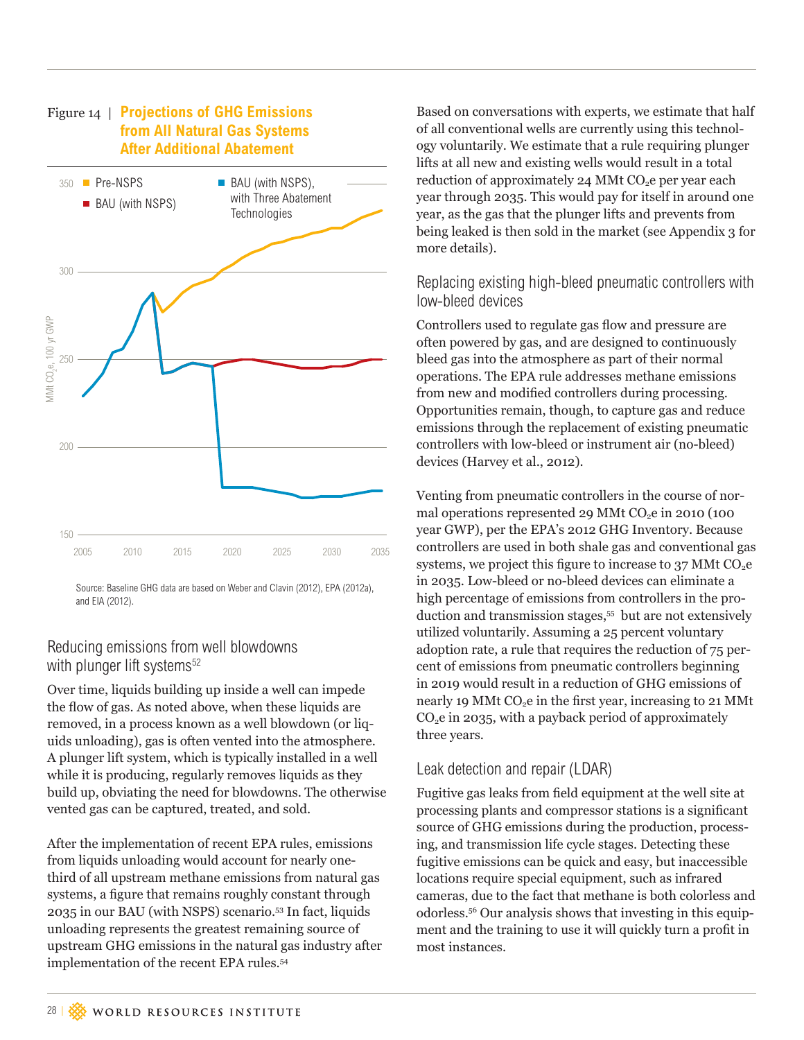Figure 14 | **Projections of GHG Emissions from All Natural Gas Systems After Additional Abatement**

Source: Baseline GHG data are based on Weber and Clavin (2012), EPA (2012a), and EIA (2012).

## Reducing emissions from well blowdowns with plunger lift systems[52]

Over time, liquids building up inside a well can impede the flow of gas. As noted above, when these liquids are removed, in a process known as a well blowdown (or liquids unloading), gas is often vented into the atmosphere. A plunger lift system, which is typically installed in a well while it is producing, regularly removes liquids as they build up, obviating the need for blowdowns. The otherwise vented gas can be captured, treated, and sold.

After the implementation of recent EPA rules, emissions from liquids unloading would account for nearly one-third of all upstream methane emissions from natural gas systems, a figure that remains roughly constant through 2035 in our BAU (with NSPS) scenario.[53] In fact, liquids unloading represents the greatest remaining source of upstream GHG emissions in the natural gas industry after implementation of the recent EPA rules.[54]

Based on conversations with experts, we estimate that half of all conventional wells are currently using this technology voluntarily. We estimate that a rule requiring plunger lifts at all new and existing wells would result in a total reduction of approximately 24 MMt $CO_2e$ per year each year through 2035. This would pay for itself in around one year, as the gas that the plunger lifts and prevents from being leaked is then sold in the market (see Appendix 3 for more details).

## Replacing existing high-bleed pneumatic controllers with low-bleed devices

Controllers used to regulate gas flow and pressure are often powered by gas, and are designed to continuously bleed gas into the atmosphere as part of their normal operations. The EPA rule addresses methane emissions from new and modified controllers during processing. Opportunities remain, though, to capture gas and reduce emissions through the replacement of existing pneumatic controllers with low-bleed or instrument air (no-bleed) devices (Harvey et al., 2012).

Venting from pneumatic controllers in the course of normal operations represented 29 MMt $CO_2e$ in 2010 (100 year GWP), per the EPA's 2012 GHG Inventory. Because controllers are used in both shale gas and conventional gas systems, we project this figure to increase to 37 MMt $CO_2e$ in 2035. Low-bleed or no-bleed devices can eliminate a high percentage of emissions from controllers in the production and transmission stages,[55] but are not extensively utilized voluntarily. Assuming a 25 percent voluntary adoption rate, a rule that requires the reduction of 75 percent of emissions from pneumatic controllers beginning in 2019 would result in a reduction of GHG emissions of nearly 19 MMt $CO_2e$ in the first year, increasing to 21 MMt $CO_2e$ in 2035, with a payback period of approximately three years.

## Leak detection and repair (LDAR)

Fugitive gas leaks from field equipment at the well site at processing plants and compressor stations is a significant source of GHG emissions during the production, processing, and transmission life cycle stages. Detecting these fugitive emissions can be quick and easy, but inaccessible locations require special equipment, such as infrared cameras, due to the fact that methane is both colorless and odorless.[56] Our analysis shows that investing in this equipment and the training to use it will quickly turn a profit in most instances.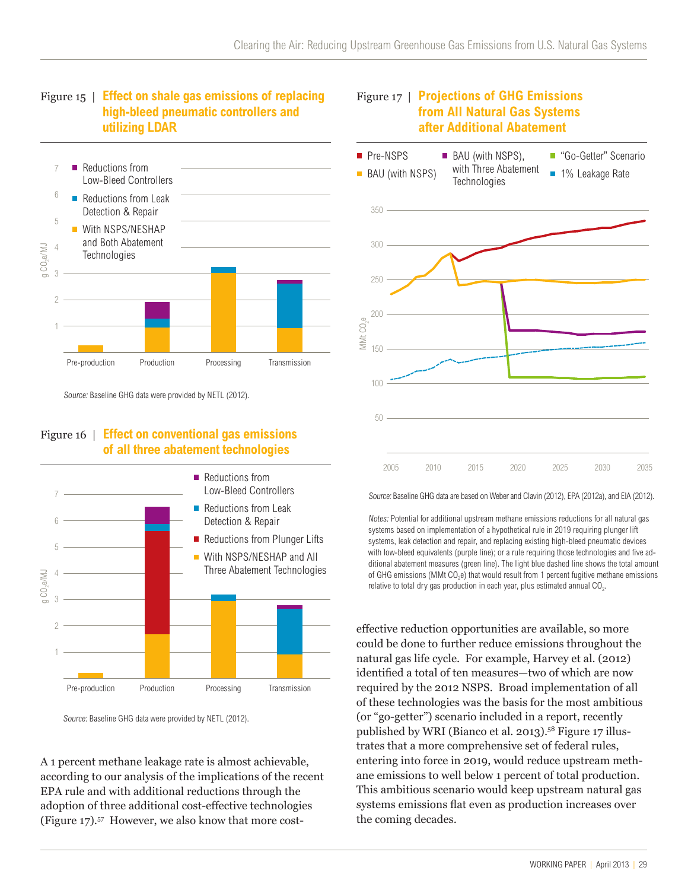Figure 15 | **Effect on shale gas emissions of replacing high-bleed pneumatic controllers and utilizing LDAR**

*Source:* Baseline GHG data were provided by NETL (2012).

Figure 16 | **Effect on conventional gas emissions of all three abatement technologies**

*Source:* Baseline GHG data were provided by NETL (2012).

A 1 percent methane leakage rate is almost achievable, according to our analysis of the implications of the recent EPA rule and with additional reductions through the adoption of three additional cost-effective technologies (Figure 17).[57] However, we also know that more cost-effective reduction opportunities are available, so more could be done to further reduce emissions throughout the natural gas life cycle. For example, Harvey et al. (2012) identified a total of ten measures—two of which are now required by the 2012 NSPS. Broad implementation of all of these technologies was the basis for the most ambitious (or "go-getter") scenario included in a report, recently published by WRI (Bianco et al. 2013).[58] Figure 17 illustrates that a more comprehensive set of federal rules, entering into force in 2019, would reduce upstream methane emissions to well below 1 percent of total production. This ambitious scenario would keep upstream natural gas systems emissions flat even as production increases over the coming decades.

Figure 17 | **Projections of GHG Emissions from All Natural Gas Systems after Additional Abatement**

*Source:* Baseline GHG data are based on Weber and Clavin (2012), EPA (2012a), and EIA (2012).

*Notes:* Potential for additional upstream methane emissions reductions for all natural gas systems based on implementation of a hypothetical rule in 2019 requiring plunger lift systems, leak detection and repair, and replacing existing high-bleed pneumatic devices with low-bleed equivalents (purple line); or a rule requiring those technologies and five additional abatement measures (green line). The light blue dashed line shows the total amount of GHG emissions (MMt $CO_2e$) that would result from 1 percent fugitive methane emissions relative to total dry gas production in each year, plus estimated annual $CO_2$.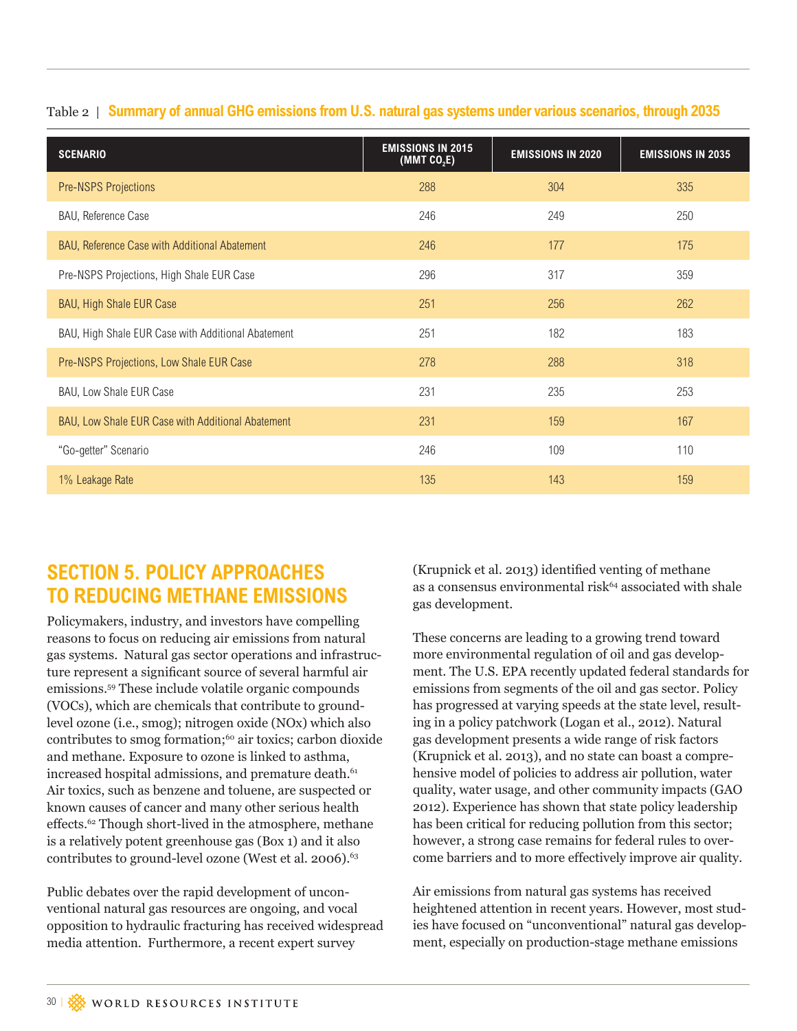Table 2 | **Summary of annual GHG emissions from U.S. natural gas systems under various scenarios, through 2035**

| SCENARIO | EMISSIONS IN 2015 (MMT $CO_2E$) | EMISSIONS IN 2020 | EMISSIONS IN 2035 |
|---|---|---|---|
| Pre-NSPS Projections | 288 | 304 | 335 |
| BAU, Reference Case | 246 | 249 | 250 |
| BAU, Reference Case with Additional Abatement | 246 | 177 | 175 |
| Pre-NSPS Projections, High Shale EUR Case | 296 | 317 | 359 |
| BAU, High Shale EUR Case | 251 | 256 | 262 |
| BAU, High Shale EUR Case with Additional Abatement | 251 | 182 | 183 |
| Pre-NSPS Projections, Low Shale EUR Case | 278 | 288 | 318 |
| BAU, Low Shale EUR Case | 231 | 235 | 253 |
| BAU, Low Shale EUR Case with Additional Abatement | 231 | 159 | 167 |
| "Go-getter" Scenario | 246 | 109 | 110 |
| 1% Leakage Rate | 135 | 143 | 159 |

## SECTION 5. POLICY APPROACHES TO REDUCING METHANE EMISSIONS

Policymakers, industry, and investors have compelling reasons to focus on reducing air emissions from natural gas systems. Natural gas sector operations and infrastructure represent a significant source of several harmful air emissions.[59] These include volatile organic compounds (VOCs), which are chemicals that contribute to ground-level ozone (i.e., smog); nitrogen oxide (NOx) which also contributes to smog formation;[60] air toxics; carbon dioxide and methane. Exposure to ozone is linked to asthma, increased hospital admissions, and premature death.[61] Air toxics, such as benzene and toluene, are suspected or known causes of cancer and many other serious health effects.[62] Though short-lived in the atmosphere, methane is a relatively potent greenhouse gas (Box 1) and it also contributes to ground-level ozone (West et al. 2006).[63]

Public debates over the rapid development of unconventional natural gas resources are ongoing, and vocal opposition to hydraulic fracturing has received widespread media attention. Furthermore, a recent expert survey (Krupnick et al. 2013) identified venting of methane as a consensus environmental risk[64] associated with shale gas development.

These concerns are leading to a growing trend toward more environmental regulation of oil and gas development. The U.S. EPA recently updated federal standards for emissions from segments of the oil and gas sector. Policy has progressed at varying speeds at the state level, resulting in a policy patchwork (Logan et al., 2012). Natural gas development presents a wide range of risk factors (Krupnick et al. 2013), and no state can boast a comprehensive model of policies to address air pollution, water quality, water usage, and other community impacts (GAO 2012). Experience has shown that state policy leadership has been critical for reducing pollution from this sector; however, a strong case remains for federal rules to overcome barriers and to more effectively improve air quality.

Air emissions from natural gas systems has received heightened attention in recent years. However, most studies have focused on "unconventional" natural gas development, especially on production-stage methane emissions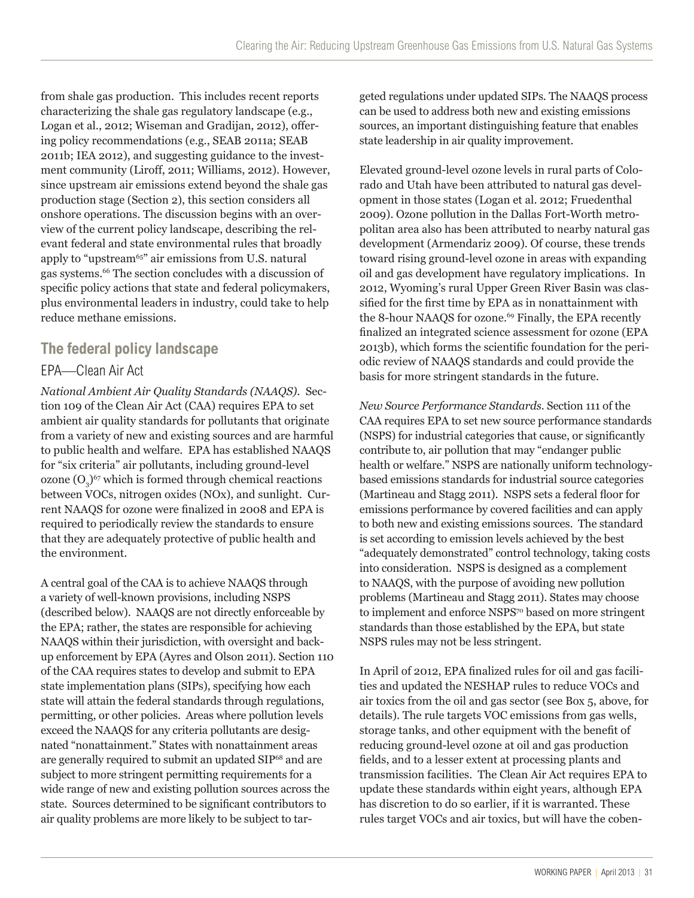from shale gas production. This includes recent reports characterizing the shale gas regulatory landscape (e.g., Logan et al., 2012; Wiseman and Gradijan, 2012), offering policy recommendations (e.g., SEAB 2011a; SEAB 2011b; IEA 2012), and suggesting guidance to the investment community (Liroff, 2011; Williams, 2012). However, since upstream air emissions extend beyond the shale gas production stage (Section 2), this section considers all onshore operations. The discussion begins with an overview of the current policy landscape, describing the relevant federal and state environmental rules that broadly apply to "upstream[65]" air emissions from U.S. natural gas systems.[66] The section concludes with a discussion of specific policy actions that state and federal policymakers, plus environmental leaders in industry, could take to help reduce methane emissions.

## The federal policy landscape

### EPA—Clean Air Act

*National Ambient Air Quality Standards (NAAQS).* Section 109 of the Clean Air Act (CAA) requires EPA to set ambient air quality standards for pollutants that originate from a variety of new and existing sources and are harmful to public health and welfare. EPA has established NAAQS for "six criteria" air pollutants, including ground-level ozone ($O_3$)[67] which is formed through chemical reactions between VOCs, nitrogen oxides (NOx), and sunlight. Current NAAQS for ozone were finalized in 2008 and EPA is required to periodically review the standards to ensure that they are adequately protective of public health and the environment.

A central goal of the CAA is to achieve NAAQS through a variety of well-known provisions, including NSPS (described below). NAAQS are not directly enforceable by the EPA; rather, the states are responsible for achieving NAAQS within their jurisdiction, with oversight and backup enforcement by EPA (Ayres and Olson 2011). Section 110 of the CAA requires states to develop and submit to EPA state implementation plans (SIPs), specifying how each state will attain the federal standards through regulations, permitting, or other policies. Areas where pollution levels exceed the NAAQS for any criteria pollutants are designated "nonattainment." States with nonattainment areas are generally required to submit an updated SIP[68] and are subject to more stringent permitting requirements for a wide range of new and existing pollution sources across the state. Sources determined to be significant contributors to air quality problems are more likely to be subject to targeted regulations under updated SIPs. The NAAQS process can be used to address both new and existing emissions sources, an important distinguishing feature that enables state leadership in air quality improvement.

Elevated ground-level ozone levels in rural parts of Colorado and Utah have been attributed to natural gas development in those states (Logan et al. 2012; Fruedenthal 2009). Ozone pollution in the Dallas Fort-Worth metropolitan area also has been attributed to nearby natural gas development (Armendariz 2009). Of course, these trends toward rising ground-level ozone in areas with expanding oil and gas development have regulatory implications. In 2012, Wyoming's rural Upper Green River Basin was classified for the first time by EPA as in nonattainment with the 8-hour NAAQS for ozone.[69] Finally, the EPA recently finalized an integrated science assessment for ozone (EPA 2013b), which forms the scientific foundation for the periodic review of NAAQS standards and could provide the basis for more stringent standards in the future.

*New Source Performance Standards.* Section 111 of the CAA requires EPA to set new source performance standards (NSPS) for industrial categories that cause, or significantly contribute to, air pollution that may "endanger public health or welfare." NSPS are nationally uniform technology-based emissions standards for industrial source categories (Martineau and Stagg 2011). NSPS sets a federal floor for emissions performance by covered facilities and can apply to both new and existing emissions sources. The standard is set according to emission levels achieved by the best "adequately demonstrated" control technology, taking costs into consideration. NSPS is designed as a complement to NAAQS, with the purpose of avoiding new pollution problems (Martineau and Stagg 2011). States may choose to implement and enforce NSPS[70] based on more stringent standards than those established by the EPA, but state NSPS rules may not be less stringent.

In April of 2012, EPA finalized rules for oil and gas facilities and updated the NESHAP rules to reduce VOCs and air toxics from the oil and gas sector (see Box 5, above, for details). The rule targets VOC emissions from gas wells, storage tanks, and other equipment with the benefit of reducing ground-level ozone at oil and gas production fields, and to a lesser extent at processing plants and transmission facilities. The Clean Air Act requires EPA to update these standards within eight years, although EPA has discretion to do so earlier, if it is warranted. These rules target VOCs and air toxics, but will have the coben-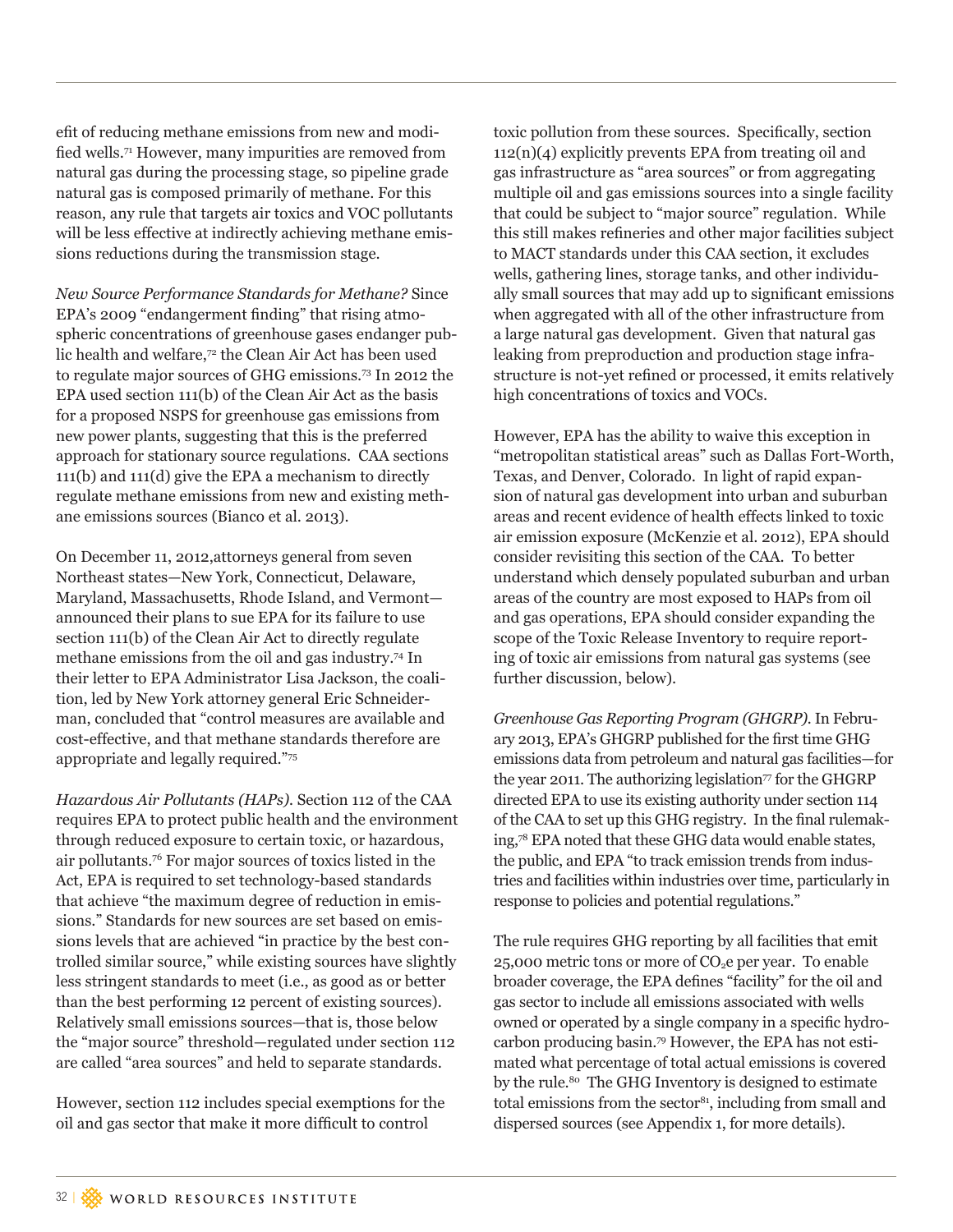efit of reducing methane emissions from new and modified wells.[71] However, many impurities are removed from natural gas during the processing stage, so pipeline grade natural gas is composed primarily of methane. For this reason, any rule that targets air toxics and VOC pollutants will be less effective at indirectly achieving methane emissions reductions during the transmission stage.

*New Source Performance Standards for Methane?* Since EPA's 2009 "endangerment finding" that rising atmospheric concentrations of greenhouse gases endanger public health and welfare,[72] the Clean Air Act has been used to regulate major sources of GHG emissions.[73] In 2012 the EPA used section 111(b) of the Clean Air Act as the basis for a proposed NSPS for greenhouse gas emissions from new power plants, suggesting that this is the preferred approach for stationary source regulations. CAA sections 111(b) and 111(d) give the EPA a mechanism to directly regulate methane emissions from new and existing methane emissions sources (Bianco et al. 2013).

On December 11, 2012,attorneys general from seven Northeast states—New York, Connecticut, Delaware, Maryland, Massachusetts, Rhode Island, and Vermont—announced their plans to sue EPA for its failure to use section 111(b) of the Clean Air Act to directly regulate methane emissions from the oil and gas industry.[74] In their letter to EPA Administrator Lisa Jackson, the coalition, led by New York attorney general Eric Schneiderman, concluded that "control measures are available and cost-effective, and that methane standards therefore are appropriate and legally required."[75]

*Hazardous Air Pollutants (HAPs).* Section 112 of the CAA requires EPA to protect public health and the environment through reduced exposure to certain toxic, or hazardous, air pollutants.[76] For major sources of toxics listed in the Act, EPA is required to set technology-based standards that achieve "the maximum degree of reduction in emissions." Standards for new sources are set based on emissions levels that are achieved "in practice by the best controlled similar source," while existing sources have slightly less stringent standards to meet (i.e., as good as or better than the best performing 12 percent of existing sources). Relatively small emissions sources—that is, those below the "major source" threshold—regulated under section 112 are called "area sources" and held to separate standards.

However, section 112 includes special exemptions for the oil and gas sector that make it more difficult to control toxic pollution from these sources. Specifically, section 112(n)(4) explicitly prevents EPA from treating oil and gas infrastructure as "area sources" or from aggregating multiple oil and gas emissions sources into a single facility that could be subject to "major source" regulation. While this still makes refineries and other major facilities subject to MACT standards under this CAA section, it excludes wells, gathering lines, storage tanks, and other individually small sources that may add up to significant emissions when aggregated with all of the other infrastructure from a large natural gas development. Given that natural gas leaking from preproduction and production stage infrastructure is not-yet refined or processed, it emits relatively high concentrations of toxics and VOCs.

However, EPA has the ability to waive this exception in "metropolitan statistical areas" such as Dallas Fort-Worth, Texas, and Denver, Colorado. In light of rapid expansion of natural gas development into urban and suburban areas and recent evidence of health effects linked to toxic air emission exposure (McKenzie et al. 2012), EPA should consider revisiting this section of the CAA. To better understand which densely populated suburban and urban areas of the country are most exposed to HAPs from oil and gas operations, EPA should consider expanding the scope of the Toxic Release Inventory to require reporting of toxic air emissions from natural gas systems (see further discussion, below).

*Greenhouse Gas Reporting Program (GHGRP).* In February 2013, EPA's GHGRP published for the first time GHG emissions data from petroleum and natural gas facilities—for the year 2011. The authorizing legislation[77] for the GHGRP directed EPA to use its existing authority under section 114 of the CAA to set up this GHG registry. In the final rulemaking,[78] EPA noted that these GHG data would enable states, the public, and EPA "to track emission trends from industries and facilities within industries over time, particularly in response to policies and potential regulations."

The rule requires GHG reporting by all facilities that emit 25,000 metric tons or more of $CO_2e$ per year. To enable broader coverage, the EPA defines "facility" for the oil and gas sector to include all emissions associated with wells owned or operated by a single company in a specific hydrocarbon producing basin.[79] However, the EPA has not estimated what percentage of total actual emissions is covered by the rule.[80] The GHG Inventory is designed to estimate total emissions from the sector[81], including from small and dispersed sources (see Appendix 1, for more details).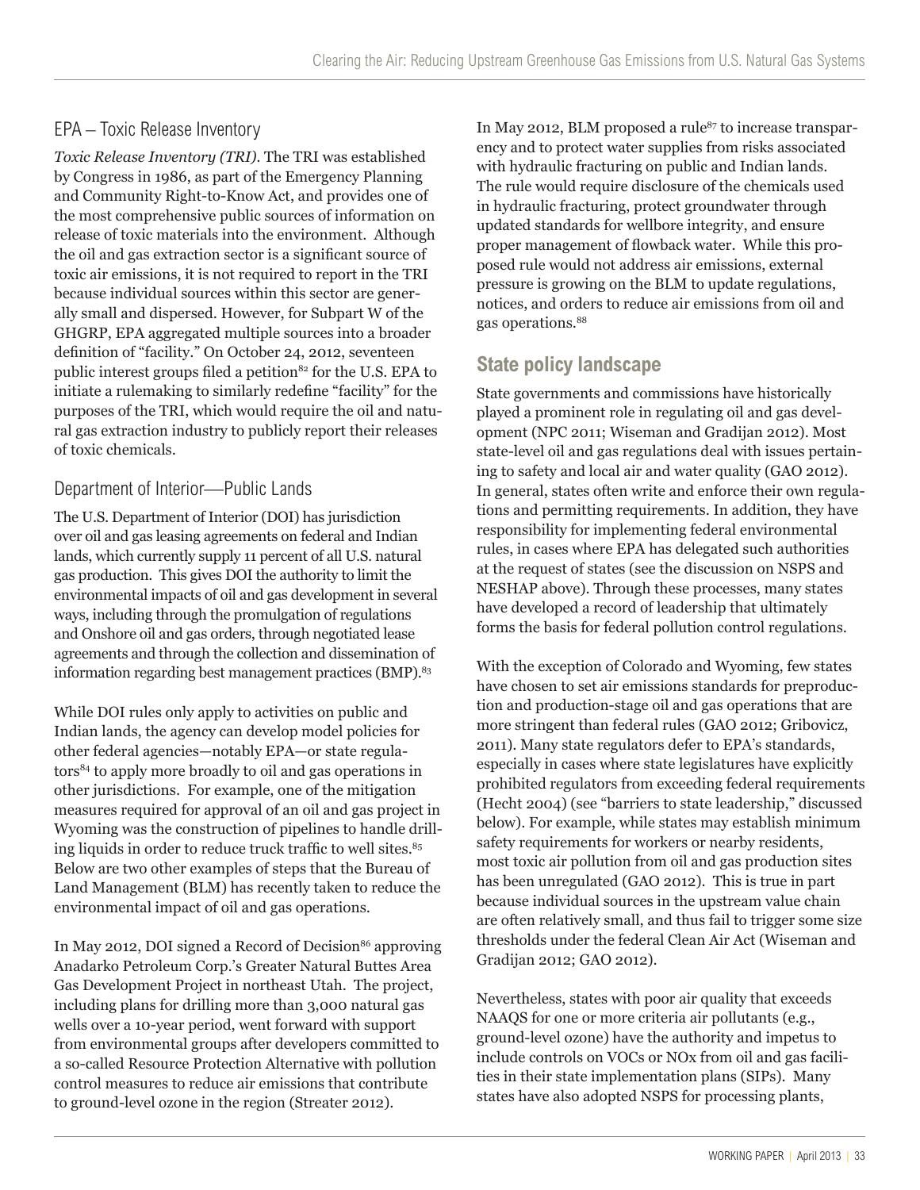### EPA – Toxic Release Inventory

*Toxic Release Inventory (TRI)*. The TRI was established by Congress in 1986, as part of the Emergency Planning and Community Right-to-Know Act, and provides one of the most comprehensive public sources of information on release of toxic materials into the environment. Although the oil and gas extraction sector is a significant source of toxic air emissions, it is not required to report in the TRI because individual sources within this sector are generally small and dispersed. However, for Subpart W of the GHGRP, EPA aggregated multiple sources into a broader definition of "facility." On October 24, 2012, seventeen public interest groups filed a petition[82] for the U.S. EPA to initiate a rulemaking to similarly redefine "facility" for the purposes of the TRI, which would require the oil and natural gas extraction industry to publicly report their releases of toxic chemicals.

### Department of Interior—Public Lands

The U.S. Department of Interior (DOI) has jurisdiction over oil and gas leasing agreements on federal and Indian lands, which currently supply 11 percent of all U.S. natural gas production. This gives DOI the authority to limit the environmental impacts of oil and gas development in several ways, including through the promulgation of regulations and Onshore oil and gas orders, through negotiated lease agreements and through the collection and dissemination of information regarding best management practices (BMP).[83]

While DOI rules only apply to activities on public and Indian lands, the agency can develop model policies for other federal agencies—notably EPA—or state regulators[84] to apply more broadly to oil and gas operations in other jurisdictions. For example, one of the mitigation measures required for approval of an oil and gas project in Wyoming was the construction of pipelines to handle drilling liquids in order to reduce truck traffic to well sites.[85] Below are two other examples of steps that the Bureau of Land Management (BLM) has recently taken to reduce the environmental impact of oil and gas operations.

In May 2012, DOI signed a Record of Decision[86] approving Anadarko Petroleum Corp.'s Greater Natural Buttes Area Gas Development Project in northeast Utah. The project, including plans for drilling more than 3,000 natural gas wells over a 10-year period, went forward with support from environmental groups after developers committed to a so-called Resource Protection Alternative with pollution control measures to reduce air emissions that contribute to ground-level ozone in the region (Streater 2012).

In May 2012, BLM proposed a rule[87] to increase transparency and to protect water supplies from risks associated with hydraulic fracturing on public and Indian lands. The rule would require disclosure of the chemicals used in hydraulic fracturing, protect groundwater through updated standards for wellbore integrity, and ensure proper management of flowback water. While this proposed rule would not address air emissions, external pressure is growing on the BLM to update regulations, notices, and orders to reduce air emissions from oil and gas operations.[88]

## State policy landscape

State governments and commissions have historically played a prominent role in regulating oil and gas development (NPC 2011; Wiseman and Gradijan 2012). Most state-level oil and gas regulations deal with issues pertaining to safety and local air and water quality (GAO 2012). In general, states often write and enforce their own regulations and permitting requirements. In addition, they have responsibility for implementing federal environmental rules, in cases where EPA has delegated such authorities at the request of states (see the discussion on NSPS and NESHAP above). Through these processes, many states have developed a record of leadership that ultimately forms the basis for federal pollution control regulations.

With the exception of Colorado and Wyoming, few states have chosen to set air emissions standards for preproduction and production-stage oil and gas operations that are more stringent than federal rules (GAO 2012; Gribovicz, 2011). Many state regulators defer to EPA's standards, especially in cases where state legislatures have explicitly prohibited regulators from exceeding federal requirements (Hecht 2004) (see "barriers to state leadership," discussed below). For example, while states may establish minimum safety requirements for workers or nearby residents, most toxic air pollution from oil and gas production sites has been unregulated (GAO 2012). This is true in part because individual sources in the upstream value chain are often relatively small, and thus fail to trigger some size thresholds under the federal Clean Air Act (Wiseman and Gradijan 2012; GAO 2012).

Nevertheless, states with poor air quality that exceeds NAAQS for one or more criteria air pollutants (e.g., ground-level ozone) have the authority and impetus to include controls on VOCs or NOx from oil and gas facilities in their state implementation plans (SIPs). Many states have also adopted NSPS for processing plants,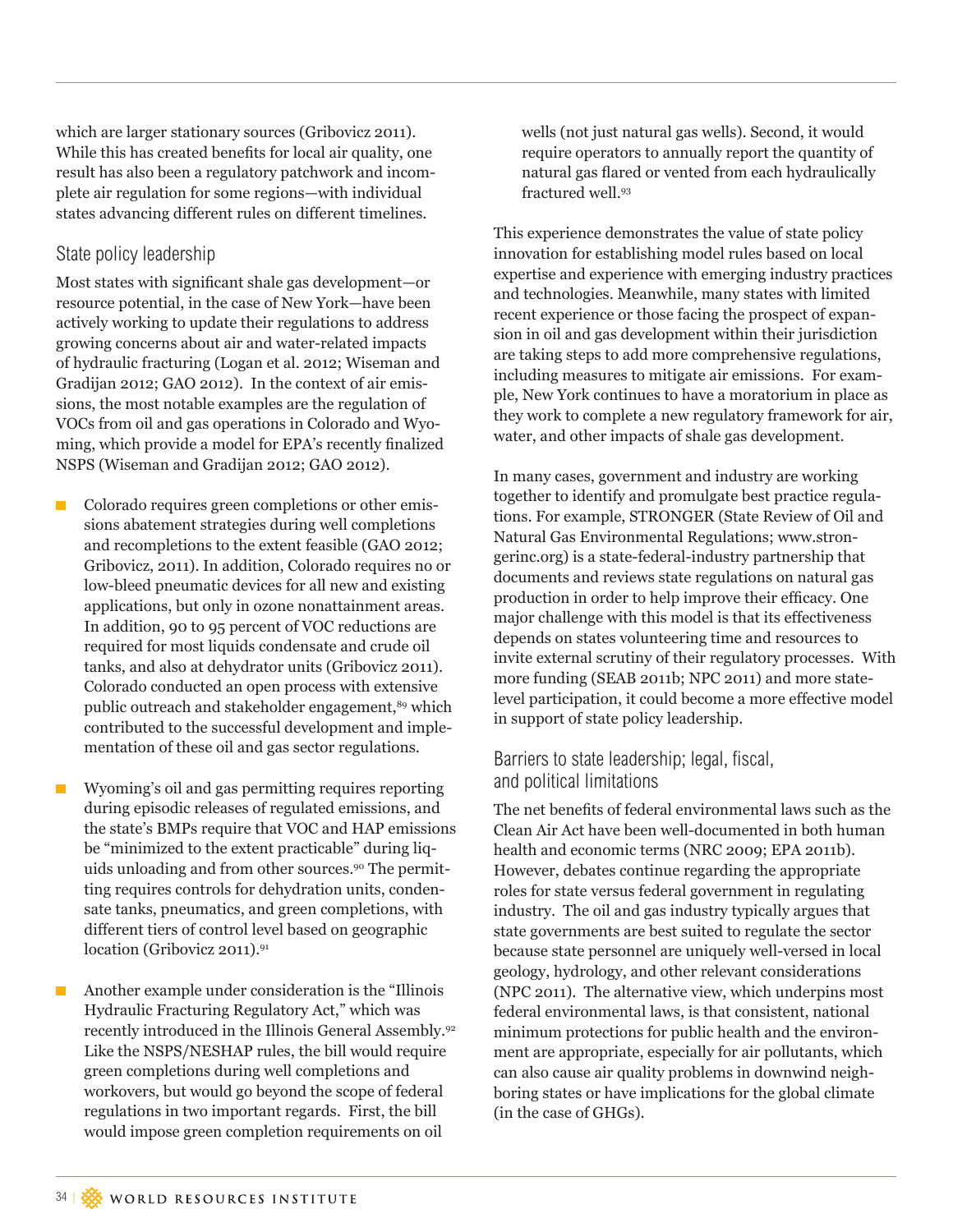which are larger stationary sources (Gribovicz 2011). While this has created benefits for local air quality, one result has also been a regulatory patchwork and incomplete air regulation for some regions—with individual states advancing different rules on different timelines.

### State policy leadership

Most states with significant shale gas development—or resource potential, in the case of New York—have been actively working to update their regulations to address growing concerns about air and water-related impacts of hydraulic fracturing (Logan et al. 2012; Wiseman and Gradijan 2012; GAO 2012). In the context of air emissions, the most notable examples are the regulation of VOCs from oil and gas operations in Colorado and Wyoming, which provide a model for EPA's recently finalized NSPS (Wiseman and Gradijan 2012; GAO 2012).

- Colorado requires green completions or other emissions abatement strategies during well completions and recompletions to the extent feasible (GAO 2012; Gribovicz, 2011). In addition, Colorado requires no or low-bleed pneumatic devices for all new and existing applications, but only in ozone nonattainment areas. In addition, 90 to 95 percent of VOC reductions are required for most liquids condensate and crude oil tanks, and also at dehydrator units (Gribovicz 2011). Colorado conducted an open process with extensive public outreach and stakeholder engagement,[89] which contributed to the successful development and implementation of these oil and gas sector regulations.

- Wyoming's oil and gas permitting requires reporting during episodic releases of regulated emissions, and the state's BMPs require that VOC and HAP emissions be "minimized to the extent practicable" during liquids unloading and from other sources.[90] The permitting requires controls for dehydration units, condensate tanks, pneumatics, and green completions, with different tiers of control level based on geographic location (Gribovicz 2011).[91]

- Another example under consideration is the "Illinois Hydraulic Fracturing Regulatory Act," which was recently introduced in the Illinois General Assembly.[92] Like the NSPS/NESHAP rules, the bill would require green completions during well completions and workovers, but would go beyond the scope of federal regulations in two important regards. First, the bill would impose green completion requirements on oil wells (not just natural gas wells). Second, it would require operators to annually report the quantity of natural gas flared or vented from each hydraulically fractured well.[93]

This experience demonstrates the value of state policy innovation for establishing model rules based on local expertise and experience with emerging industry practices and technologies. Meanwhile, many states with limited recent experience or those facing the prospect of expansion in oil and gas development within their jurisdiction are taking steps to add more comprehensive regulations, including measures to mitigate air emissions. For example, New York continues to have a moratorium in place as they work to complete a new regulatory framework for air, water, and other impacts of shale gas development.

In many cases, government and industry are working together to identify and promulgate best practice regulations. For example, STRONGER (State Review of Oil and Natural Gas Environmental Regulations; www.strongerinc.org) is a state-federal-industry partnership that documents and reviews state regulations on natural gas production in order to help improve their efficacy. One major challenge with this model is that its effectiveness depends on states volunteering time and resources to invite external scrutiny of their regulatory processes. With more funding (SEAB 2011b; NPC 2011) and more state-level participation, it could become a more effective model in support of state policy leadership.

### Barriers to state leadership; legal, fiscal, and political limitations

The net benefits of federal environmental laws such as the Clean Air Act have been well-documented in both human health and economic terms (NRC 2009; EPA 2011b). However, debates continue regarding the appropriate roles for state versus federal government in regulating industry. The oil and gas industry typically argues that state governments are best suited to regulate the sector because state personnel are uniquely well-versed in local geology, hydrology, and other relevant considerations (NPC 2011). The alternative view, which underpins most federal environmental laws, is that consistent, national minimum protections for public health and the environment are appropriate, especially for air pollutants, which can also cause air quality problems in downwind neighboring states or have implications for the global climate (in the case of GHGs).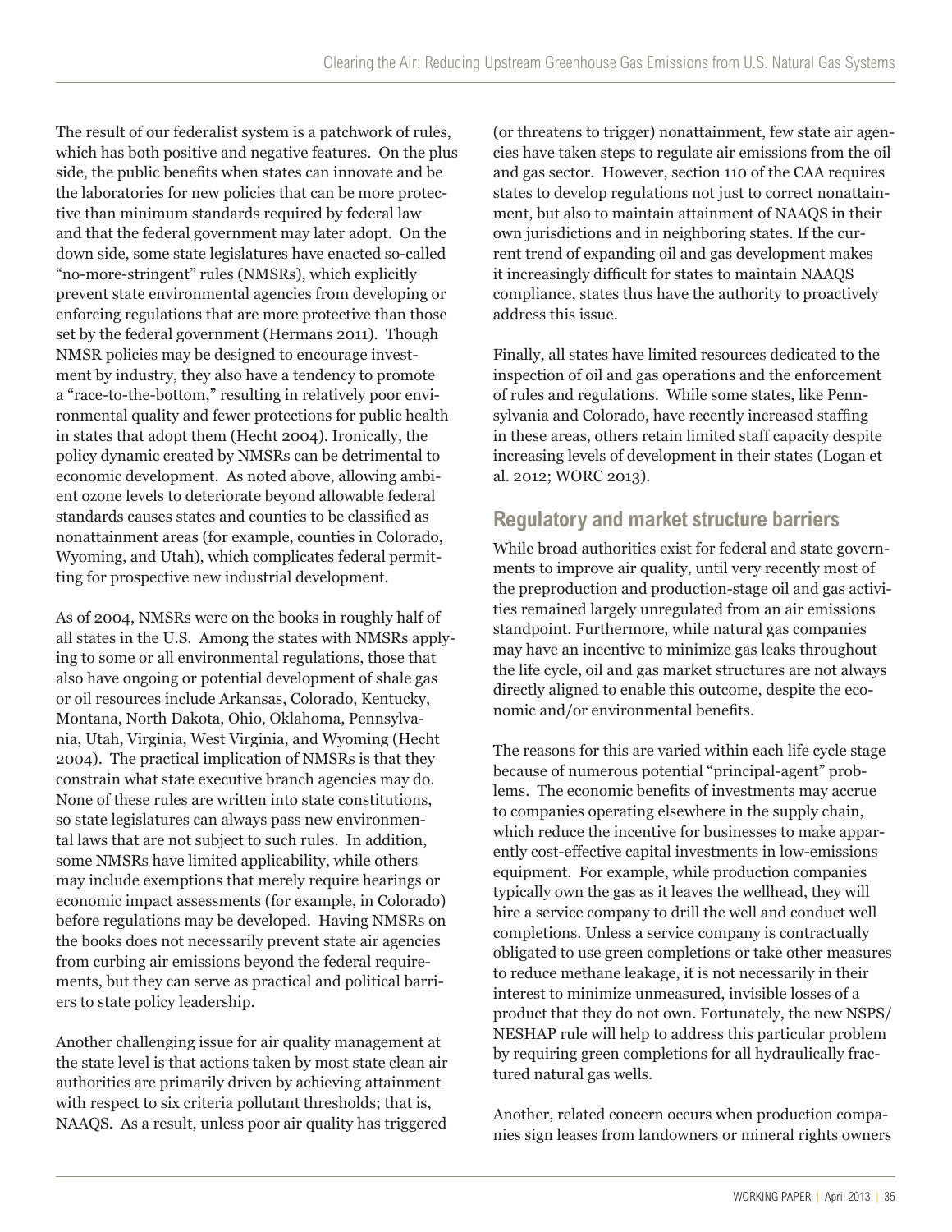The result of our federalist system is a patchwork of rules, which has both positive and negative features. On the plus side, the public benefits when states can innovate and be the laboratories for new policies that can be more protective than minimum standards required by federal law and that the federal government may later adopt. On the down side, some state legislatures have enacted so-called "no-more-stringent" rules (NMSRs), which explicitly prevent state environmental agencies from developing or enforcing regulations that are more protective than those set by the federal government (Hermans 2011). Though NMSR policies may be designed to encourage investment by industry, they also have a tendency to promote a "race-to-the-bottom," resulting in relatively poor environmental quality and fewer protections for public health in states that adopt them (Hecht 2004). Ironically, the policy dynamic created by NMSRs can be detrimental to economic development. As noted above, allowing ambient ozone levels to deteriorate beyond allowable federal standards causes states and counties to be classified as nonattainment areas (for example, counties in Colorado, Wyoming, and Utah), which complicates federal permitting for prospective new industrial development.

As of 2004, NMSRs were on the books in roughly half of all states in the U.S. Among the states with NMSRs applying to some or all environmental regulations, those that also have ongoing or potential development of shale gas or oil resources include Arkansas, Colorado, Kentucky, Montana, North Dakota, Ohio, Oklahoma, Pennsylvania, Utah, Virginia, West Virginia, and Wyoming (Hecht 2004). The practical implication of NMSRs is that they constrain what state executive branch agencies may do. None of these rules are written into state constitutions, so state legislatures can always pass new environmental laws that are not subject to such rules. In addition, some NMSRs have limited applicability, while others may include exemptions that merely require hearings or economic impact assessments (for example, in Colorado) before regulations may be developed. Having NMSRs on the books does not necessarily prevent state air agencies from curbing air emissions beyond the federal requirements, but they can serve as practical and political barriers to state policy leadership.

Another challenging issue for air quality management at the state level is that actions taken by most state clean air authorities are primarily driven by achieving attainment with respect to six criteria pollutant thresholds; that is, NAAQS. As a result, unless poor air quality has triggered (or threatens to trigger) nonattainment, few state air agencies have taken steps to regulate air emissions from the oil and gas sector. However, section 110 of the CAA requires states to develop regulations not just to correct nonattainment, but also to maintain attainment of NAAQS in their own jurisdictions and in neighboring states. If the current trend of expanding oil and gas development makes it increasingly difficult for states to maintain NAAQS compliance, states thus have the authority to proactively address this issue.

Finally, all states have limited resources dedicated to the inspection of oil and gas operations and the enforcement of rules and regulations. While some states, like Pennsylvania and Colorado, have recently increased staffing in these areas, others retain limited staff capacity despite increasing levels of development in their states (Logan et al. 2012; WORC 2013).

## Regulatory and market structure barriers

While broad authorities exist for federal and state governments to improve air quality, until very recently most of the preproduction and production-stage oil and gas activities remained largely unregulated from an air emissions standpoint. Furthermore, while natural gas companies may have an incentive to minimize gas leaks throughout the life cycle, oil and gas market structures are not always directly aligned to enable this outcome, despite the economic and/or environmental benefits.

The reasons for this are varied within each life cycle stage because of numerous potential "principal-agent" problems. The economic benefits of investments may accrue to companies operating elsewhere in the supply chain, which reduce the incentive for businesses to make apparently cost-effective capital investments in low-emissions equipment. For example, while production companies typically own the gas as it leaves the wellhead, they will hire a service company to drill the well and conduct well completions. Unless a service company is contractually obligated to use green completions or take other measures to reduce methane leakage, it is not necessarily in their interest to minimize unmeasured, invisible losses of a product that they do not own. Fortunately, the new NSPS/NESHAP rule will help to address this particular problem by requiring green completions for all hydraulically fractured natural gas wells.

Another, related concern occurs when production companies sign leases from landowners or mineral rights owners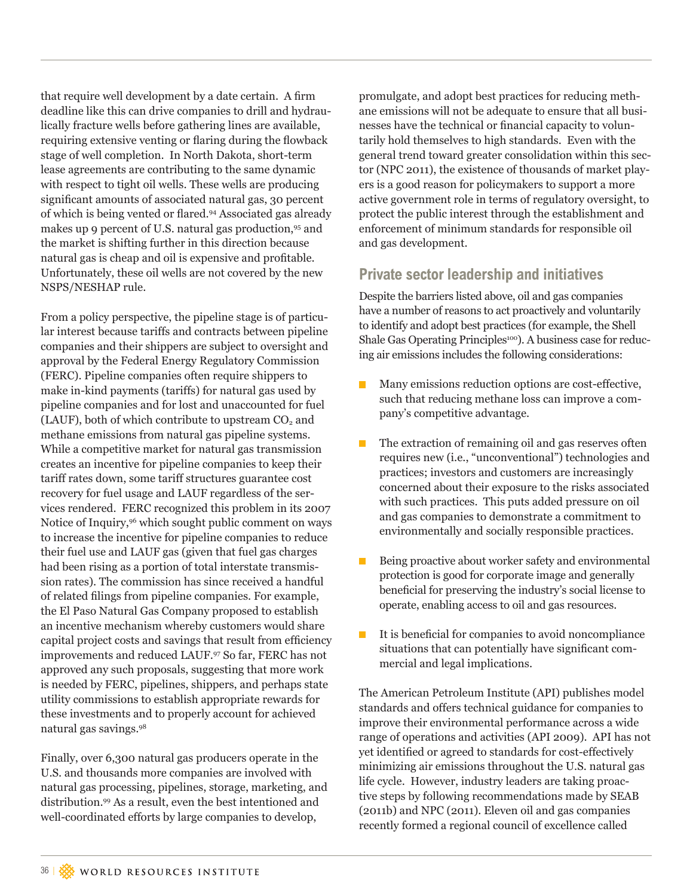that require well development by a date certain. A firm deadline like this can drive companies to drill and hydraulically fracture wells before gathering lines are available, requiring extensive venting or flaring during the flowback stage of well completion. In North Dakota, short-term lease agreements are contributing to the same dynamic with respect to tight oil wells. These wells are producing significant amounts of associated natural gas, 30 percent of which is being vented or flared.[94] Associated gas already makes up 9 percent of U.S. natural gas production,[95] and the market is shifting further in this direction because natural gas is cheap and oil is expensive and profitable. Unfortunately, these oil wells are not covered by the new NSPS/NESHAP rule.

From a policy perspective, the pipeline stage is of particular interest because tariffs and contracts between pipeline companies and their shippers are subject to oversight and approval by the Federal Energy Regulatory Commission (FERC). Pipeline companies often require shippers to make in-kind payments (tariffs) for natural gas used by pipeline companies and for lost and unaccounted for fuel (LAUF), both of which contribute to upstream $CO_2$ and methane emissions from natural gas pipeline systems. While a competitive market for natural gas transmission creates an incentive for pipeline companies to keep their tariff rates down, some tariff structures guarantee cost recovery for fuel usage and LAUF regardless of the services rendered. FERC recognized this problem in its 2007 Notice of Inquiry,[96] which sought public comment on ways to increase the incentive for pipeline companies to reduce their fuel use and LAUF gas (given that fuel gas charges had been rising as a portion of total interstate transmission rates). The commission has since received a handful of related filings from pipeline companies. For example, the El Paso Natural Gas Company proposed to establish an incentive mechanism whereby customers would share capital project costs and savings that result from efficiency improvements and reduced LAUF.[97] So far, FERC has not approved any such proposals, suggesting that more work is needed by FERC, pipelines, shippers, and perhaps state utility commissions to establish appropriate rewards for these investments and to properly account for achieved natural gas savings.[98]

Finally, over 6,300 natural gas producers operate in the U.S. and thousands more companies are involved with natural gas processing, pipelines, storage, marketing, and distribution.[99] As a result, even the best intentioned and well-coordinated efforts by large companies to develop, promulgate, and adopt best practices for reducing methane emissions will not be adequate to ensure that all businesses have the technical or financial capacity to voluntarily hold themselves to high standards. Even with the general trend toward greater consolidation within this sector (NPC 2011), the existence of thousands of market players is a good reason for policymakers to support a more active government role in terms of regulatory oversight, to protect the public interest through the establishment and enforcement of minimum standards for responsible oil and gas development.

## Private sector leadership and initiatives

Despite the barriers listed above, oil and gas companies have a number of reasons to act proactively and voluntarily to identify and adopt best practices (for example, the Shell Shale Gas Operating Principles[100]). A business case for reducing air emissions includes the following considerations:

- Many emissions reduction options are cost-effective, such that reducing methane loss can improve a company's competitive advantage.
- The extraction of remaining oil and gas reserves often requires new (i.e., "unconventional") technologies and practices; investors and customers are increasingly concerned about their exposure to the risks associated with such practices. This puts added pressure on oil and gas companies to demonstrate a commitment to environmentally and socially responsible practices.
- Being proactive about worker safety and environmental protection is good for corporate image and generally beneficial for preserving the industry's social license to operate, enabling access to oil and gas resources.
- It is beneficial for companies to avoid noncompliance situations that can potentially have significant commercial and legal implications.

The American Petroleum Institute (API) publishes model standards and offers technical guidance for companies to improve their environmental performance across a wide range of operations and activities (API 2009). API has not yet identified or agreed to standards for cost-effectively minimizing air emissions throughout the U.S. natural gas life cycle. However, industry leaders are taking proactive steps by following recommendations made by SEAB (2011b) and NPC (2011). Eleven oil and gas companies recently formed a regional council of excellence called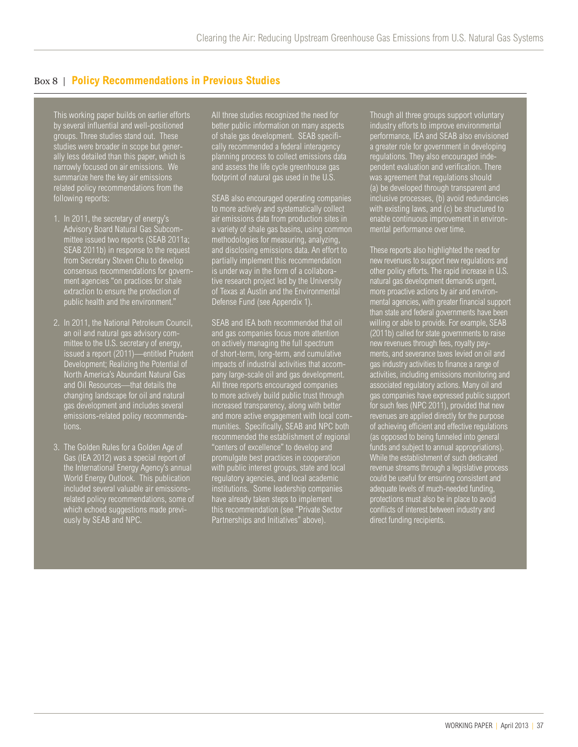## Box 8 | Policy Recommendations in Previous Studies

This working paper builds on earlier efforts by several influential and well-positioned groups. Three studies stand out. These studies were broader in scope but generally less detailed than this paper, which is narrowly focused on air emissions. We summarize here the key air emissions related policy recommendations from the following reports:

1. In 2011, the secretary of energy's Advisory Board Natural Gas Subcommittee issued two reports (SEAB 2011a; SEAB 2011b) in response to the request from Secretary Steven Chu to develop consensus recommendations for government agencies "on practices for shale extraction to ensure the protection of public health and the environment."

2. In 2011, the National Petroleum Council, an oil and natural gas advisory committee to the U.S. secretary of energy, issued a report (2011)—entitled Prudent Development; Realizing the Potential of North America's Abundant Natural Gas and Oil Resources—that details the changing landscape for oil and natural gas development and includes several emissions-related policy recommendations.

3. The Golden Rules for a Golden Age of Gas (IEA 2012) was a special report of the International Energy Agency's annual World Energy Outlook. This publication included several valuable air emissions-related policy recommendations, some of which echoed suggestions made previously by SEAB and NPC.

All three studies recognized the need for better public information on many aspects of shale gas development. SEAB specifically recommended a federal interagency planning process to collect emissions data and assess the life cycle greenhouse gas footprint of natural gas used in the U.S.

SEAB also encouraged operating companies to more actively and systematically collect air emissions data from production sites in a variety of shale gas basins, using common methodologies for measuring, analyzing, and disclosing emissions data. An effort to partially implement this recommendation is under way in the form of a collaborative research project led by the University of Texas at Austin and the Environmental Defense Fund (see Appendix 1).

SEAB and IEA both recommended that oil and gas companies focus more attention on actively managing the full spectrum of short-term, long-term, and cumulative impacts of industrial activities that accompany large-scale oil and gas development. All three reports encouraged companies to more actively build public trust through increased transparency, along with better and more active engagement with local communities. Specifically, SEAB and NPC both recommended the establishment of regional "centers of excellence" to develop and promulgate best practices in cooperation with public interest groups, state and local regulatory agencies, and local academic institutions. Some leadership companies have already taken steps to implement this recommendation (see "Private Sector Partnerships and Initiatives" above).

Though all three groups support voluntary industry efforts to improve environmental performance, IEA and SEAB also envisioned a greater role for government in developing regulations. They also encouraged independent evaluation and verification. There was agreement that regulations should (a) be developed through transparent and inclusive processes, (b) avoid redundancies with existing laws, and (c) be structured to enable continuous improvement in environmental performance over time.

These reports also highlighted the need for new revenues to support new regulations and other policy efforts. The rapid increase in U.S. natural gas development demands urgent, more proactive actions by air and environmental agencies, with greater financial support than state and federal governments have been willing or able to provide. For example, SEAB (2011b) called for state governments to raise new revenues through fees, royalty payments, and severance taxes levied on oil and gas industry activities to finance a range of activities, including emissions monitoring and associated regulatory actions. Many oil and gas companies have expressed public support for such fees (NPC 2011), provided that new revenues are applied directly for the purpose of achieving efficient and effective regulations (as opposed to being funneled into general funds and subject to annual appropriations). While the establishment of such dedicated revenue streams through a legislative process could be useful for ensuring consistent and adequate levels of much-needed funding, protections must also be in place to avoid conflicts of interest between industry and direct funding recipients.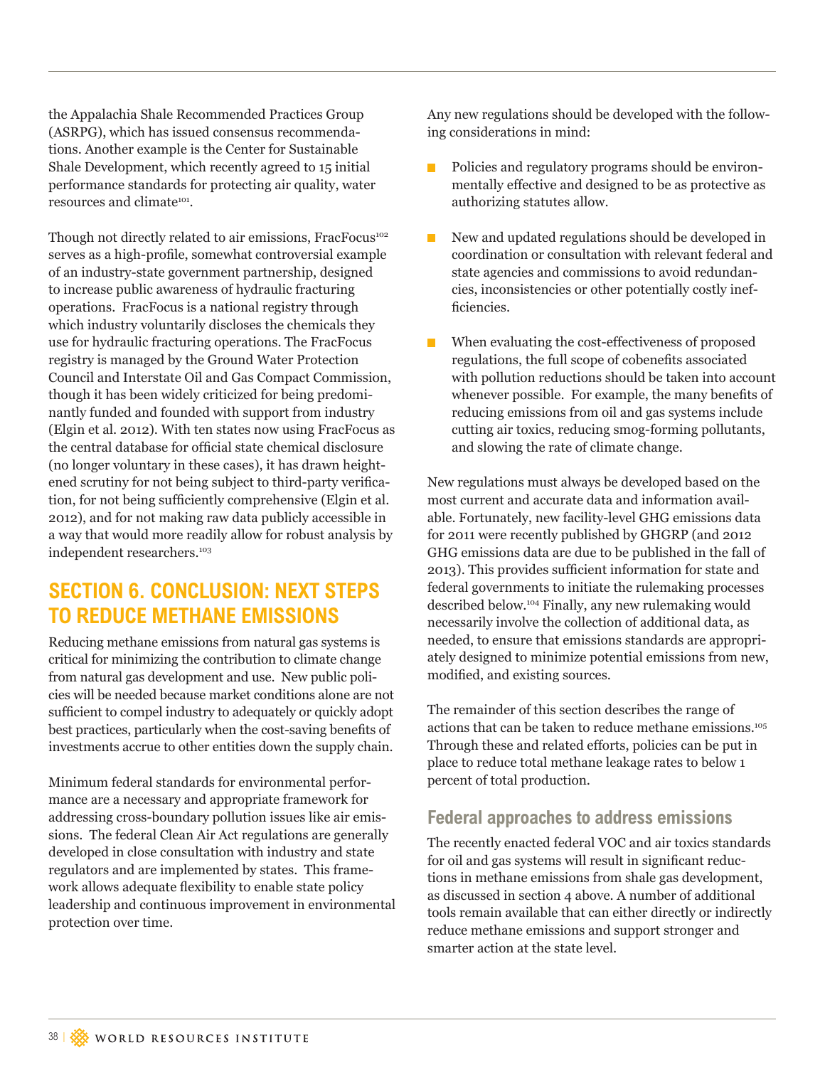the Appalachia Shale Recommended Practices Group (ASRPG), which has issued consensus recommendations. Another example is the Center for Sustainable Shale Development, which recently agreed to 15 initial performance standards for protecting air quality, water resources and climate[101].

Though not directly related to air emissions, FracFocus[102] serves as a high-profile, somewhat controversial example of an industry-state government partnership, designed to increase public awareness of hydraulic fracturing operations. FracFocus is a national registry through which industry voluntarily discloses the chemicals they use for hydraulic fracturing operations. The FracFocus registry is managed by the Ground Water Protection Council and Interstate Oil and Gas Compact Commission, though it has been widely criticized for being predominantly funded and founded with support from industry (Elgin et al. 2012). With ten states now using FracFocus as the central database for official state chemical disclosure (no longer voluntary in these cases), it has drawn heightened scrutiny for not being subject to third-party verification, for not being sufficiently comprehensive (Elgin et al. 2012), and for not making raw data publicly accessible in a way that would more readily allow for robust analysis by independent researchers.[103]

## SECTION 6. CONCLUSION: NEXT STEPS TO REDUCE METHANE EMISSIONS

Reducing methane emissions from natural gas systems is critical for minimizing the contribution to climate change from natural gas development and use. New public policies will be needed because market conditions alone are not sufficient to compel industry to adequately or quickly adopt best practices, particularly when the cost-saving benefits of investments accrue to other entities down the supply chain.

Minimum federal standards for environmental performance are a necessary and appropriate framework for addressing cross-boundary pollution issues like air emissions. The federal Clean Air Act regulations are generally developed in close consultation with industry and state regulators and are implemented by states. This framework allows adequate flexibility to enable state policy leadership and continuous improvement in environmental protection over time.

Any new regulations should be developed with the following considerations in mind:

- Policies and regulatory programs should be environmentally effective and designed to be as protective as authorizing statutes allow.
- New and updated regulations should be developed in coordination or consultation with relevant federal and state agencies and commissions to avoid redundancies, inconsistencies or other potentially costly inefficiencies.
- When evaluating the cost-effectiveness of proposed regulations, the full scope of cobenefits associated with pollution reductions should be taken into account whenever possible. For example, the many benefits of reducing emissions from oil and gas systems include cutting air toxics, reducing smog-forming pollutants, and slowing the rate of climate change.

New regulations must always be developed based on the most current and accurate data and information available. Fortunately, new facility-level GHG emissions data for 2011 were recently published by GHGRP (and 2012 GHG emissions data are due to be published in the fall of 2013). This provides sufficient information for state and federal governments to initiate the rulemaking processes described below.[104] Finally, any new rulemaking would necessarily involve the collection of additional data, as needed, to ensure that emissions standards are appropriately designed to minimize potential emissions from new, modified, and existing sources.

The remainder of this section describes the range of actions that can be taken to reduce methane emissions.[105] Through these and related efforts, policies can be put in place to reduce total methane leakage rates to below 1 percent of total production.

### Federal approaches to address emissions

The recently enacted federal VOC and air toxics standards for oil and gas systems will result in significant reductions in methane emissions from shale gas development, as discussed in section 4 above. A number of additional tools remain available that can either directly or indirectly reduce methane emissions and support stronger and smarter action at the state level.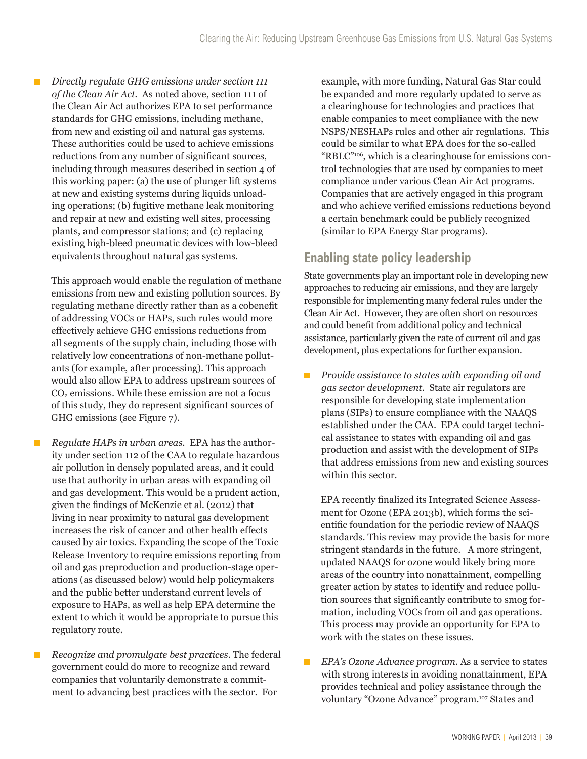- *Directly regulate GHG emissions under section 111 of the Clean Air Act.* As noted above, section 111 of the Clean Air Act authorizes EPA to set performance standards for GHG emissions, including methane, from new and existing oil and natural gas systems. These authorities could be used to achieve emissions reductions from any number of significant sources, including through measures described in section 4 of this working paper: (a) the use of plunger lift systems at new and existing systems during liquids unloading operations; (b) fugitive methane leak monitoring and repair at new and existing well sites, processing plants, and compressor stations; and (c) replacing existing high-bleed pneumatic devices with low-bleed equivalents throughout natural gas systems.

  This approach would enable the regulation of methane emissions from new and existing pollution sources. By regulating methane directly rather than as a cobenefit of addressing VOCs or HAPs, such rules would more effectively achieve GHG emissions reductions from all segments of the supply chain, including those with relatively low concentrations of non-methane pollutants (for example, after processing). This approach would also allow EPA to address upstream sources of $CO_2$ emissions. While these emission are not a focus of this study, they do represent significant sources of GHG emissions (see Figure 7).

- *Regulate HAPs in urban areas.* EPA has the authority under section 112 of the CAA to regulate hazardous air pollution in densely populated areas, and it could use that authority in urban areas with expanding oil and gas development. This would be a prudent action, given the findings of McKenzie et al. (2012) that living in near proximity to natural gas development increases the risk of cancer and other health effects caused by air toxics. Expanding the scope of the Toxic Release Inventory to require emissions reporting from oil and gas preproduction and production-stage operations (as discussed below) would help policymakers and the public better understand current levels of exposure to HAPs, as well as help EPA determine the extent to which it would be appropriate to pursue this regulatory route.

- *Recognize and promulgate best practices.* The federal government could do more to recognize and reward companies that voluntarily demonstrate a commitment to advancing best practices with the sector. For example, with more funding, Natural Gas Star could be expanded and more regularly updated to serve as a clearinghouse for technologies and practices that enable companies to meet compliance with the new NSPS/NESHAPs rules and other air regulations. This could be similar to what EPA does for the so-called "RBLC"[106], which is a clearinghouse for emissions control technologies that are used by companies to meet compliance under various Clean Air Act programs. Companies that are actively engaged in this program and who achieve verified emissions reductions beyond a certain benchmark could be publicly recognized (similar to EPA Energy Star programs).

## Enabling state policy leadership

State governments play an important role in developing new approaches to reducing air emissions, and they are largely responsible for implementing many federal rules under the Clean Air Act. However, they are often short on resources and could benefit from additional policy and technical assistance, particularly given the rate of current oil and gas development, plus expectations for further expansion.

- *Provide assistance to states with expanding oil and gas sector development.* State air regulators are responsible for developing state implementation plans (SIPs) to ensure compliance with the NAAQS established under the CAA. EPA could target technical assistance to states with expanding oil and gas production and assist with the development of SIPs that address emissions from new and existing sources within this sector.

  EPA recently finalized its Integrated Science Assessment for Ozone (EPA 2013b), which forms the scientific foundation for the periodic review of NAAQS standards. This review may provide the basis for more stringent standards in the future. A more stringent, updated NAAQS for ozone would likely bring more areas of the country into nonattainment, compelling greater action by states to identify and reduce pollution sources that significantly contribute to smog formation, including VOCs from oil and gas operations. This process may provide an opportunity for EPA to work with the states on these issues.

- *EPA's Ozone Advance program.* As a service to states with strong interests in avoiding nonattainment, EPA provides technical and policy assistance through the voluntary "Ozone Advance" program.[107] States and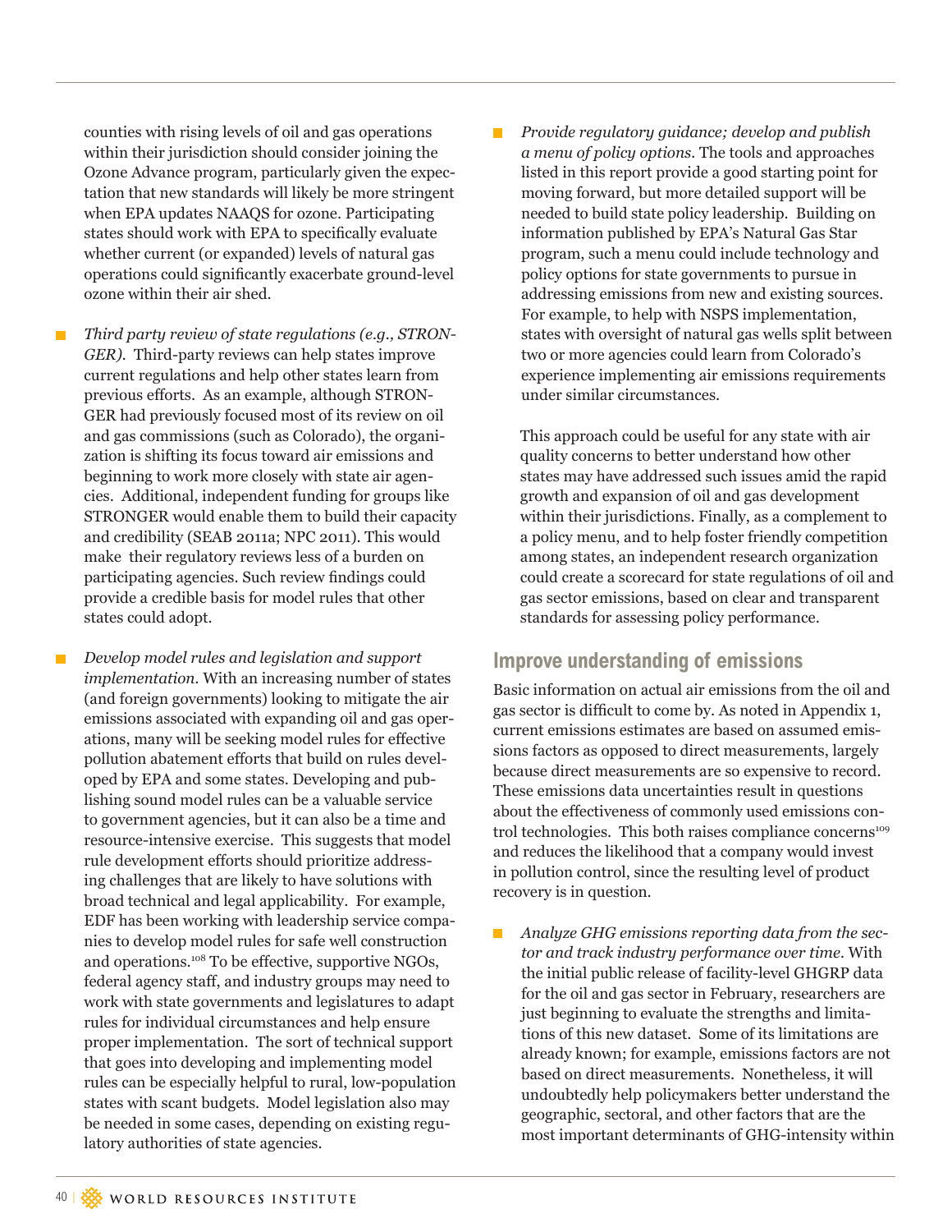counties with rising levels of oil and gas operations within their jurisdiction should consider joining the Ozone Advance program, particularly given the expectation that new standards will likely be more stringent when EPA updates NAAQS for ozone. Participating states should work with EPA to specifically evaluate whether current (or expanded) levels of natural gas operations could significantly exacerbate ground-level ozone within their air shed.

- *Third party review of state regulations (e.g., STRONGER).* Third-party reviews can help states improve current regulations and help other states learn from previous efforts. As an example, although STRONGER had previously focused most of its review on oil and gas commissions (such as Colorado), the organization is shifting its focus toward air emissions and beginning to work more closely with state air agencies. Additional, independent funding for groups like STRONGER would enable them to build their capacity and credibility (SEAB 2011a; NPC 2011). This would make their regulatory reviews less of a burden on participating agencies. Such review findings could provide a credible basis for model rules that other states could adopt.

- *Develop model rules and legislation and support implementation.* With an increasing number of states (and foreign governments) looking to mitigate the air emissions associated with expanding oil and gas operations, many will be seeking model rules for effective pollution abatement efforts that build on rules developed by EPA and some states. Developing and publishing sound model rules can be a valuable service to government agencies, but it can also be a time and resource-intensive exercise. This suggests that model rule development efforts should prioritize addressing challenges that are likely to have solutions with broad technical and legal applicability. For example, EDF has been working with leadership service companies to develop model rules for safe well construction and operations.[108] To be effective, supportive NGOs, federal agency staff, and industry groups may need to work with state governments and legislatures to adapt rules for individual circumstances and help ensure proper implementation. The sort of technical support that goes into developing and implementing model rules can be especially helpful to rural, low-population states with scant budgets. Model legislation also may be needed in some cases, depending on existing regulatory authorities of state agencies.

- *Provide regulatory guidance; develop and publish a menu of policy options.* The tools and approaches listed in this report provide a good starting point for moving forward, but more detailed support will be needed to build state policy leadership. Building on information published by EPA's Natural Gas Star program, such a menu could include technology and policy options for state governments to pursue in addressing emissions from new and existing sources. For example, to help with NSPS implementation, states with oversight of natural gas wells split between two or more agencies could learn from Colorado's experience implementing air emissions requirements under similar circumstances.

  This approach could be useful for any state with air quality concerns to better understand how other states may have addressed such issues amid the rapid growth and expansion of oil and gas development within their jurisdictions. Finally, as a complement to a policy menu, and to help foster friendly competition among states, an independent research organization could create a scorecard for state regulations of oil and gas sector emissions, based on clear and transparent standards for assessing policy performance.

## Improve understanding of emissions

Basic information on actual air emissions from the oil and gas sector is difficult to come by. As noted in Appendix 1, current emissions estimates are based on assumed emissions factors as opposed to direct measurements, largely because direct measurements are so expensive to record. These emissions data uncertainties result in questions about the effectiveness of commonly used emissions control technologies. This both raises compliance concerns[109] and reduces the likelihood that a company would invest in pollution control, since the resulting level of product recovery is in question.

- *Analyze GHG emissions reporting data from the sector and track industry performance over time.* With the initial public release of facility-level GHGRP data for the oil and gas sector in February, researchers are just beginning to evaluate the strengths and limitations of this new dataset. Some of its limitations are already known; for example, emissions factors are not based on direct measurements. Nonetheless, it will undoubtedly help policymakers better understand the geographic, sectoral, and other factors that are the most important determinants of GHG-intensity within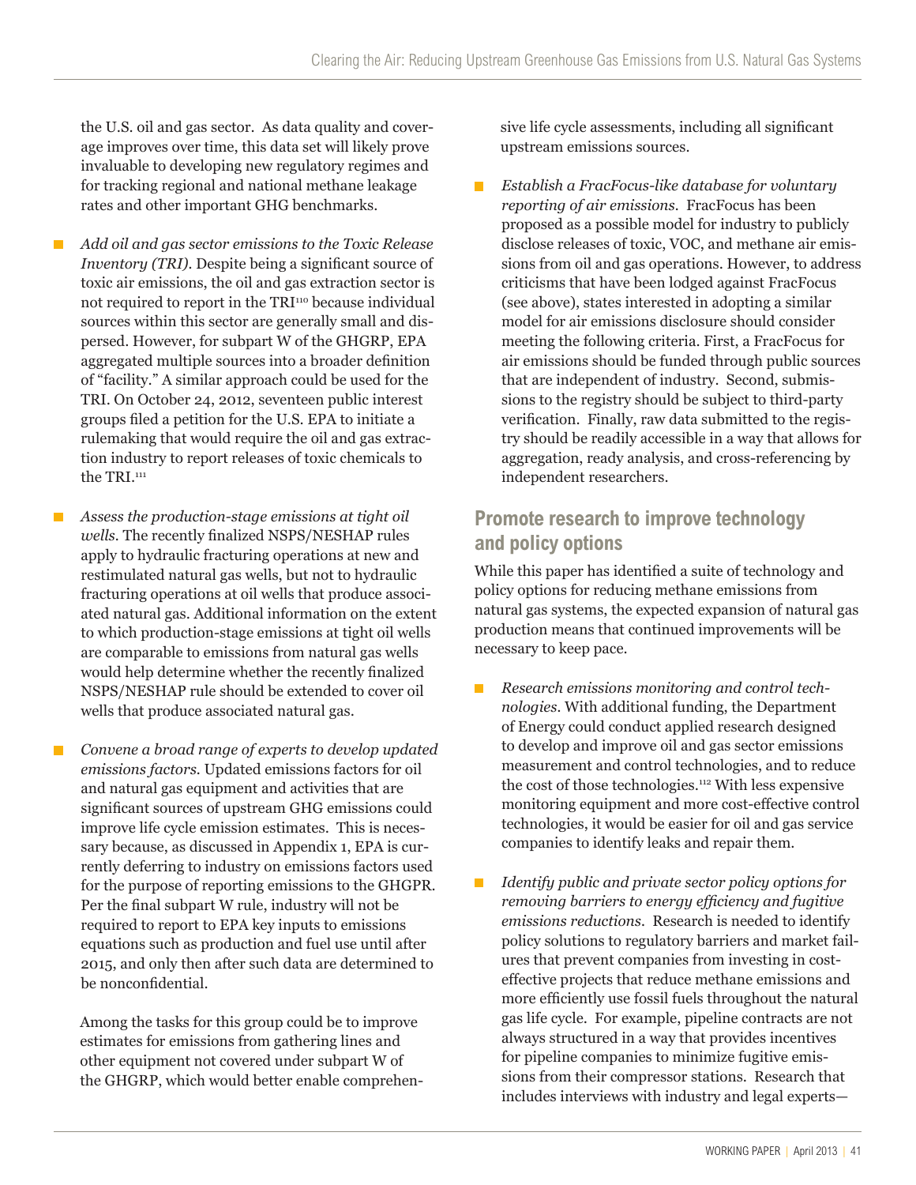the U.S. oil and gas sector. As data quality and coverage improves over time, this data set will likely prove invaluable to developing new regulatory regimes and for tracking regional and national methane leakage rates and other important GHG benchmarks.

- *Add oil and gas sector emissions to the Toxic Release Inventory (TRI).* Despite being a significant source of toxic air emissions, the oil and gas extraction sector is not required to report in the TRI[110] because individual sources within this sector are generally small and dispersed. However, for subpart W of the GHGRP, EPA aggregated multiple sources into a broader definition of "facility." A similar approach could be used for the TRI. On October 24, 2012, seventeen public interest groups filed a petition for the U.S. EPA to initiate a rulemaking that would require the oil and gas extraction industry to report releases of toxic chemicals to the TRI.[111]

- *Assess the production-stage emissions at tight oil wells.* The recently finalized NSPS/NESHAP rules apply to hydraulic fracturing operations at new and restimulated natural gas wells, but not to hydraulic fracturing operations at oil wells that produce associated natural gas. Additional information on the extent to which production-stage emissions at tight oil wells are comparable to emissions from natural gas wells would help determine whether the recently finalized NSPS/NESHAP rule should be extended to cover oil wells that produce associated natural gas.

- *Convene a broad range of experts to develop updated emissions factors.* Updated emissions factors for oil and natural gas equipment and activities that are significant sources of upstream GHG emissions could improve life cycle emission estimates. This is necessary because, as discussed in Appendix 1, EPA is currently deferring to industry on emissions factors used for the purpose of reporting emissions to the GHGPR. Per the final subpart W rule, industry will not be required to report to EPA key inputs to emissions equations such as production and fuel use until after 2015, and only then after such data are determined to be nonconfidential.

  Among the tasks for this group could be to improve estimates for emissions from gathering lines and other equipment not covered under subpart W of the GHGRP, which would better enable comprehensive life cycle assessments, including all significant upstream emissions sources.

- *Establish a FracFocus-like database for voluntary reporting of air emissions.* FracFocus has been proposed as a possible model for industry to publicly disclose releases of toxic, VOC, and methane air emissions from oil and gas operations. However, to address criticisms that have been lodged against FracFocus (see above), states interested in adopting a similar model for air emissions disclosure should consider meeting the following criteria. First, a FracFocus for air emissions should be funded through public sources that are independent of industry. Second, submissions to the registry should be subject to third-party verification. Finally, raw data submitted to the registry should be readily accessible in a way that allows for aggregation, ready analysis, and cross-referencing by independent researchers.

## Promote research to improve technology and policy options

While this paper has identified a suite of technology and policy options for reducing methane emissions from natural gas systems, the expected expansion of natural gas production means that continued improvements will be necessary to keep pace.

- *Research emissions monitoring and control technologies.* With additional funding, the Department of Energy could conduct applied research designed to develop and improve oil and gas sector emissions measurement and control technologies, and to reduce the cost of those technologies.[112] With less expensive monitoring equipment and more cost-effective control technologies, it would be easier for oil and gas service companies to identify leaks and repair them.

- *Identify public and private sector policy options for removing barriers to energy efficiency and fugitive emissions reductions.* Research is needed to identify policy solutions to regulatory barriers and market failures that prevent companies from investing in cost-effective projects that reduce methane emissions and more efficiently use fossil fuels throughout the natural gas life cycle. For example, pipeline contracts are not always structured in a way that provides incentives for pipeline companies to minimize fugitive emissions from their compressor stations. Research that includes interviews with industry and legal experts—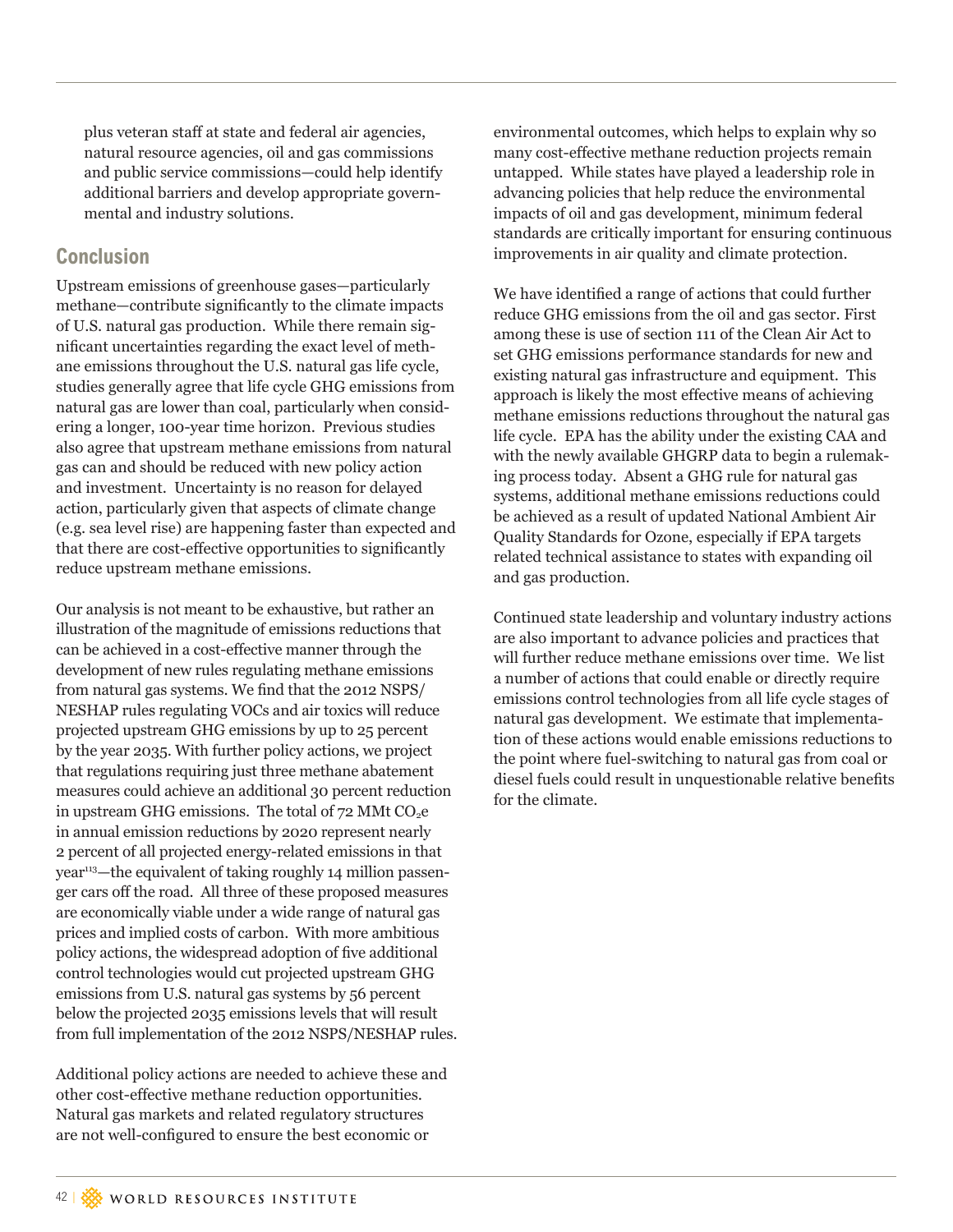plus veteran staff at state and federal air agencies, natural resource agencies, oil and gas commissions and public service commissions—could help identify additional barriers and develop appropriate governmental and industry solutions.

## Conclusion

Upstream emissions of greenhouse gases—particularly methane—contribute significantly to the climate impacts of U.S. natural gas production. While there remain significant uncertainties regarding the exact level of methane emissions throughout the U.S. natural gas life cycle, studies generally agree that life cycle GHG emissions from natural gas are lower than coal, particularly when considering a longer, 100-year time horizon. Previous studies also agree that upstream methane emissions from natural gas can and should be reduced with new policy action and investment. Uncertainty is no reason for delayed action, particularly given that aspects of climate change (e.g. sea level rise) are happening faster than expected and that there are cost-effective opportunities to significantly reduce upstream methane emissions.

Our analysis is not meant to be exhaustive, but rather an illustration of the magnitude of emissions reductions that can be achieved in a cost-effective manner through the development of new rules regulating methane emissions from natural gas systems. We find that the 2012 NSPS/NESHAP rules regulating VOCs and air toxics will reduce projected upstream GHG emissions by up to 25 percent by the year 2035. With further policy actions, we project that regulations requiring just three methane abatement measures could achieve an additional 30 percent reduction in upstream GHG emissions. The total of 72 MMt $CO_2e$ in annual emission reductions by 2020 represent nearly 2 percent of all projected energy-related emissions in that year[113]—the equivalent of taking roughly 14 million passenger cars off the road. All three of these proposed measures are economically viable under a wide range of natural gas prices and implied costs of carbon. With more ambitious policy actions, the widespread adoption of five additional control technologies would cut projected upstream GHG emissions from U.S. natural gas systems by 56 percent below the projected 2035 emissions levels that will result from full implementation of the 2012 NSPS/NESHAP rules.

Additional policy actions are needed to achieve these and other cost-effective methane reduction opportunities. Natural gas markets and related regulatory structures are not well-configured to ensure the best economic or environmental outcomes, which helps to explain why so many cost-effective methane reduction projects remain untapped. While states have played a leadership role in advancing policies that help reduce the environmental impacts of oil and gas development, minimum federal standards are critically important for ensuring continuous improvements in air quality and climate protection.

We have identified a range of actions that could further reduce GHG emissions from the oil and gas sector. First among these is use of section 111 of the Clean Air Act to set GHG emissions performance standards for new and existing natural gas infrastructure and equipment. This approach is likely the most effective means of achieving methane emissions reductions throughout the natural gas life cycle. EPA has the ability under the existing CAA and with the newly available GHGRP data to begin a rulemaking process today. Absent a GHG rule for natural gas systems, additional methane emissions reductions could be achieved as a result of updated National Ambient Air Quality Standards for Ozone, especially if EPA targets related technical assistance to states with expanding oil and gas production.

Continued state leadership and voluntary industry actions are also important to advance policies and practices that will further reduce methane emissions over time. We list a number of actions that could enable or directly require emissions control technologies from all life cycle stages of natural gas development. We estimate that implementation of these actions would enable emissions reductions to the point where fuel-switching to natural gas from coal or diesel fuels could result in unquestionable relative benefits for the climate.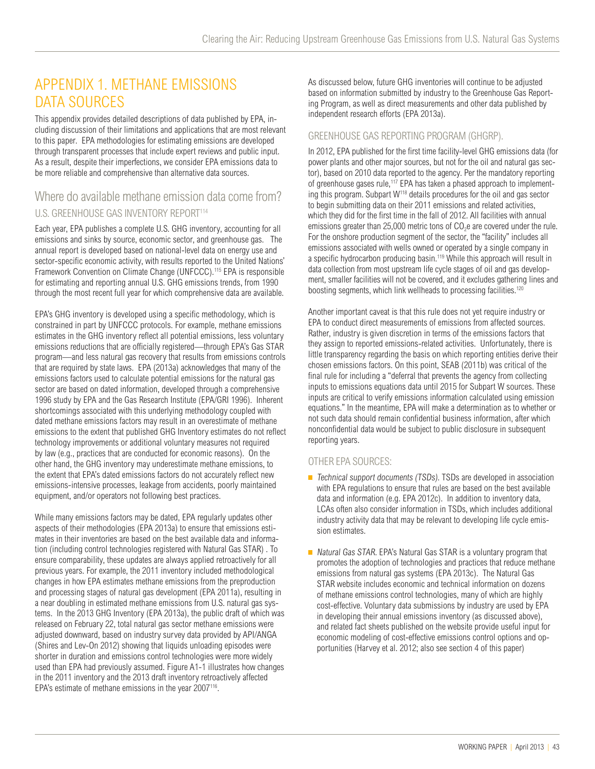# APPENDIX 1. METHANE EMISSIONS DATA SOURCES

This appendix provides detailed descriptions of data published by EPA, including discussion of their limitations and applications that are most relevant to this paper. EPA methodologies for estimating emissions are developed through transparent processes that include expert reviews and public input. As a result, despite their imperfections, we consider EPA emissions data to be more reliable and comprehensive than alternative data sources.

## Where do available methane emission data come from?

### U.S. GREENHOUSE GAS INVENTORY REPORT[114]

Each year, EPA publishes a complete U.S. GHG inventory, accounting for all emissions and sinks by source, economic sector, and greenhouse gas. The annual report is developed based on national-level data on energy use and sector-specific economic activity, with results reported to the United Nations' Framework Convention on Climate Change (UNFCCC).[115] EPA is responsible for estimating and reporting annual U.S. GHG emissions trends, from 1990 through the most recent full year for which comprehensive data are available.

EPA's GHG inventory is developed using a specific methodology, which is constrained in part by UNFCCC protocols. For example, methane emissions estimates in the GHG inventory reflect all potential emissions, less voluntary emissions reductions that are officially registered—through EPA's Gas STAR program—and less natural gas recovery that results from emissions controls that are required by state laws. EPA (2013a) acknowledges that many of the emissions factors used to calculate potential emissions for the natural gas sector are based on dated information, developed through a comprehensive 1996 study by EPA and the Gas Research Institute (EPA/GRI 1996). Inherent shortcomings associated with this underlying methodology coupled with dated methane emissions factors may result in an overestimate of methane emissions to the extent that published GHG Inventory estimates do not reflect technology improvements or additional voluntary measures not required by law (e.g., practices that are conducted for economic reasons). On the other hand, the GHG inventory may underestimate methane emissions, to the extent that EPA's dated emissions factors do not accurately reflect new emissions-intensive processes, leakage from accidents, poorly maintained equipment, and/or operators not following best practices.

While many emissions factors may be dated, EPA regularly updates other aspects of their methodologies (EPA 2013a) to ensure that emissions estimates in their inventories are based on the best available data and information (including control technologies registered with Natural Gas STAR) . To ensure comparability, these updates are always applied retroactively for all previous years. For example, the 2011 inventory included methodological changes in how EPA estimates methane emissions from the preproduction and processing stages of natural gas development (EPA 2011a), resulting in a near doubling in estimated methane emissions from U.S. natural gas systems. In the 2013 GHG Inventory (EPA 2013a), the public draft of which was released on February 22, total natural gas sector methane emissions were adjusted downward, based on industry survey data provided by API/ANGA (Shires and Lev-On 2012) showing that liquids unloading episodes were shorter in duration and emissions control technologies were more widely used than EPA had previously assumed. Figure A1-1 illustrates how changes in the 2011 inventory and the 2013 draft inventory retroactively affected EPA's estimate of methane emissions in the year 2007[116].

As discussed below, future GHG inventories will continue to be adjusted based on information submitted by industry to the Greenhouse Gas Reporting Program, as well as direct measurements and other data published by independent research efforts (EPA 2013a).

### GREENHOUSE GAS REPORTING PROGRAM (GHGRP).

In 2012, EPA published for the first time facility-level GHG emissions data (for power plants and other major sources, but not for the oil and natural gas sector), based on 2010 data reported to the agency. Per the mandatory reporting of greenhouse gases rule,[117] EPA has taken a phased approach to implementing this program. Subpart W[118] details procedures for the oil and gas sector to begin submitting data on their 2011 emissions and related activities, which they did for the first time in the fall of 2012. All facilities with annual emissions greater than 25,000 metric tons of $CO_2e$ are covered under the rule. For the onshore production segment of the sector, the "facility" includes all emissions associated with wells owned or operated by a single company in a specific hydrocarbon producing basin.[119] While this approach will result in data collection from most upstream life cycle stages of oil and gas development, smaller facilities will not be covered, and it excludes gathering lines and boosting segments, which link wellheads to processing facilities.[120]

Another important caveat is that this rule does not yet require industry or EPA to conduct direct measurements of emissions from affected sources. Rather, industry is given discretion in terms of the emissions factors that they assign to reported emissions-related activities. Unfortunately, there is little transparency regarding the basis on which reporting entities derive their chosen emissions factors. On this point, SEAB (2011b) was critical of the final rule for including a "deferral that prevents the agency from collecting inputs to emissions equations data until 2015 for Subpart W sources. These inputs are critical to verify emissions information calculated using emission equations." In the meantime, EPA will make a determination as to whether or not such data should remain confidential business information, after which nonconfidential data would be subject to public disclosure in subsequent reporting years.

### OTHER EPA SOURCES:

- *Technical support documents (TSDs).* TSDs are developed in association with EPA regulations to ensure that rules are based on the best available data and information (e.g. EPA 2012c). In addition to inventory data, LCAs often also consider information in TSDs, which includes additional industry activity data that may be relevant to developing life cycle emission estimates.

- *Natural Gas STAR.* EPA's Natural Gas STAR is a voluntary program that promotes the adoption of technologies and practices that reduce methane emissions from natural gas systems (EPA 2013c). The Natural Gas STAR website includes economic and technical information on dozens of methane emissions control technologies, many of which are highly cost-effective. Voluntary data submissions by industry are used by EPA in developing their annual emissions inventory (as discussed above), and related fact sheets published on the website provide useful input for economic modeling of cost-effective emissions control options and opportunities (Harvey et al. 2012; also see section 4 of this paper)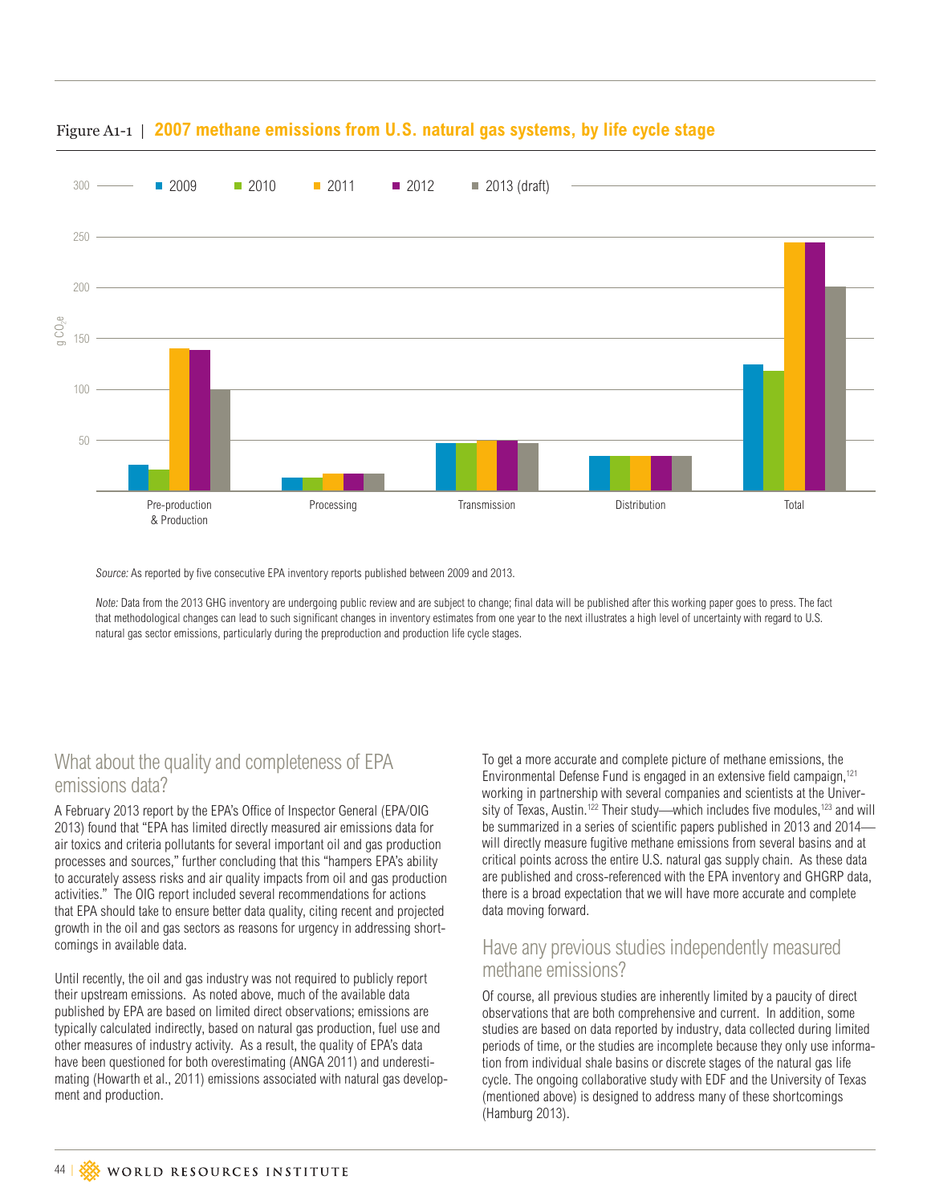Figure A1-1 | **2007 methane emissions from U.S. natural gas systems, by life cycle stage**

*Source:* As reported by five consecutive EPA inventory reports published between 2009 and 2013.

*Note:* Data from the 2013 GHG inventory are undergoing public review and are subject to change; final data will be published after this working paper goes to press. The fact that methodological changes can lead to such significant changes in inventory estimates from one year to the next illustrates a high level of uncertainty with regard to U.S. natural gas sector emissions, particularly during the preproduction and production life cycle stages.

## What about the quality and completeness of EPA emissions data?

A February 2013 report by the EPA's Office of Inspector General (EPA/OIG 2013) found that "EPA has limited directly measured air emissions data for air toxics and criteria pollutants for several important oil and gas production processes and sources," further concluding that this "hampers EPA's ability to accurately assess risks and air quality impacts from oil and gas production activities." The OIG report included several recommendations for actions that EPA should take to ensure better data quality, citing recent and projected growth in the oil and gas sectors as reasons for urgency in addressing shortcomings in available data.

Until recently, the oil and gas industry was not required to publicly report their upstream emissions. As noted above, much of the available data published by EPA are based on limited direct observations; emissions are typically calculated indirectly, based on natural gas production, fuel use and other measures of industry activity. As a result, the quality of EPA's data have been questioned for both overestimating (ANGA 2011) and underestimating (Howarth et al., 2011) emissions associated with natural gas development and production.

To get a more accurate and complete picture of methane emissions, the Environmental Defense Fund is engaged in an extensive field campaign,[121] working in partnership with several companies and scientists at the University of Texas, Austin.[122] Their study—which includes five modules,[123] and will be summarized in a series of scientific papers published in 2013 and 2014—will directly measure fugitive methane emissions from several basins and at critical points across the entire U.S. natural gas supply chain. As these data are published and cross-referenced with the EPA inventory and GHGRP data, there is a broad expectation that we will have more accurate and complete data moving forward.

## Have any previous studies independently measured methane emissions?

Of course, all previous studies are inherently limited by a paucity of direct observations that are both comprehensive and current. In addition, some studies are based on data reported by industry, data collected during limited periods of time, or the studies are incomplete because they only use information from individual shale basins or discrete stages of the natural gas life cycle. The ongoing collaborative study with EDF and the University of Texas (mentioned above) is designed to address many of these shortcomings (Hamburg 2013).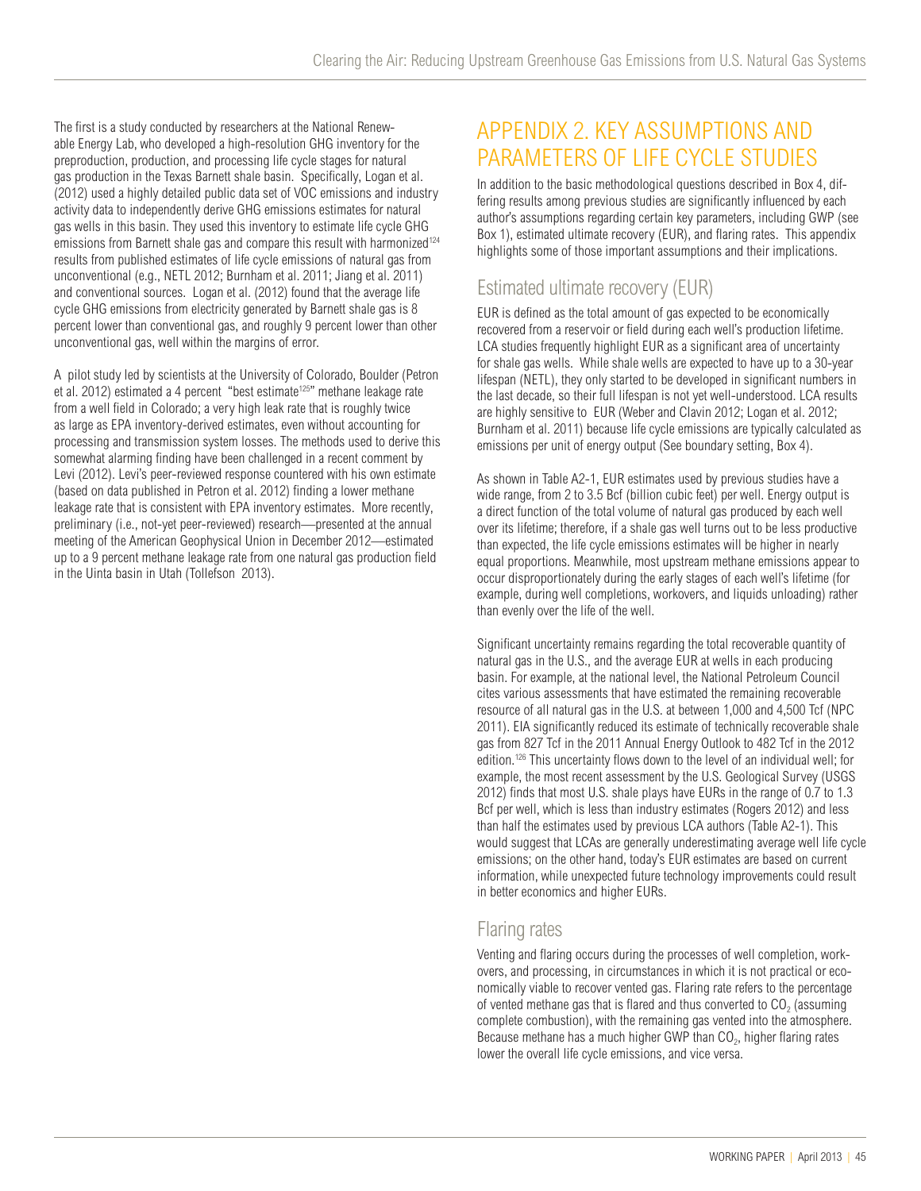The first is a study conducted by researchers at the National Renewable Energy Lab, who developed a high-resolution GHG inventory for the preproduction, production, and processing life cycle stages for natural gas production in the Texas Barnett shale basin. Specifically, Logan et al. (2012) used a highly detailed public data set of VOC emissions and industry activity data to independently derive GHG emissions estimates for natural gas wells in this basin. They used this inventory to estimate life cycle GHG emissions from Barnett shale gas and compare this result with harmonized[124] results from published estimates of life cycle emissions of natural gas from unconventional (e.g., NETL 2012; Burnham et al. 2011; Jiang et al. 2011) and conventional sources. Logan et al. (2012) found that the average life cycle GHG emissions from electricity generated by Barnett shale gas is 8 percent lower than conventional gas, and roughly 9 percent lower than other unconventional gas, well within the margins of error.

A pilot study led by scientists at the University of Colorado, Boulder (Petron et al. 2012) estimated a 4 percent "best estimate[125]" methane leakage rate from a well field in Colorado; a very high leak rate that is roughly twice as large as EPA inventory-derived estimates, even without accounting for processing and transmission system losses. The methods used to derive this somewhat alarming finding have been challenged in a recent comment by Levi (2012). Levi's peer-reviewed response countered with his own estimate (based on data published in Petron et al. 2012) finding a lower methane leakage rate that is consistent with EPA inventory estimates. More recently, preliminary (i.e., not-yet peer-reviewed) research—presented at the annual meeting of the American Geophysical Union in December 2012—estimated up to a 9 percent methane leakage rate from one natural gas production field in the Uinta basin in Utah (Tollefson 2013).

# APPENDIX 2. KEY ASSUMPTIONS AND PARAMETERS OF LIFE CYCLE STUDIES

In addition to the basic methodological questions described in Box 4, differing results among previous studies are significantly influenced by each author's assumptions regarding certain key parameters, including GWP (see Box 1), estimated ultimate recovery (EUR), and flaring rates. This appendix highlights some of those important assumptions and their implications.

## Estimated ultimate recovery (EUR)

EUR is defined as the total amount of gas expected to be economically recovered from a reservoir or field during each well's production lifetime. LCA studies frequently highlight EUR as a significant area of uncertainty for shale gas wells. While shale wells are expected to have up to a 30-year lifespan (NETL), they only started to be developed in significant numbers in the last decade, so their full lifespan is not yet well-understood. LCA results are highly sensitive to EUR (Weber and Clavin 2012; Logan et al. 2012; Burnham et al. 2011) because life cycle emissions are typically calculated as emissions per unit of energy output (See boundary setting, Box 4).

As shown in Table A2-1, EUR estimates used by previous studies have a wide range, from 2 to 3.5 Bcf (billion cubic feet) per well. Energy output is a direct function of the total volume of natural gas produced by each well over its lifetime; therefore, if a shale gas well turns out to be less productive than expected, the life cycle emissions estimates will be higher in nearly equal proportions. Meanwhile, most upstream methane emissions appear to occur disproportionately during the early stages of each well's lifetime (for example, during well completions, workovers, and liquids unloading) rather than evenly over the life of the well.

Significant uncertainty remains regarding the total recoverable quantity of natural gas in the U.S., and the average EUR at wells in each producing basin. For example, at the national level, the National Petroleum Council cites various assessments that have estimated the remaining recoverable resource of all natural gas in the U.S. at between 1,000 and 4,500 Tcf (NPC 2011). EIA significantly reduced its estimate of technically recoverable shale gas from 827 Tcf in the 2011 Annual Energy Outlook to 482 Tcf in the 2012 edition.[126] This uncertainty flows down to the level of an individual well; for example, the most recent assessment by the U.S. Geological Survey (USGS 2012) finds that most U.S. shale plays have EURs in the range of 0.7 to 1.3 Bcf per well, which is less than industry estimates (Rogers 2012) and less than half the estimates used by previous LCA authors (Table A2-1). This would suggest that LCAs are generally underestimating average well life cycle emissions; on the other hand, today's EUR estimates are based on current information, while unexpected future technology improvements could result in better economics and higher EURs.

## Flaring rates

Venting and flaring occurs during the processes of well completion, workovers, and processing, in circumstances in which it is not practical or economically viable to recover vented gas. Flaring rate refers to the percentage of vented methane gas that is flared and thus converted to $CO_2$ (assuming complete combustion), with the remaining gas vented into the atmosphere. Because methane has a much higher GWP than $CO_2$, higher flaring rates lower the overall life cycle emissions, and vice versa.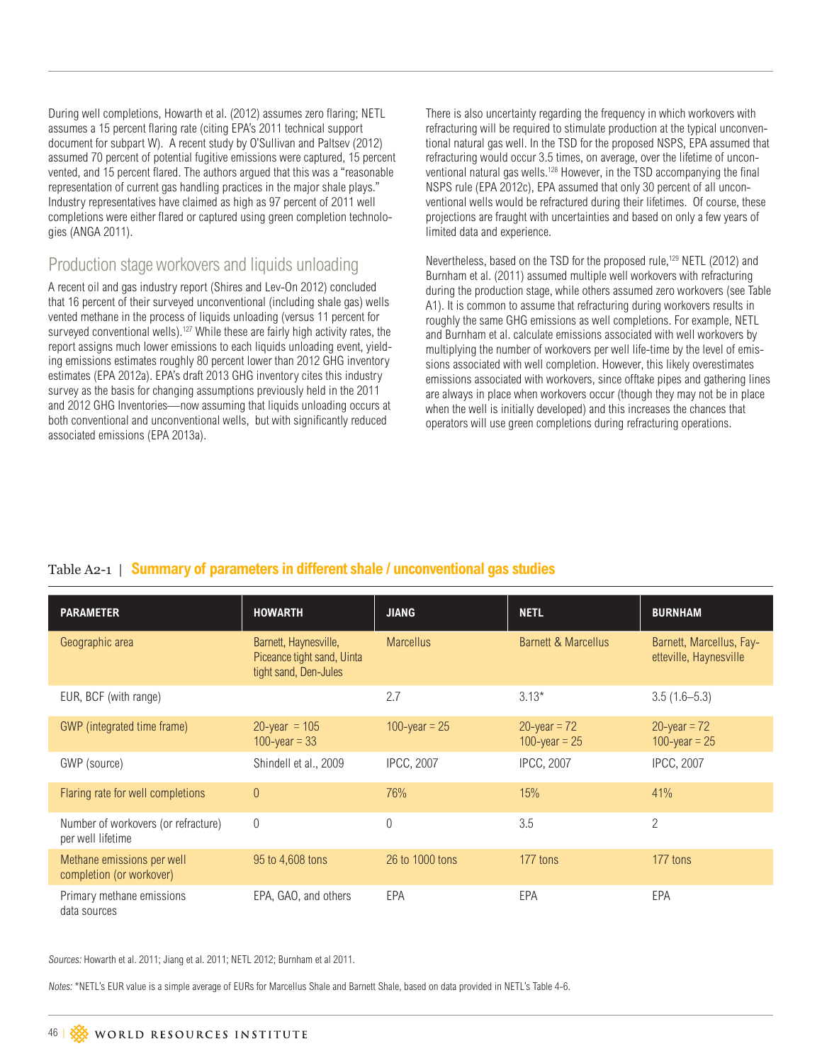During well completions, Howarth et al. (2012) assumes zero flaring; NETL assumes a 15 percent flaring rate (citing EPA's 2011 technical support document for subpart W). A recent study by O'Sullivan and Paltsev (2012) assumed 70 percent of potential fugitive emissions were captured, 15 percent vented, and 15 percent flared. The authors argued that this was a "reasonable representation of current gas handling practices in the major shale plays." Industry representatives have claimed as high as 97 percent of 2011 well completions were either flared or captured using green completion technologies (ANGA 2011).

## Production stage workovers and liquids unloading

A recent oil and gas industry report (Shires and Lev-On 2012) concluded that 16 percent of their surveyed unconventional (including shale gas) wells vented methane in the process of liquids unloading (versus 11 percent for surveyed conventional wells).[127] While these are fairly high activity rates, the report assigns much lower emissions to each liquids unloading event, yielding emissions estimates roughly 80 percent lower than 2012 GHG inventory estimates (EPA 2012a). EPA's draft 2013 GHG inventory cites this industry survey as the basis for changing assumptions previously held in the 2011 and 2012 GHG Inventories—now assuming that liquids unloading occurs at both conventional and unconventional wells, but with significantly reduced associated emissions (EPA 2013a).

There is also uncertainty regarding the frequency in which workovers with refracturing will be required to stimulate production at the typical unconventional natural gas well. In the TSD for the proposed NSPS, EPA assumed that refracturing would occur 3.5 times, on average, over the lifetime of unconventional natural gas wells.[128] However, in the TSD accompanying the final NSPS rule (EPA 2012c), EPA assumed that only 30 percent of all unconventional wells would be refractured during their lifetimes. Of course, these projections are fraught with uncertainties and based on only a few years of limited data and experience.

Nevertheless, based on the TSD for the proposed rule,[129] NETL (2012) and Burnham et al. (2011) assumed multiple well workovers with refracturing during the production stage, while others assumed zero workovers (see Table A1). It is common to assume that refracturing during workovers results in roughly the same GHG emissions as well completions. For example, NETL and Burnham et al. calculate emissions associated with well workovers by multiplying the number of workovers per well life-time by the level of emissions associated with well completion. However, this likely overestimates emissions associated with workovers, since offtake pipes and gathering lines are always in place when workovers occur (though they may not be in place when the well is initially developed) and this increases the chances that operators will use green completions during refracturing operations.

Table A2-1 | **Summary of parameters in different shale / unconventional gas studies**

| PARAMETER | HOWARTH | JIANG | NETL | BURNHAM |
|---|---|---|---|---|
| Geographic area | Barnett, Haynesville, Piceance tight sand, Uinta tight sand, Den-Jules | Marcellus | Barnett & Marcellus | Barnett, Marcellus, Fayetteville, Haynesville |
| EUR, BCF (with range) | | 2.7 | 3.13* | 3.5 (1.6–5.3) |
| GWP (integrated time frame) | 20-year = 105<br>100-year = 33 | 100-year = 25 | 20-year = 72<br>100-year = 25 | 20-year = 72<br>100-year = 25 |
| GWP (source) | Shindell et al., 2009 | IPCC, 2007 | IPCC, 2007 | IPCC, 2007 |
| Flaring rate for well completions | 0 | 76% | 15% | 41% |
| Number of workovers (or refracture) per well lifetime | 0 | 0 | 3.5 | 2 |
| Methane emissions per well completion (or workover) | 95 to 4,608 tons | 26 to 1000 tons | 177 tons | 177 tons |
| Primary methane emissions data sources | EPA, GAO, and others | EPA | EPA | EPA |

*Sources:* Howarth et al. 2011; Jiang et al. 2011; NETL 2012; Burnham et al 2011.

*Notes:* *NETL's EUR value is a simple average of EURs for Marcellus Shale and Barnett Shale, based on data provided in NETL's Table 4-6.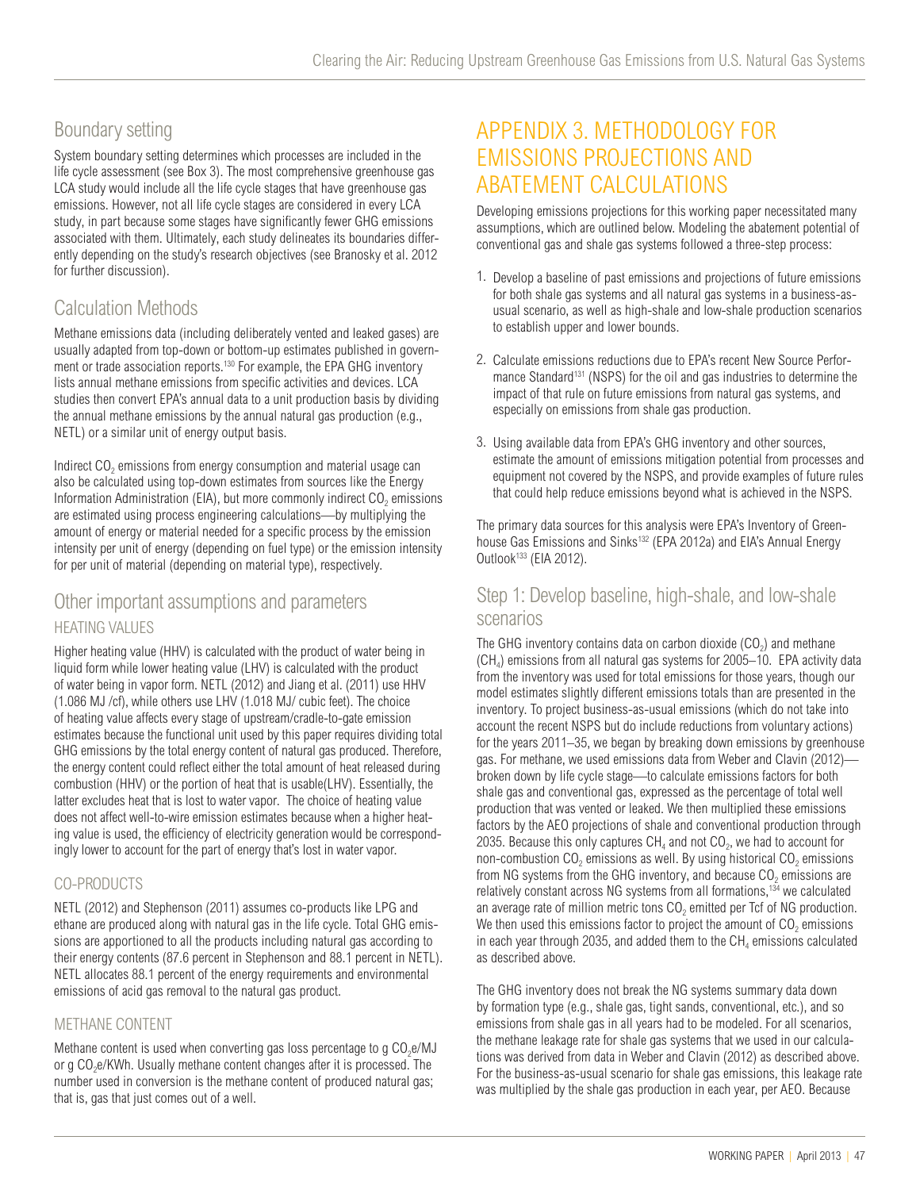## Boundary setting

System boundary setting determines which processes are included in the life cycle assessment (see Box 3). The most comprehensive greenhouse gas LCA study would include all the life cycle stages that have greenhouse gas emissions. However, not all life cycle stages are considered in every LCA study, in part because some stages have significantly fewer GHG emissions associated with them. Ultimately, each study delineates its boundaries differently depending on the study's research objectives (see Branosky et al. 2012 for further discussion).

## Calculation Methods

Methane emissions data (including deliberately vented and leaked gases) are usually adapted from top-down or bottom-up estimates published in government or trade association reports.[130] For example, the EPA GHG inventory lists annual methane emissions from specific activities and devices. LCA studies then convert EPA's annual data to a unit production basis by dividing the annual methane emissions by the annual natural gas production (e.g., NETL) or a similar unit of energy output basis.

Indirect $CO_2$ emissions from energy consumption and material usage can also be calculated using top-down estimates from sources like the Energy Information Administration (EIA), but more commonly indirect $CO_2$ emissions are estimated using process engineering calculations—by multiplying the amount of energy or material needed for a specific process by the emission intensity per unit of energy (depending on fuel type) or the emission intensity for per unit of material (depending on material type), respectively.

## Other important assumptions and parameters

### HEATING VALUES

Higher heating value (HHV) is calculated with the product of water being in liquid form while lower heating value (LHV) is calculated with the product of water being in vapor form. NETL (2012) and Jiang et al. (2011) use HHV (1.086 MJ /cf), while others use LHV (1.018 MJ/ cubic feet). The choice of heating value affects every stage of upstream/cradle-to-gate emission estimates because the functional unit used by this paper requires dividing total GHG emissions by the total energy content of natural gas produced. Therefore, the energy content could reflect either the total amount of heat released during combustion (HHV) or the portion of heat that is usable(LHV). Essentially, the latter excludes heat that is lost to water vapor. The choice of heating value does not affect well-to-wire emission estimates because when a higher heating value is used, the efficiency of electricity generation would be correspondingly lower to account for the part of energy that's lost in water vapor.

### CO-PRODUCTS

NETL (2012) and Stephenson (2011) assumes co-products like LPG and ethane are produced along with natural gas in the life cycle. Total GHG emissions are apportioned to all the products including natural gas according to their energy contents (87.6 percent in Stephenson and 88.1 percent in NETL). NETL allocates 88.1 percent of the energy requirements and environmental emissions of acid gas removal to the natural gas product.

### METHANE CONTENT

Methane content is used when converting gas loss percentage to g $CO_2$e/MJ or g $CO_2$e/KWh. Usually methane content changes after it is processed. The number used in conversion is the methane content of produced natural gas; that is, gas that just comes out of a well.

# APPENDIX 3. METHODOLOGY FOR EMISSIONS PROJECTIONS AND ABATEMENT CALCULATIONS

Developing emissions projections for this working paper necessitated many assumptions, which are outlined below. Modeling the abatement potential of conventional gas and shale gas systems followed a three-step process:

1. Develop a baseline of past emissions and projections of future emissions for both shale gas systems and all natural gas systems in a business-as-usual scenario, as well as high-shale and low-shale production scenarios to establish upper and lower bounds.
2. Calculate emissions reductions due to EPA's recent New Source Performance Standard[131] (NSPS) for the oil and gas industries to determine the impact of that rule on future emissions from natural gas systems, and especially on emissions from shale gas production.
3. Using available data from EPA's GHG inventory and other sources, estimate the amount of emissions mitigation potential from processes and equipment not covered by the NSPS, and provide examples of future rules that could help reduce emissions beyond what is achieved in the NSPS.

The primary data sources for this analysis were EPA's Inventory of Greenhouse Gas Emissions and Sinks[132] (EPA 2012a) and EIA's Annual Energy Outlook[133] (EIA 2012).

## Step 1: Develop baseline, high-shale, and low-shale scenarios

The GHG inventory contains data on carbon dioxide ($CO_2$) and methane ($CH_4$) emissions from all natural gas systems for 2005–10. EPA activity data from the inventory was used for total emissions for those years, though our model estimates slightly different emissions totals than are presented in the inventory. To project business-as-usual emissions (which do not take into account the recent NSPS but do include reductions from voluntary actions) for the years 2011–35, we began by breaking down emissions by greenhouse gas. For methane, we used emissions data from Weber and Clavin (2012)—broken down by life cycle stage—to calculate emissions factors for both shale gas and conventional gas, expressed as the percentage of total well production that was vented or leaked. We then multiplied these emissions factors by the AEO projections of shale and conventional production through 2035. Because this only captures $CH_4$ and not $CO_2$, we had to account for non-combustion $CO_2$ emissions as well. By using historical $CO_2$ emissions from NG systems from the GHG inventory, and because $CO_2$ emissions are relatively constant across NG systems from all formations,[134] we calculated an average rate of million metric tons $CO_2$ emitted per Tcf of NG production. We then used this emissions factor to project the amount of $CO_2$ emissions in each year through 2035, and added them to the $CH_4$ emissions calculated as described above.

The GHG inventory does not break the NG systems summary data down by formation type (e.g., shale gas, tight sands, conventional, etc.), and so emissions from shale gas in all years had to be modeled. For all scenarios, the methane leakage rate for shale gas systems that we used in our calculations was derived from data in Weber and Clavin (2012) as described above. For the business-as-usual scenario for shale gas emissions, this leakage rate was multiplied by the shale gas production in each year, per AEO. Because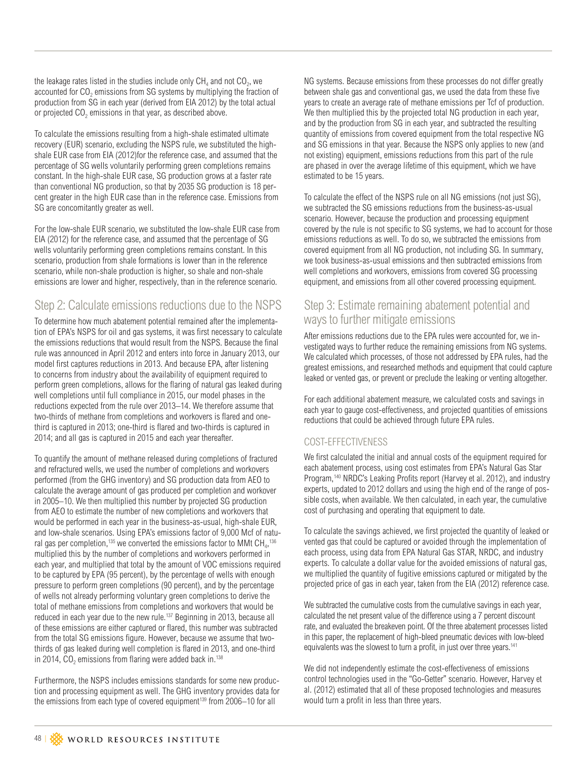the leakage rates listed in the studies include only $CH_4$ and not $CO_2$, we accounted for $CO_2$ emissions from SG systems by multiplying the fraction of production from SG in each year (derived from EIA 2012) by the total actual or projected $CO_2$ emissions in that year, as described above.

To calculate the emissions resulting from a high-shale estimated ultimate recovery (EUR) scenario, excluding the NSPS rule, we substituted the high-shale EUR case from EIA (2012)for the reference case, and assumed that the percentage of SG wells voluntarily performing green completions remains constant. In the high-shale EUR case, SG production grows at a faster rate than conventional NG production, so that by 2035 SG production is 18 percent greater in the high EUR case than in the reference case. Emissions from SG are concomitantly greater as well.

For the low-shale EUR scenario, we substituted the low-shale EUR case from EIA (2012) for the reference case, and assumed that the percentage of SG wells voluntarily performing green completions remains constant. In this scenario, production from shale formations is lower than in the reference scenario, while non-shale production is higher, so shale and non-shale emissions are lower and higher, respectively, than in the reference scenario.

## Step 2: Calculate emissions reductions due to the NSPS

To determine how much abatement potential remained after the implementation of EPA's NSPS for oil and gas systems, it was first necessary to calculate the emissions reductions that would result from the NSPS. Because the final rule was announced in April 2012 and enters into force in January 2013, our model first captures reductions in 2013. And because EPA, after listening to concerns from industry about the availability of equipment required to perform green completions, allows for the flaring of natural gas leaked during well completions until full compliance in 2015, our model phases in the reductions expected from the rule over 2013–14. We therefore assume that two-thirds of methane from completions and workovers is flared and one-third is captured in 2013; one-third is flared and two-thirds is captured in 2014; and all gas is captured in 2015 and each year thereafter.

To quantify the amount of methane released during completions of fractured and refractured wells, we used the number of completions and workovers performed (from the GHG inventory) and SG production data from AEO to calculate the average amount of gas produced per completion and workover in 2005–10. We then multiplied this number by projected SG production from AEO to estimate the number of new completions and workovers that would be performed in each year in the business-as-usual, high-shale EUR, and low-shale scenarios. Using EPA's emissions factor of 9,000 Mcf of natural gas per completion,[135] we converted the emissions factor to MMt $CH_4$,[136] multiplied this by the number of completions and workovers performed in each year, and multiplied that total by the amount of VOC emissions required to be captured by EPA (95 percent), by the percentage of wells with enough pressure to perform green completions (90 percent), and by the percentage of wells not already performing voluntary green completions to derive the total of methane emissions from completions and workovers that would be reduced in each year due to the new rule.[137] Beginning in 2013, because all of these emissions are either captured or flared, this number was subtracted from the total SG emissions figure. However, because we assume that two-thirds of gas leaked during well completion is flared in 2013, and one-third in 2014, $CO_2$ emissions from flaring were added back in.[138]

Furthermore, the NSPS includes emissions standards for some new production and processing equipment as well. The GHG inventory provides data for the emissions from each type of covered equipment[139] from 2006–10 for all NG systems. Because emissions from these processes do not differ greatly between shale gas and conventional gas, we used the data from these five years to create an average rate of methane emissions per Tcf of production. We then multiplied this by the projected total NG production in each year, and by the production from SG in each year, and subtracted the resulting quantity of emissions from covered equipment from the total respective NG and SG emissions in that year. Because the NSPS only applies to new (and not existing) equipment, emissions reductions from this part of the rule are phased in over the average lifetime of this equipment, which we have estimated to be 15 years.

To calculate the effect of the NSPS rule on all NG emissions (not just SG), we subtracted the SG emissions reductions from the business-as-usual scenario. However, because the production and processing equipment covered by the rule is not specific to SG systems, we had to account for those emissions reductions as well. To do so, we subtracted the emissions from covered equipment from all NG production, not including SG. In summary, we took business-as-usual emissions and then subtracted emissions from well completions and workovers, emissions from covered SG processing equipment, and emissions from all other covered processing equipment.

## Step 3: Estimate remaining abatement potential and ways to further mitigate emissions

After emissions reductions due to the EPA rules were accounted for, we investigated ways to further reduce the remaining emissions from NG systems. We calculated which processes, of those not addressed by EPA rules, had the greatest emissions, and researched methods and equipment that could capture leaked or vented gas, or prevent or preclude the leaking or venting altogether.

For each additional abatement measure, we calculated costs and savings in each year to gauge cost-effectiveness, and projected quantities of emissions reductions that could be achieved through future EPA rules.

### COST-EFFECTIVENESS

We first calculated the initial and annual costs of the equipment required for each abatement process, using cost estimates from EPA's Natural Gas Star Program,[140] NRDC's Leaking Profits report (Harvey et al. 2012), and industry experts, updated to 2012 dollars and using the high end of the range of possible costs, when available. We then calculated, in each year, the cumulative cost of purchasing and operating that equipment to date.

To calculate the savings achieved, we first projected the quantity of leaked or vented gas that could be captured or avoided through the implementation of each process, using data from EPA Natural Gas STAR, NRDC, and industry experts. To calculate a dollar value for the avoided emissions of natural gas, we multiplied the quantity of fugitive emissions captured or mitigated by the projected price of gas in each year, taken from the EIA (2012) reference case.

We subtracted the cumulative costs from the cumulative savings in each year, calculated the net present value of the difference using a 7 percent discount rate, and evaluated the breakeven point. Of the three abatement processes listed in this paper, the replacement of high-bleed pneumatic devices with low-bleed equivalents was the slowest to turn a profit, in just over three years.[141]

We did not independently estimate the cost-effectiveness of emissions control technologies used in the "Go-Getter" scenario. However, Harvey et al. (2012) estimated that all of these proposed technologies and measures would turn a profit in less than three years.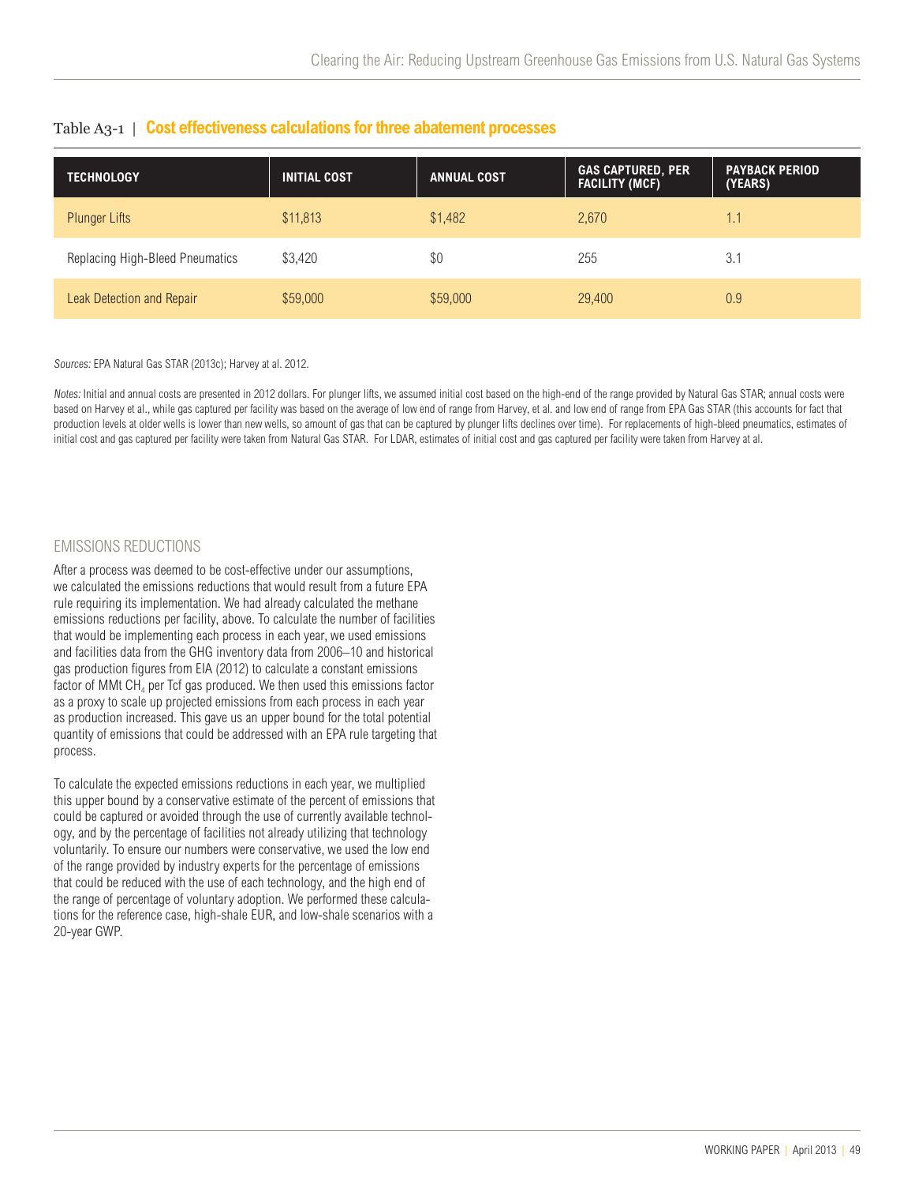Table A3-1 | **Cost effectiveness calculations for three abatement processes**

| TECHNOLOGY | INITIAL COST | ANNUAL COST | GAS CAPTURED, PER FACILITY (MCF) | PAYBACK PERIOD (YEARS) |
|---|---|---|---|---|
| Plunger Lifts | $11,813 | $1,482 | 2,670 | 1.1 |
| Replacing High-Bleed Pneumatics | $3,420 | $0 | 255 | 3.1 |
| Leak Detection and Repair | $59,000 | $59,000 | 29,400 | 0.9 |

*Sources:* EPA Natural Gas STAR (2013c); Harvey at al. 2012.

*Notes:* Initial and annual costs are presented in 2012 dollars. For plunger lifts, we assumed initial cost based on the high-end of the range provided by Natural Gas STAR; annual costs were based on Harvey et al., while gas captured per facility was based on the average of low end of range from Harvey, et al. and low end of range from EPA Gas STAR (this accounts for fact that production levels at older wells is lower than new wells, so amount of gas that can be captured by plunger lifts declines over time). For replacements of high-bleed pneumatics, estimates of initial cost and gas captured per facility were taken from Natural Gas STAR. For LDAR, estimates of initial cost and gas captured per facility were taken from Harvey at al.

## EMISSIONS REDUCTIONS

After a process was deemed to be cost-effective under our assumptions, we calculated the emissions reductions that would result from a future EPA rule requiring its implementation. We had already calculated the methane emissions reductions per facility, above. To calculate the number of facilities that would be implementing each process in each year, we used emissions and facilities data from the GHG inventory data from 2006–10 and historical gas production figures from EIA (2012) to calculate a constant emissions factor of MMt $CH_4$ per Tcf gas produced. We then used this emissions factor as a proxy to scale up projected emissions from each process in each year as production increased. This gave us an upper bound for the total potential quantity of emissions that could be addressed with an EPA rule targeting that process.

To calculate the expected emissions reductions in each year, we multiplied this upper bound by a conservative estimate of the percent of emissions that could be captured or avoided through the use of currently available technology, and by the percentage of facilities not already utilizing that technology voluntarily. To ensure our numbers were conservative, we used the low end of the range provided by industry experts for the percentage of emissions that could be reduced with the use of each technology, and the high end of the range of percentage of voluntary adoption. We performed these calculations for the reference case, high-shale EUR, and low-shale scenarios with a 20-year GWP.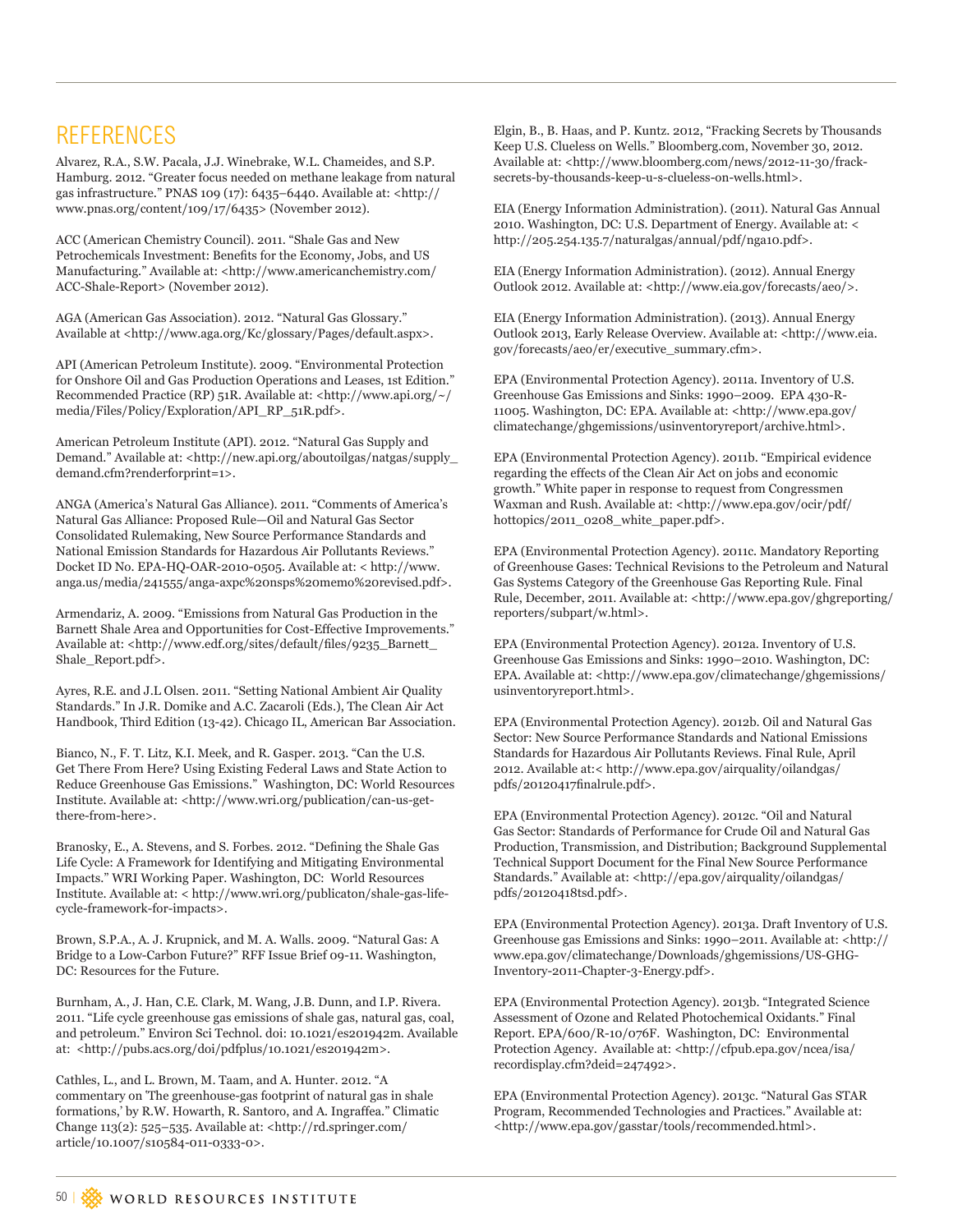# REFERENCES

Alvarez, R.A., S.W. Pacala, J.J. Winebrake, W.L. Chameides, and S.P. Hamburg. 2012. "Greater focus needed on methane leakage from natural gas infrastructure." PNAS 109 (17): 6435–6440. Available at: <http://www.pnas.org/content/109/17/6435> (November 2012).

ACC (American Chemistry Council). 2011. "Shale Gas and New Petrochemicals Investment: Benefits for the Economy, Jobs, and US Manufacturing." Available at: <http://www.americanchemistry.com/ACC-Shale-Report> (November 2012).

AGA (American Gas Association). 2012. "Natural Gas Glossary." Available at <http://www.aga.org/Kc/glossary/Pages/default.aspx>.

API (American Petroleum Institute). 2009. "Environmental Protection for Onshore Oil and Gas Production Operations and Leases, 1st Edition." Recommended Practice (RP) 51R. Available at: <http://www.api.org/~/media/Files/Policy/Exploration/API_RP_51R.pdf>.

American Petroleum Institute (API). 2012. "Natural Gas Supply and Demand." Available at: <http://new.api.org/aboutoilgas/natgas/supply_demand.cfm?renderforprint=1>.

ANGA (America's Natural Gas Alliance). 2011. "Comments of America's Natural Gas Alliance: Proposed Rule—Oil and Natural Gas Sector Consolidated Rulemaking, New Source Performance Standards and National Emission Standards for Hazardous Air Pollutants Reviews." Docket ID No. EPA-HQ-OAR-2010-0505. Available at: < http://www.anga.us/media/241555/anga-axpc%20nsps%20memo%20revised.pdf>.

Armendariz, A. 2009. "Emissions from Natural Gas Production in the Barnett Shale Area and Opportunities for Cost-Effective Improvements." Available at: <http://www.edf.org/sites/default/files/9235_Barnett_Shale_Report.pdf>.

Ayres, R.E. and J.L Olsen. 2011. "Setting National Ambient Air Quality Standards." In J.R. Domike and A.C. Zacaroli (Eds.), The Clean Air Act Handbook, Third Edition (13-42). Chicago IL, American Bar Association.

Bianco, N., F. T. Litz, K.I. Meek, and R. Gasper. 2013. "Can the U.S. Get There From Here? Using Existing Federal Laws and State Action to Reduce Greenhouse Gas Emissions." Washington, DC: World Resources Institute. Available at: <http://www.wri.org/publication/can-us-get-there-from-here>.

Branosky, E., A. Stevens, and S. Forbes. 2012. "Defining the Shale Gas Life Cycle: A Framework for Identifying and Mitigating Environmental Impacts." WRI Working Paper. Washington, DC: World Resources Institute. Available at: < http://www.wri.org/publicaton/shale-gas-life-cycle-framework-for-impacts>.

Brown, S.P.A., A. J. Krupnick, and M. A. Walls. 2009. "Natural Gas: A Bridge to a Low-Carbon Future?" RFF Issue Brief 09-11. Washington, DC: Resources for the Future.

Burnham, A., J. Han, C.E. Clark, M. Wang, J.B. Dunn, and I.P. Rivera. 2011. "Life cycle greenhouse gas emissions of shale gas, natural gas, coal, and petroleum." Environ Sci Technol. doi: 10.1021/es201942m. Available at: <http://pubs.acs.org/doi/pdfplus/10.1021/es201942m>.

Cathles, L., and L. Brown, M. Taam, and A. Hunter. 2012. "A commentary on 'The greenhouse-gas footprint of natural gas in shale formations,' by R.W. Howarth, R. Santoro, and A. Ingraffea." Climatic Change 113(2): 525–535. Available at: <http://rd.springer.com/article/10.1007/s10584-011-0333-0>.

Elgin, B., B. Haas, and P. Kuntz. 2012, "Fracking Secrets by Thousands Keep U.S. Clueless on Wells." Bloomberg.com, November 30, 2012. Available at: <http://www.bloomberg.com/news/2012-11-30/frack-secrets-by-thousands-keep-u-s-clueless-on-wells.html>.

EIA (Energy Information Administration). (2011). Natural Gas Annual 2010. Washington, DC: U.S. Department of Energy. Available at: < http://205.254.135.7/naturalgas/annual/pdf/nga10.pdf>.

EIA (Energy Information Administration). (2012). Annual Energy Outlook 2012. Available at: <http://www.eia.gov/forecasts/aeo/>.

EIA (Energy Information Administration). (2013). Annual Energy Outlook 2013, Early Release Overview. Available at: <http://www.eia.gov/forecasts/aeo/er/executive_summary.cfm>.

EPA (Environmental Protection Agency). 2011a. Inventory of U.S. Greenhouse Gas Emissions and Sinks: 1990–2009. EPA 430-R-11005. Washington, DC: EPA. Available at: <http://www.epa.gov/climatechange/ghgemissions/usinventoryreport/archive.html>.

EPA (Environmental Protection Agency). 2011b. "Empirical evidence regarding the effects of the Clean Air Act on jobs and economic growth." White paper in response to request from Congressmen Waxman and Rush. Available at: <http://www.epa.gov/ocir/pdf/hottopics/2011_0208_white_paper.pdf>.

EPA (Environmental Protection Agency). 2011c. Mandatory Reporting of Greenhouse Gases: Technical Revisions to the Petroleum and Natural Gas Systems Category of the Greenhouse Gas Reporting Rule. Final Rule, December, 2011. Available at: <http://www.epa.gov/ghgreporting/reporters/subpart/w.html>.

EPA (Environmental Protection Agency). 2012a. Inventory of U.S. Greenhouse Gas Emissions and Sinks: 1990–2010. Washington, DC: EPA. Available at: <http://www.epa.gov/climatechange/ghgemissions/usinventoryreport.html>.

EPA (Environmental Protection Agency). 2012b. Oil and Natural Gas Sector: New Source Performance Standards and National Emissions Standards for Hazardous Air Pollutants Reviews. Final Rule, April 2012. Available at:< http://www.epa.gov/airquality/oilandgas/pdfs/20120417finalrule.pdf>.

EPA (Environmental Protection Agency). 2012c. "Oil and Natural Gas Sector: Standards of Performance for Crude Oil and Natural Gas Production, Transmission, and Distribution; Background Supplemental Technical Support Document for the Final New Source Performance Standards." Available at: <http://epa.gov/airquality/oilandgas/pdfs/20120418tsd.pdf>.

EPA (Environmental Protection Agency). 2013a. Draft Inventory of U.S. Greenhouse gas Emissions and Sinks: 1990–2011. Available at: <http://www.epa.gov/climatechange/Downloads/ghgemissions/US-GHG-Inventory-2011-Chapter-3-Energy.pdf>.

EPA (Environmental Protection Agency). 2013b. "Integrated Science Assessment of Ozone and Related Photochemical Oxidants." Final Report. EPA/600/R-10/076F. Washington, DC: Environmental Protection Agency. Available at: <http://cfpub.epa.gov/ncea/isa/recordisplay.cfm?deid=247492>.

EPA (Environmental Protection Agency). 2013c. "Natural Gas STAR Program, Recommended Technologies and Practices." Available at: <http://www.epa.gov/gasstar/tools/recommended.html>.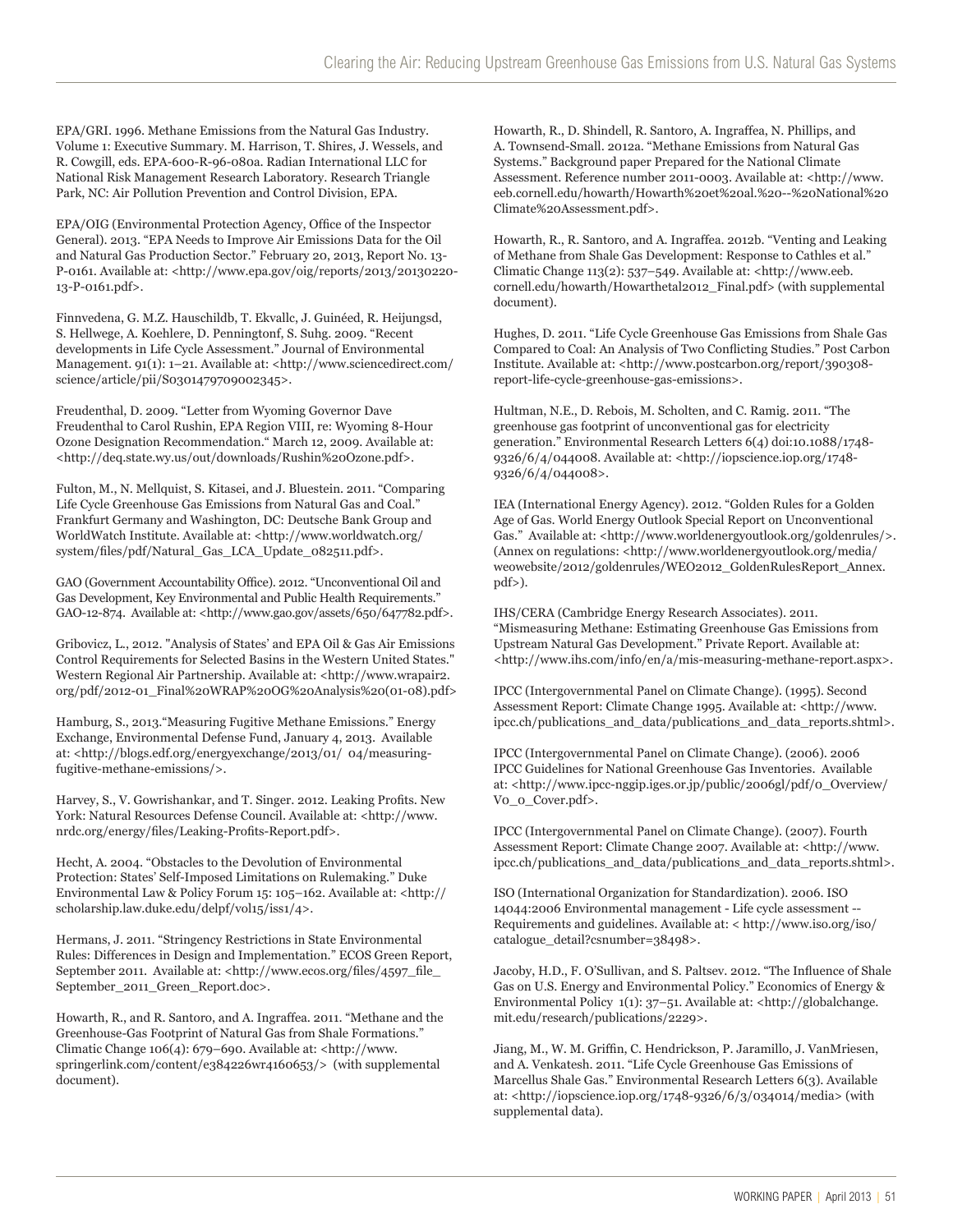EPA/GRI. 1996. Methane Emissions from the Natural Gas Industry. Volume 1: Executive Summary. M. Harrison, T. Shires, J. Wessels, and R. Cowgill, eds. EPA-600-R-96-080a. Radian International LLC for National Risk Management Research Laboratory. Research Triangle Park, NC: Air Pollution Prevention and Control Division, EPA.

EPA/OIG (Environmental Protection Agency, Office of the Inspector General). 2013. "EPA Needs to Improve Air Emissions Data for the Oil and Natural Gas Production Sector." February 20, 2013, Report No. 13-P-0161. Available at: <http://www.epa.gov/oig/reports/2013/20130220-13-P-0161.pdf>.

Finnvedena, G. M.Z. Hauschildb, T. Ekvallc, J. Guinéed, R. Heijungsd, S. Hellwege, A. Koehlere, D. Penningtonf, S. Suhg. 2009. "Recent developments in Life Cycle Assessment." Journal of Environmental Management. 91(1): 1–21. Available at: <http://www.sciencedirect.com/science/article/pii/S0301479709002345>.

Freudenthal, D. 2009. "Letter from Wyoming Governor Dave Freudenthal to Carol Rushin, EPA Region VIII, re: Wyoming 8-Hour Ozone Designation Recommendation." March 12, 2009. Available at: <http://deq.state.wy.us/out/downloads/Rushin%20Ozone.pdf>.

Fulton, M., N. Mellquist, S. Kitasei, and J. Bluestein. 2011. "Comparing Life Cycle Greenhouse Gas Emissions from Natural Gas and Coal." Frankfurt Germany and Washington, DC: Deutsche Bank Group and WorldWatch Institute. Available at: <http://www.worldwatch.org/system/files/pdf/Natural_Gas_LCA_Update_082511.pdf>.

GAO (Government Accountability Office). 2012. "Unconventional Oil and Gas Development, Key Environmental and Public Health Requirements." GAO-12-874. Available at: <http://www.gao.gov/assets/650/647782.pdf>.

Gribovicz, L., 2012. "Analysis of States' and EPA Oil & Gas Air Emissions Control Requirements for Selected Basins in the Western United States." Western Regional Air Partnership. Available at: <http://www.wrapair2.org/pdf/2012-01_Final%20WRAP%20OG%20Analysis%20(01-08).pdf>

Hamburg, S., 2013."Measuring Fugitive Methane Emissions." Energy Exchange, Environmental Defense Fund, January 4, 2013. Available at: <http://blogs.edf.org/energyexchange/2013/01/ 04/measuring-fugitive-methane-emissions/>.

Harvey, S., V. Gowrishankar, and T. Singer. 2012. Leaking Profits. New York: Natural Resources Defense Council. Available at: <http://www.nrdc.org/energy/files/Leaking-Profits-Report.pdf>.

Hecht, A. 2004. "Obstacles to the Devolution of Environmental Protection: States' Self-Imposed Limitations on Rulemaking." Duke Environmental Law & Policy Forum 15: 105–162. Available at: <http://scholarship.law.duke.edu/delpf/vol15/iss1/4>.

Hermans, J. 2011. "Stringency Restrictions in State Environmental Rules: Differences in Design and Implementation." ECOS Green Report, September 2011. Available at: <http://www.ecos.org/files/4597_file_September_2011_Green_Report.doc>.

Howarth, R., and R. Santoro, and A. Ingraffea. 2011. "Methane and the Greenhouse-Gas Footprint of Natural Gas from Shale Formations." Climatic Change 106(4): 679–690. Available at: <http://www.springerlink.com/content/e384226wr4160653/> (with supplemental document).

Howarth, R., D. Shindell, R. Santoro, A. Ingraffea, N. Phillips, and A. Townsend-Small. 2012a. "Methane Emissions from Natural Gas Systems." Background paper Prepared for the National Climate Assessment. Reference number 2011-0003. Available at: <http://www.eeb.cornell.edu/howarth/Howarth%20et%20al.%20--%20National%20Climate%20Assessment.pdf>.

Howarth, R., R. Santoro, and A. Ingraffea. 2012b. "Venting and Leaking of Methane from Shale Gas Development: Response to Cathles et al." Climatic Change 113(2): 537–549. Available at: <http://www.eeb.cornell.edu/howarth/Howarthetal2012_Final.pdf> (with supplemental document).

Hughes, D. 2011. "Life Cycle Greenhouse Gas Emissions from Shale Gas Compared to Coal: An Analysis of Two Conflicting Studies." Post Carbon Institute. Available at: <http://www.postcarbon.org/report/390308-report-life-cycle-greenhouse-gas-emissions>.

Hultman, N.E., D. Rebois, M. Scholten, and C. Ramig. 2011. "The greenhouse gas footprint of unconventional gas for electricity generation." Environmental Research Letters 6(4) doi:10.1088/1748-9326/6/4/044008. Available at: <http://iopscience.iop.org/1748-9326/6/4/044008>.

IEA (International Energy Agency). 2012. "Golden Rules for a Golden Age of Gas. World Energy Outlook Special Report on Unconventional Gas." Available at: <http://www.worldenergyoutlook.org/goldenrules/>. (Annex on regulations: <http://www.worldenergyoutlook.org/media/weowebsite/2012/goldenrules/WEO2012_GoldenRulesReport_Annex.pdf>).

IHS/CERA (Cambridge Energy Research Associates). 2011. "Mismeasuring Methane: Estimating Greenhouse Gas Emissions from Upstream Natural Gas Development." Private Report. Available at: <http://www.ihs.com/info/en/a/mis-measuring-methane-report.aspx>.

IPCC (Intergovernmental Panel on Climate Change). (1995). Second Assessment Report: Climate Change 1995. Available at: <http://www.ipcc.ch/publications_and_data/publications_and_data_reports.shtml>.

IPCC (Intergovernmental Panel on Climate Change). (2006). 2006 IPCC Guidelines for National Greenhouse Gas Inventories. Available at: <http://www.ipcc-nggip.iges.or.jp/public/2006gl/pdf/0_Overview/V0_0_Cover.pdf>.

IPCC (Intergovernmental Panel on Climate Change). (2007). Fourth Assessment Report: Climate Change 2007. Available at: <http://www.ipcc.ch/publications_and_data/publications_and_data_reports.shtml>.

ISO (International Organization for Standardization). 2006. ISO 14044:2006 Environmental management - Life cycle assessment -- Requirements and guidelines. Available at: < http://www.iso.org/iso/catalogue_detail?csnumber=38498>.

Jacoby, H.D., F. O'Sullivan, and S. Paltsev. 2012. "The Influence of Shale Gas on U.S. Energy and Environmental Policy." Economics of Energy & Environmental Policy 1(1): 37–51. Available at: <http://globalchange.mit.edu/research/publications/2229>.

Jiang, M., W. M. Griffin, C. Hendrickson, P. Jaramillo, J. VanMriesen, and A. Venkatesh. 2011. "Life Cycle Greenhouse Gas Emissions of Marcellus Shale Gas." Environmental Research Letters 6(3). Available at: <http://iopscience.iop.org/1748-9326/6/3/034014/media> (with supplemental data).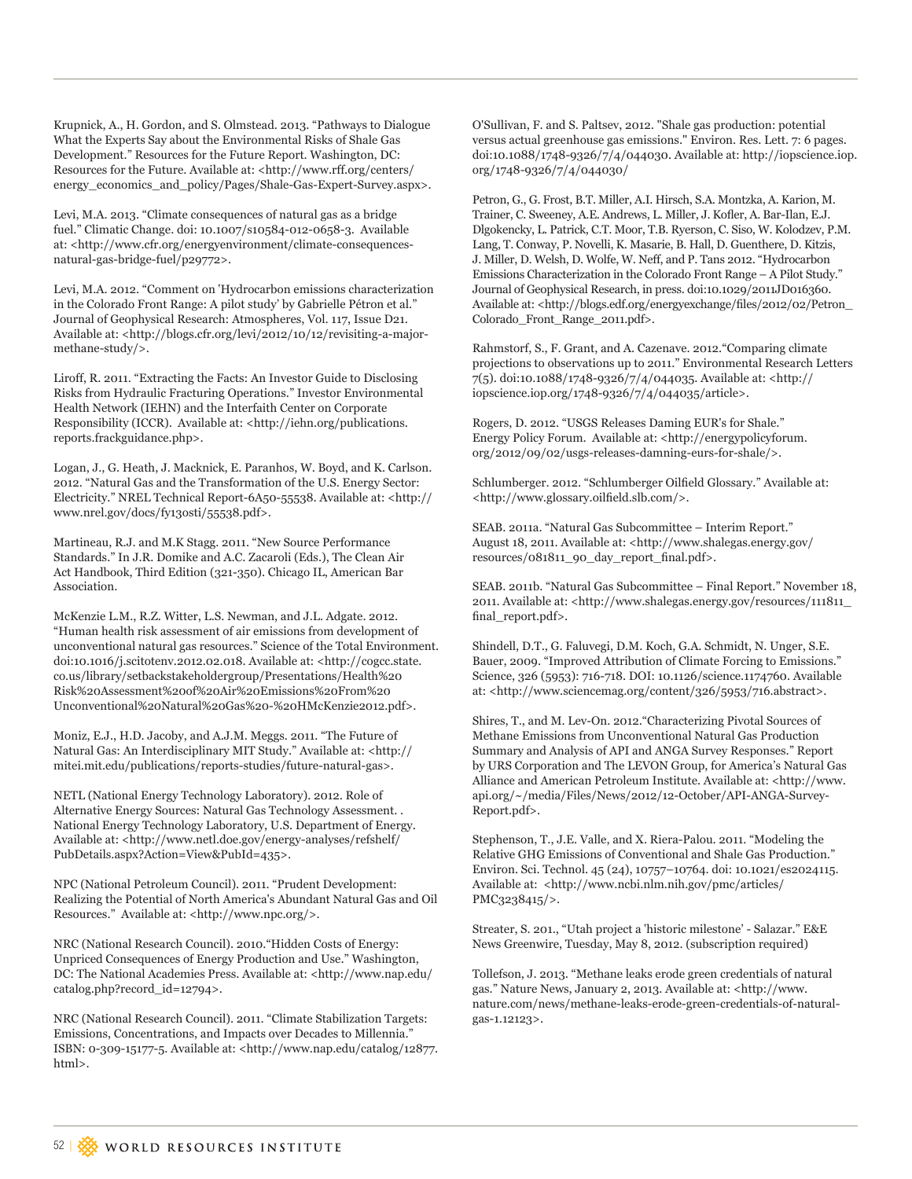Krupnick, A., H. Gordon, and S. Olmstead. 2013. "Pathways to Dialogue What the Experts Say about the Environmental Risks of Shale Gas Development." Resources for the Future Report. Washington, DC: Resources for the Future. Available at: <http://www.rff.org/centers/energy_economics_and_policy/Pages/Shale-Gas-Expert-Survey.aspx>.

Levi, M.A. 2013. "Climate consequences of natural gas as a bridge fuel." Climatic Change. doi: 10.1007/s10584-012-0658-3. Available at: <http://www.cfr.org/energyenvironment/climate-consequences-natural-gas-bridge-fuel/p29772>.

Levi, M.A. 2012. "Comment on 'Hydrocarbon emissions characterization in the Colorado Front Range: A pilot study' by Gabrielle Pétron et al." Journal of Geophysical Research: Atmospheres, Vol. 117, Issue D21. Available at: <http://blogs.cfr.org/levi/2012/10/12/revisiting-a-major-methane-study/>.

Liroff, R. 2011. "Extracting the Facts: An Investor Guide to Disclosing Risks from Hydraulic Fracturing Operations." Investor Environmental Health Network (IEHN) and the Interfaith Center on Corporate Responsibility (ICCR). Available at: <http://iehn.org/publications.reports.frackguidance.php>.

Logan, J., G. Heath, J. Macknick, E. Paranhos, W. Boyd, and K. Carlson. 2012. "Natural Gas and the Transformation of the U.S. Energy Sector: Electricity." NREL Technical Report-6A50-55538. Available at: <http://www.nrel.gov/docs/fy13osti/55538.pdf>.

Martineau, R.J. and M.K Stagg. 2011. "New Source Performance Standards." In J.R. Domike and A.C. Zacaroli (Eds.), The Clean Air Act Handbook, Third Edition (321-350). Chicago IL, American Bar Association.

McKenzie L.M., R.Z. Witter, L.S. Newman, and J.L. Adgate. 2012. "Human health risk assessment of air emissions from development of unconventional natural gas resources." Science of the Total Environment. doi:10.1016/j.scitotenv.2012.02.018. Available at: <http://cogcc.state.co.us/library/setbackstakeholdergroup/Presentations/Health%20Risk%20Assessment%20of%20Air%20Emissions%20From%20Unconventional%20Natural%20Gas%20-%20HMcKenzie2012.pdf>.

Moniz, E.J., H.D. Jacoby, and A.J.M. Meggs. 2011. "The Future of Natural Gas: An Interdisciplinary MIT Study." Available at: <http://mitei.mit.edu/publications/reports-studies/future-natural-gas>.

NETL (National Energy Technology Laboratory). 2012. Role of Alternative Energy Sources: Natural Gas Technology Assessment. . National Energy Technology Laboratory, U.S. Department of Energy. Available at: <http://www.netl.doe.gov/energy-analyses/refshelf/PubDetails.aspx?Action=View&PubId=435>.

NPC (National Petroleum Council). 2011. "Prudent Development: Realizing the Potential of North America's Abundant Natural Gas and Oil Resources." Available at: <http://www.npc.org/>.

NRC (National Research Council). 2010."Hidden Costs of Energy: Unpriced Consequences of Energy Production and Use." Washington, DC: The National Academies Press. Available at: <http://www.nap.edu/catalog.php?record_id=12794>.

NRC (National Research Council). 2011. "Climate Stabilization Targets: Emissions, Concentrations, and Impacts over Decades to Millennia." ISBN: 0-309-15177-5. Available at: <http://www.nap.edu/catalog/12877.html>.

O'Sullivan, F. and S. Paltsev, 2012. "Shale gas production: potential versus actual greenhouse gas emissions." Environ. Res. Lett. 7: 6 pages. doi:10.1088/1748-9326/7/4/044030. Available at: http://iopscience.iop.org/1748-9326/7/4/044030/

Petron, G., G. Frost, B.T. Miller, A.I. Hirsch, S.A. Montzka, A. Karion, M. Trainer, C. Sweeney, A.E. Andrews, L. Miller, J. Kofler, A. Bar-Ilan, E.J. Dlgokencky, L. Patrick, C.T. Moor, T.B. Ryerson, C. Siso, W. Kolodzev, P.M. Lang, T. Conway, P. Novelli, K. Masarie, B. Hall, D. Guenthere, D. Kitzis, J. Miller, D. Welsh, D. Wolfe, W. Neff, and P. Tans 2012. "Hydrocarbon Emissions Characterization in the Colorado Front Range – A Pilot Study." Journal of Geophysical Research, in press. doi:10.1029/2011JD016360. Available at: <http://blogs.edf.org/energyexchange/files/2012/02/Petron_Colorado_Front_Range_2011.pdf>.

Rahmstorf, S., F. Grant, and A. Cazenave. 2012."Comparing climate projections to observations up to 2011." Environmental Research Letters 7(5). doi:10.1088/1748-9326/7/4/044035. Available at: <http://iopscience.iop.org/1748-9326/7/4/044035/article>.

Rogers, D. 2012. "USGS Releases Daming EUR's for Shale." Energy Policy Forum. Available at: <http://energypolicyforum.org/2012/09/02/usgs-releases-damning-eurs-for-shale/>.

Schlumberger. 2012. "Schlumberger Oilfield Glossary." Available at: <http://www.glossary.oilfield.slb.com/>.

SEAB. 2011a. "Natural Gas Subcommittee – Interim Report." August 18, 2011. Available at: <http://www.shalegas.energy.gov/resources/081811_90_day_report_final.pdf>.

SEAB. 2011b. "Natural Gas Subcommittee – Final Report." November 18, 2011. Available at: <http://www.shalegas.energy.gov/resources/111811_final_report.pdf>.

Shindell, D.T., G. Faluvegi, D.M. Koch, G.A. Schmidt, N. Unger, S.E. Bauer, 2009. "Improved Attribution of Climate Forcing to Emissions." Science, 326 (5953): 716-718. DOI: 10.1126/science.1174760. Available at: <http://www.sciencemag.org/content/326/5953/716.abstract>.

Shires, T., and M. Lev-On. 2012."Characterizing Pivotal Sources of Methane Emissions from Unconventional Natural Gas Production Summary and Analysis of API and ANGA Survey Responses." Report by URS Corporation and The LEVON Group, for America's Natural Gas Alliance and American Petroleum Institute. Available at: <http://www.api.org/~/media/Files/News/2012/12-October/API-ANGA-Survey-Report.pdf>.

Stephenson, T., J.E. Valle, and X. Riera-Palou. 2011. "Modeling the Relative GHG Emissions of Conventional and Shale Gas Production." Environ. Sci. Technol. 45 (24), 10757–10764. doi: 10.1021/es2024115. Available at: <http://www.ncbi.nlm.nih.gov/pmc/articles/PMC3238415/>.

Streater, S. 201., "Utah project a 'historic milestone' - Salazar." E&E News Greenwire, Tuesday, May 8, 2012. (subscription required)

Tollefson, J. 2013. "Methane leaks erode green credentials of natural gas." Nature News, January 2, 2013. Available at: <http://www.nature.com/news/methane-leaks-erode-green-credentials-of-natural-gas-1.12123>.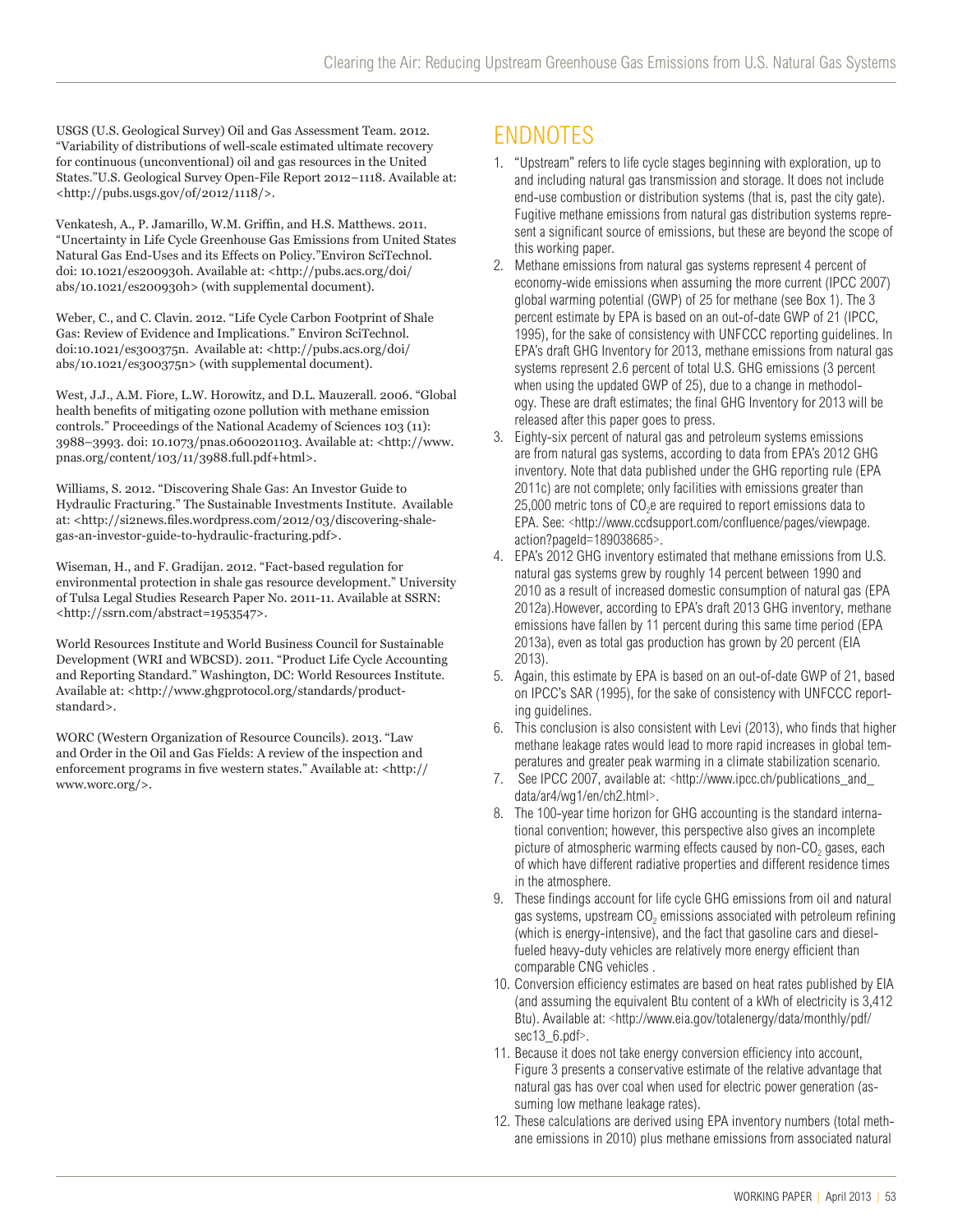USGS (U.S. Geological Survey) Oil and Gas Assessment Team. 2012. "Variability of distributions of well-scale estimated ultimate recovery for continuous (unconventional) oil and gas resources in the United States."U.S. Geological Survey Open-File Report 2012–1118. Available at: <http://pubs.usgs.gov/of/2012/1118/>.

Venkatesh, A., P. Jamarillo, W.M. Griffin, and H.S. Matthews. 2011. "Uncertainty in Life Cycle Greenhouse Gas Emissions from United States Natural Gas End-Uses and its Effects on Policy."Environ SciTechnol. doi: 10.1021/es200930h. Available at: <http://pubs.acs.org/doi/abs/10.1021/es200930h> (with supplemental document).

Weber, C., and C. Clavin. 2012. "Life Cycle Carbon Footprint of Shale Gas: Review of Evidence and Implications." Environ SciTechnol. doi:10.1021/es300375n. Available at: <http://pubs.acs.org/doi/abs/10.1021/es300375n> (with supplemental document).

West, J.J., A.M. Fiore, L.W. Horowitz, and D.L. Mauzerall. 2006. "Global health benefits of mitigating ozone pollution with methane emission controls." Proceedings of the National Academy of Sciences 103 (11): 3988–3993. doi: 10.1073/pnas.0600201103. Available at: <http://www.pnas.org/content/103/11/3988.full.pdf+html>.

Williams, S. 2012. "Discovering Shale Gas: An Investor Guide to Hydraulic Fracturing." The Sustainable Investments Institute. Available at: <http://si2news.files.wordpress.com/2012/03/discovering-shale-gas-an-investor-guide-to-hydraulic-fracturing.pdf>.

Wiseman, H., and F. Gradijan. 2012. "Fact-based regulation for environmental protection in shale gas resource development." University of Tulsa Legal Studies Research Paper No. 2011-11. Available at SSRN: <http://ssrn.com/abstract=1953547>.

World Resources Institute and World Business Council for Sustainable Development (WRI and WBCSD). 2011. "Product Life Cycle Accounting and Reporting Standard." Washington, DC: World Resources Institute. Available at: <http://www.ghgprotocol.org/standards/product-standard>.

WORC (Western Organization of Resource Councils). 2013. "Law and Order in the Oil and Gas Fields: A review of the inspection and enforcement programs in five western states." Available at: <http://www.worc.org/>.

## ENDNOTES

1. "Upstream" refers to life cycle stages beginning with exploration, up to and including natural gas transmission and storage. It does not include end-use combustion or distribution systems (that is, past the city gate). Fugitive methane emissions from natural gas distribution systems represent a significant source of emissions, but these are beyond the scope of this working paper.
2. Methane emissions from natural gas systems represent 4 percent of economy-wide emissions when assuming the more current (IPCC 2007) global warming potential (GWP) of 25 for methane (see Box 1). The 3 percent estimate by EPA is based on an out-of-date GWP of 21 (IPCC, 1995), for the sake of consistency with UNFCCC reporting guidelines. In EPA's draft GHG Inventory for 2013, methane emissions from natural gas systems represent 2.6 percent of total U.S. GHG emissions (3 percent when using the updated GWP of 25), due to a change in methodology. These are draft estimates; the final GHG Inventory for 2013 will be released after this paper goes to press.
3. Eighty-six percent of natural gas and petroleum systems emissions are from natural gas systems, according to data from EPA's 2012 GHG inventory. Note that data published under the GHG reporting rule (EPA 2011c) are not complete; only facilities with emissions greater than 25,000 metric tons of $CO_2e$ are required to report emissions data to EPA. See: <http://www.ccdsupport.com/confluence/pages/viewpage.action?pageId=189038685>.
4. EPA's 2012 GHG inventory estimated that methane emissions from U.S. natural gas systems grew by roughly 14 percent between 1990 and 2010 as a result of increased domestic consumption of natural gas (EPA 2012a).However, according to EPA's draft 2013 GHG inventory, methane emissions have fallen by 11 percent during this same time period (EPA 2013a), even as total gas production has grown by 20 percent (EIA 2013).
5. Again, this estimate by EPA is based on an out-of-date GWP of 21, based on IPCC's SAR (1995), for the sake of consistency with UNFCCC reporting guidelines.
6. This conclusion is also consistent with Levi (2013), who finds that higher methane leakage rates would lead to more rapid increases in global temperatures and greater peak warming in a climate stabilization scenario.
7. See IPCC 2007, available at: <http://www.ipcc.ch/publications_and_data/ar4/wg1/en/ch2.html>.
8. The 100-year time horizon for GHG accounting is the standard international convention; however, this perspective also gives an incomplete picture of atmospheric warming effects caused by non-$CO_2$ gases, each of which have different radiative properties and different residence times in the atmosphere.
9. These findings account for life cycle GHG emissions from oil and natural gas systems, upstream $CO_2$ emissions associated with petroleum refining (which is energy-intensive), and the fact that gasoline cars and diesel-fueled heavy-duty vehicles are relatively more energy efficient than comparable CNG vehicles .
10. Conversion efficiency estimates are based on heat rates published by EIA (and assuming the equivalent Btu content of a kWh of electricity is 3,412 Btu). Available at: <http://www.eia.gov/totalenergy/data/monthly/pdf/sec13_6.pdf>.
11. Because it does not take energy conversion efficiency into account, Figure 3 presents a conservative estimate of the relative advantage that natural gas has over coal when used for electric power generation (assuming low methane leakage rates).
12. These calculations are derived using EPA inventory numbers (total methane emissions in 2010) plus methane emissions from associated natural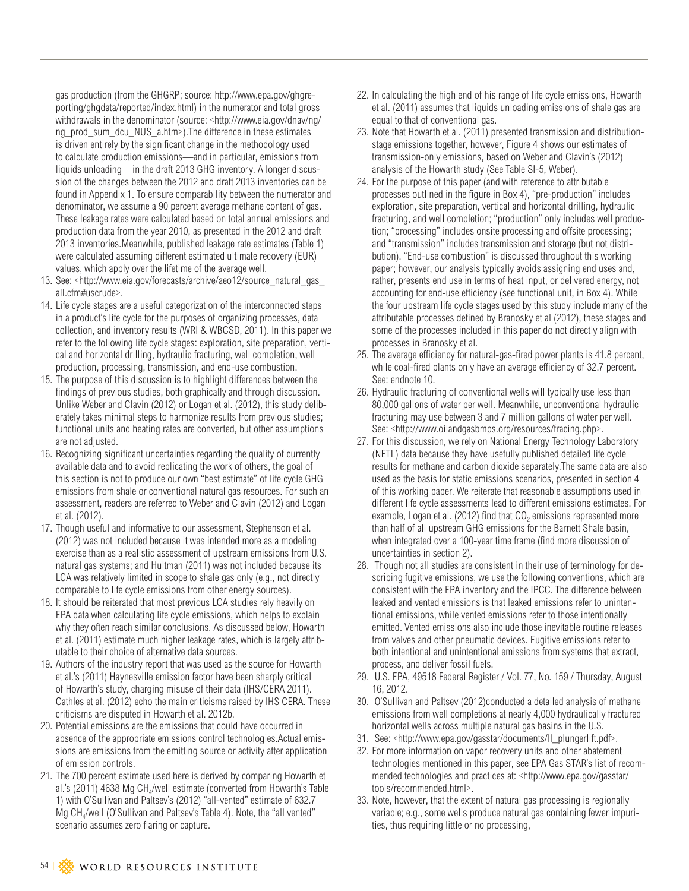gas production (from the GHGRP; source: http://www.epa.gov/ghgreporting/ghgdata/reported/index.html) in the numerator and total gross withdrawals in the denominator (source: <http://www.eia.gov/dnav/ng/ng_prod_sum_dcu_NUS_a.htm>).The difference in these estimates is driven entirely by the significant change in the methodology used to calculate production emissions—and in particular, emissions from liquids unloading—in the draft 2013 GHG inventory. A longer discussion of the changes between the 2012 and draft 2013 inventories can be found in Appendix 1. To ensure comparability between the numerator and denominator, we assume a 90 percent average methane content of gas. These leakage rates were calculated based on total annual emissions and production data from the year 2010, as presented in the 2012 and draft 2013 inventories.Meanwhile, published leakage rate estimates (Table 1) were calculated assuming different estimated ultimate recovery (EUR) values, which apply over the lifetime of the average well.

13. See: <http://www.eia.gov/forecasts/archive/aeo12/source_natural_gas_all.cfm#uscrude>.
14. Life cycle stages are a useful categorization of the interconnected steps in a product's life cycle for the purposes of organizing processes, data collection, and inventory results (WRI & WBCSD, 2011). In this paper we refer to the following life cycle stages: exploration, site preparation, vertical and horizontal drilling, hydraulic fracturing, well completion, well production, processing, transmission, and end-use combustion.
15. The purpose of this discussion is to highlight differences between the findings of previous studies, both graphically and through discussion. Unlike Weber and Clavin (2012) or Logan et al. (2012), this study deliberately takes minimal steps to harmonize results from previous studies; functional units and heating rates are converted, but other assumptions are not adjusted.
16. Recognizing significant uncertainties regarding the quality of currently available data and to avoid replicating the work of others, the goal of this section is not to produce our own "best estimate" of life cycle GHG emissions from shale or conventional natural gas resources. For such an assessment, readers are referred to Weber and Clavin (2012) and Logan et al. (2012).
17. Though useful and informative to our assessment, Stephenson et al. (2012) was not included because it was intended more as a modeling exercise than as a realistic assessment of upstream emissions from U.S. natural gas systems; and Hultman (2011) was not included because its LCA was relatively limited in scope to shale gas only (e.g., not directly comparable to life cycle emissions from other energy sources).
18. It should be reiterated that most previous LCA studies rely heavily on EPA data when calculating life cycle emissions, which helps to explain why they often reach similar conclusions. As discussed below, Howarth et al. (2011) estimate much higher leakage rates, which is largely attributable to their choice of alternative data sources.
19. Authors of the industry report that was used as the source for Howarth et al.'s (2011) Haynesville emission factor have been sharply critical of Howarth's study, charging misuse of their data (IHS/CERA 2011). Cathles et al. (2012) echo the main criticisms raised by IHS CERA. These criticisms are disputed in Howarth et al. 2012b.
20. Potential emissions are the emissions that could have occurred in absence of the appropriate emissions control technologies.Actual emissions are emissions from the emitting source or activity after application of emission controls.
21. The 700 percent estimate used here is derived by comparing Howarth et al.'s (2011) 4638 Mg $CH_4$/well estimate (converted from Howarth's Table 1) with O'Sullivan and Paltsev's (2012) "all-vented" estimate of 632.7 Mg $CH_4$/well (O'Sullivan and Paltsev's Table 4). Note, the "all vented" scenario assumes zero flaring or capture.
22. In calculating the high end of his range of life cycle emissions, Howarth et al. (2011) assumes that liquids unloading emissions of shale gas are equal to that of conventional gas.
23. Note that Howarth et al. (2011) presented transmission and distribution-stage emissions together, however, Figure 4 shows our estimates of transmission-only emissions, based on Weber and Clavin's (2012) analysis of the Howarth study (See Table SI-5, Weber).
24. For the purpose of this paper (and with reference to attributable processes outlined in the figure in Box 4), "pre-production" includes exploration, site preparation, vertical and horizontal drilling, hydraulic fracturing, and well completion; "production" only includes well production; "processing" includes onsite processing and offsite processing; and "transmission" includes transmission and storage (but not distribution). "End-use combustion" is discussed throughout this working paper; however, our analysis typically avoids assigning end uses and, rather, presents end use in terms of heat input, or delivered energy, not accounting for end-use efficiency (see functional unit, in Box 4). While the four upstream life cycle stages used by this study include many of the attributable processes defined by Branosky et al (2012), these stages and some of the processes included in this paper do not directly align with processes in Branosky et al.
25. The average efficiency for natural-gas-fired power plants is 41.8 percent, while coal-fired plants only have an average efficiency of 32.7 percent. See: endnote 10.
26. Hydraulic fracturing of conventional wells will typically use less than 80,000 gallons of water per well. Meanwhile, unconventional hydraulic fracturing may use between 3 and 7 million gallons of water per well. See: <http://www.oilandgasbmps.org/resources/fracing.php>.
27. For this discussion, we rely on National Energy Technology Laboratory (NETL) data because they have usefully published detailed life cycle results for methane and carbon dioxide separately.The same data are also used as the basis for static emissions scenarios, presented in section 4 of this working paper. We reiterate that reasonable assumptions used in different life cycle assessments lead to different emissions estimates. For example, Logan et al. (2012) find that $CO_2$ emissions represented more than half of all upstream GHG emissions for the Barnett Shale basin, when integrated over a 100-year time frame (find more discussion of uncertainties in section 2).
28. Though not all studies are consistent in their use of terminology for describing fugitive emissions, we use the following conventions, which are consistent with the EPA inventory and the IPCC. The difference between leaked and vented emissions is that leaked emissions refer to unintentional emissions, while vented emissions refer to those intentionally emitted. Vented emissions also include those inevitable routine releases from valves and other pneumatic devices. Fugitive emissions refer to both intentional and unintentional emissions from systems that extract, process, and deliver fossil fuels.
29. U.S. EPA, 49518 Federal Register / Vol. 77, No. 159 / Thursday, August 16, 2012.
30. O'Sullivan and Paltsev (2012)conducted a detailed analysis of methane emissions from well completions at nearly 4,000 hydraulically fractured horizontal wells across multiple natural gas basins in the U.S.
31. See: <http://www.epa.gov/gasstar/documents/ll_plungerlift.pdf>.
32. For more information on vapor recovery units and other abatement technologies mentioned in this paper, see EPA Gas STAR's list of recommended technologies and practices at: <http://www.epa.gov/gasstar/tools/recommended.html>.
33. Note, however, that the extent of natural gas processing is regionally variable; e.g., some wells produce natural gas containing fewer impurities, thus requiring little or no processing,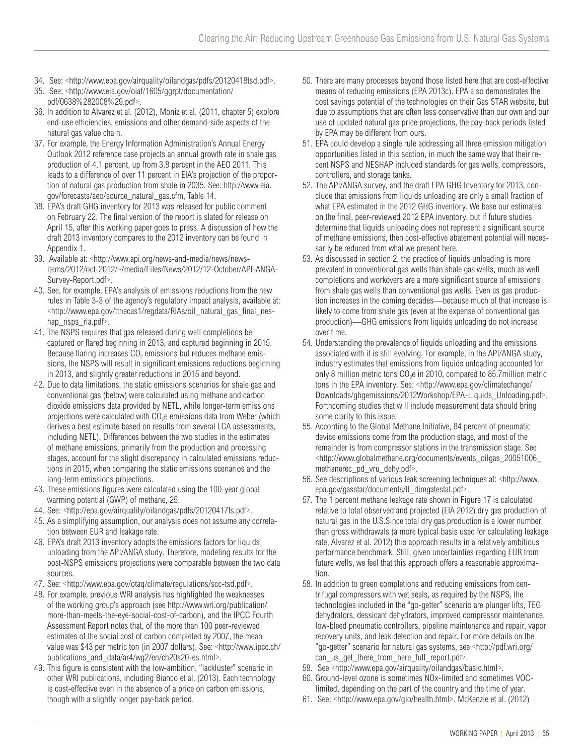34. See: <http://www.epa.gov/airquality/oilandgas/pdfs/20120418tsd.pdf>.
35. See: <http://www.eia.gov/oiaf/1605/ggrpt/documentation/pdf/0638%282008%29.pdf>.
36. In addition to Alvarez et al. (2012), Moniz et al. (2011, chapter 5) explore end-use efficiencies, emissions and other demand-side aspects of the natural gas value chain.
37. For example, the Energy Information Administration's Annual Energy Outlook 2012 reference case projects an annual growth rate in shale gas production of 4.1 percent, up from 3.8 percent in the AEO 2011. This leads to a difference of over 11 percent in EIA's projection of the proportion of natural gas production from shale in 2035. See: http://www.eia.gov/forecasts/aeo/source_natural_gas.cfm, Table 14.
38. EPA's draft GHG inventory for 2013 was released for public comment on February 22. The final version of the report is slated for release on April 15, after this working paper goes to press. A discussion of how the draft 2013 inventory compares to the 2012 inventory can be found in Appendix 1.
39. Available at: <http://www.api.org/news-and-media/news/news-items/2012/oct-2012/~/media/Files/News/2012/12-October/API-ANGA-Survey-Report.pdf>.
40. See, for example, EPA's analysis of emissions reductions from the new rules in Table 3-3 of the agency's regulatory impact analysis, available at: <http://www.epa.gov/ttnecas1/regdata/RIAs/oil_natural_gas_final_neshap_nsps_ria.pdf>.
41. The NSPS requires that gas released during well completions be captured or flared beginning in 2013, and captured beginning in 2015. Because flaring increases $CO_2$ emissions but reduces methane emissions, the NSPS will result in significant emissions reductions beginning in 2013, and slightly greater reductions in 2015 and beyond.
42. Due to data limitations, the static emissions scenarios for shale gas and conventional gas (below) were calculated using methane and carbon dioxide emissions data provided by NETL, while longer-term emissions projections were calculated with $CO_2e$ emissions data from Weber (which derives a best estimate based on results from several LCA assessments, including NETL). Differences between the two studies in the estimates of methane emissions, primarily from the production and processing stages, account for the slight discrepancy in calculated emissions reductions in 2015, when comparing the static emissions scenarios and the long-term emissions projections.
43. These emissions figures were calculated using the 100-year global warming potential (GWP) of methane, 25.
44. See: <http://epa.gov/airquality/oilandgas/pdfs/20120417fs.pdf>.
45. As a simplifying assumption, our analysis does not assume any correlation between EUR and leakage rate.
46. EPA's draft 2013 inventory adopts the emissions factors for liquids unloading from the API/ANGA study. Therefore, modeling results for the post-NSPS emissions projections were comparable between the two data sources.
47. See: <http://www.epa.gov/otaq/climate/regulations/scc-tsd.pdf>.
48. For example, previous WRI analysis has highlighted the weaknesses of the working group's approach (see http://www.wri.org/publication/more-than-meets-the-eye-social-cost-of-carbon), and the IPCC Fourth Assessment Report notes that, of the more than 100 peer-reviewed estimates of the social cost of carbon completed by 2007, the mean value was $43 per metric ton (in 2007 dollars). See: <http://www.ipcc.ch/publications_and_data/ar4/wg2/en/ch20s20-es.html>.
49. This figure is consistent with the low-ambition, "lackluster" scenario in other WRI publications, including Bianco et al. (2013). Each technology is cost-effective even in the absence of a price on carbon emissions, though with a slightly longer pay-back period.
50. There are many processes beyond those listed here that are cost-effective means of reducing emissions (EPA 2013c). EPA also demonstrates the cost savings potential of the technologies on their Gas STAR website, but due to assumptions that are often less conservative than our own and our use of updated natural gas price projections, the pay-back periods listed by EPA may be different from ours.
51. EPA could develop a single rule addressing all three emission mitigation opportunities listed in this section, in much the same way that their recent NSPS and NESHAP included standards for gas wells, compressors, controllers, and storage tanks.
52. The API/ANGA survey, and the draft EPA GHG Inventory for 2013, conclude that emissions from liquids unloading are only a small fraction of what EPA estimated in the 2012 GHG inventory. We base our estimates on the final, peer-reviewed 2012 EPA inventory, but if future studies determine that liquids unloading does not represent a significant source of methane emissions, then cost-effective abatement potential will necessarily be reduced from what we present here.
53. As discussed in section 2, the practice of liquids unloading is more prevalent in conventional gas wells than shale gas wells, much as well completions and workovers are a more significant source of emissions from shale gas wells than conventional gas wells. Even as gas production increases in the coming decades—because much of that increase is likely to come from shale gas (even at the expense of conventional gas production)—GHG emissions from liquids unloading do not increase over time.
54. Understanding the prevalence of liquids unloading and the emissions associated with it is still evolving. For example, in the API/ANGA study, industry estimates that emissions from liquids unloading accounted for only 8 million metric tons $CO_2e$ in 2010, compared to 85.7million metric tons in the EPA inventory. See: <http://www.epa.gov/climatechange/Downloads/ghgemissions/2012Workshop/EPA-Liquids_Unloading.pdf>. Forthcoming studies that will include measurement data should bring some clarity to this issue.
55. According to the Global Methane Initiative, 84 percent of pneumatic device emissions come from the production stage, and most of the remainder is from compressor stations in the transmission stage. See <http://www.globalmethane.org/documents/events_oilgas_20051006_methanerec_pd_vru_dehy.pdf>.
56. See descriptions of various leak screening techniques at: <http://www.epa.gov/gasstar/documents/ll_dimgatestat.pdf>.
57. The 1 percent methane leakage rate shown in Figure 17 is calculated relative to total observed and projected (EIA 2012) dry gas production of natural gas in the U.S.Since total dry gas production is a lower number than gross withdrawals (a more typical basis used for calculating leakage rate, Alvarez et al. 2012) this approach results in a relatively ambitious performance benchmark. Still, given uncertainties regarding EUR from future wells, we feel that this approach offers a reasonable approximation.
58. In addition to green completions and reducing emissions from centrifugal compressors with wet seals, as required by the NSPS, the technologies included in the "go-getter" scenario are plunger lifts, TEG dehydrators, dessicant dehydrators, improved compressor maintenance, low-bleed pneumatic controllers, pipeline maintenance and repair, vapor recovery units, and leak detection and repair. For more details on the "go-getter" scenario for natural gas systems, see <http://pdf.wri.org/can_us_get_there_from_here_full_report.pdf>.
59. See <http://www.epa.gov/airquality/oilandgas/basic.html>.
60. Ground-level ozone is sometimes NOx-limited and sometimes VOC-limited, depending on the part of the country and the time of year.
61. See: <http://www.epa.gov/glo/health.html>. McKenzie et al. (2012)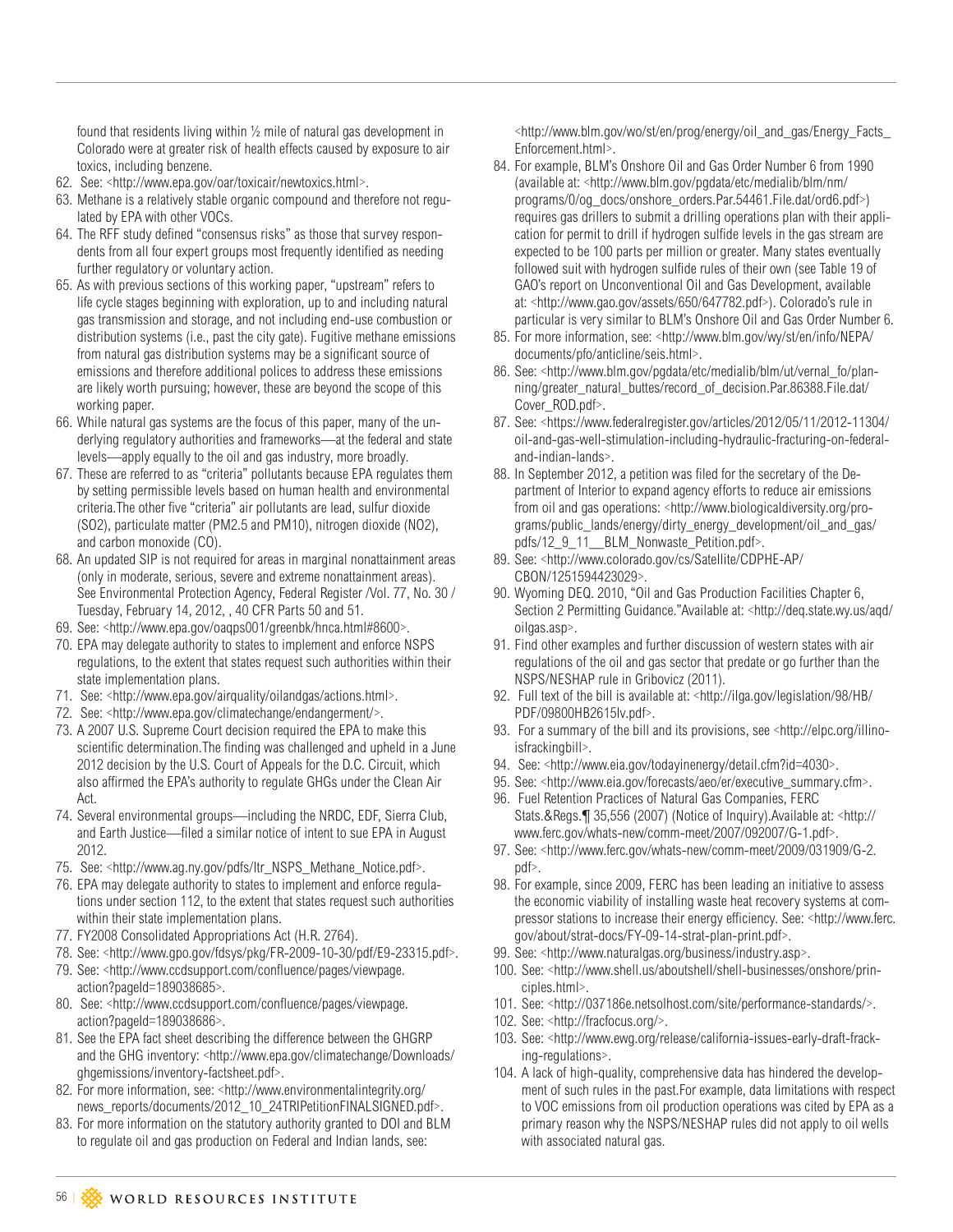found that residents living within ½ mile of natural gas development in Colorado were at greater risk of health effects caused by exposure to air toxics, including benzene.

62. See: <http://www.epa.gov/oar/toxicair/newtoxics.html>.
63. Methane is a relatively stable organic compound and therefore not regulated by EPA with other VOCs.
64. The RFF study defined "consensus risks" as those that survey respondents from all four expert groups most frequently identified as needing further regulatory or voluntary action.
65. As with previous sections of this working paper, "upstream" refers to life cycle stages beginning with exploration, up to and including natural gas transmission and storage, and not including end-use combustion or distribution systems (i.e., past the city gate). Fugitive methane emissions from natural gas distribution systems may be a significant source of emissions and therefore additional polices to address these emissions are likely worth pursuing; however, these are beyond the scope of this working paper.
66. While natural gas systems are the focus of this paper, many of the underlying regulatory authorities and frameworks—at the federal and state levels—apply equally to the oil and gas industry, more broadly.
67. These are referred to as "criteria" pollutants because EPA regulates them by setting permissible levels based on human health and environmental criteria.The other five "criteria" air pollutants are lead, sulfur dioxide ($SO_2$), particulate matter ($PM_{2.5}$ and $PM_{10}$), nitrogen dioxide ($NO_2$), and carbon monoxide (CO).
68. An updated SIP is not required for areas in marginal nonattainment areas (only in moderate, serious, severe and extreme nonattainment areas). See Environmental Protection Agency, Federal Register /Vol. 77, No. 30 / Tuesday, February 14, 2012, , 40 CFR Parts 50 and 51.
69. See: <http://www.epa.gov/oaqps001/greenbk/hnca.html#8600>.
70. EPA may delegate authority to states to implement and enforce NSPS regulations, to the extent that states request such authorities within their state implementation plans.
71. See: <http://www.epa.gov/airquality/oilandgas/actions.html>.
72. See: <http://www.epa.gov/climatechange/endangerment/>.
73. A 2007 U.S. Supreme Court decision required the EPA to make this scientific determination.The finding was challenged and upheld in a June 2012 decision by the U.S. Court of Appeals for the D.C. Circuit, which also affirmed the EPA's authority to regulate GHGs under the Clean Air Act.
74. Several environmental groups—including the NRDC, EDF, Sierra Club, and Earth Justice—filed a similar notice of intent to sue EPA in August 2012.
75. See: <http://www.ag.ny.gov/pdfs/ltr_NSPS_Methane_Notice.pdf>.
76. EPA may delegate authority to states to implement and enforce regulations under section 112, to the extent that states request such authorities within their state implementation plans.
77. FY2008 Consolidated Appropriations Act (H.R. 2764).
78. See: <http://www.gpo.gov/fdsys/pkg/FR-2009-10-30/pdf/E9-23315.pdf>.
79. See: <http://www.ccdsupport.com/confluence/pages/viewpage.action?pageId=189038685>.
80. See: <http://www.ccdsupport.com/confluence/pages/viewpage.action?pageId=189038686>.
81. See the EPA fact sheet describing the difference between the GHGRP and the GHG inventory: <http://www.epa.gov/climatechange/Downloads/ghgemissions/inventory-factsheet.pdf>.
82. For more information, see: <http://www.environmentalintegrity.org/news_reports/documents/2012_10_24TRIPetitionFINALSIGNED.pdf>.
83. For more information on the statutory authority granted to DOI and BLM to regulate oil and gas production on Federal and Indian lands, see: <http://www.blm.gov/wo/st/en/prog/energy/oil_and_gas/Energy_Facts_Enforcement.html>.
84. For example, BLM's Onshore Oil and Gas Order Number 6 from 1990 (available at: <http://www.blm.gov/pgdata/etc/medialib/blm/nm/programs/0/og_docs/onshore_orders.Par.54461.File.dat/ord6.pdf>) requires gas drillers to submit a drilling operations plan with their application for permit to drill if hydrogen sulfide levels in the gas stream are expected to be 100 parts per million or greater. Many states eventually followed suit with hydrogen sulfide rules of their own (see Table 19 of GAO's report on Unconventional Oil and Gas Development, available at: <http://www.gao.gov/assets/650/647782.pdf>). Colorado's rule in particular is very similar to BLM's Onshore Oil and Gas Order Number 6.
85. For more information, see: <http://www.blm.gov/wy/st/en/info/NEPA/documents/pfo/anticline/seis.html>.
86. See: <http://www.blm.gov/pgdata/etc/medialib/blm/ut/vernal_fo/planning/greater_natural_buttes/record_of_decision.Par.86388.File.dat/Cover_ROD.pdf>.
87. See: <https://www.federalregister.gov/articles/2012/05/11/2012-11304/oil-and-gas-well-stimulation-including-hydraulic-fracturing-on-federal-and-indian-lands>.
88. In September 2012, a petition was filed for the secretary of the Department of Interior to expand agency efforts to reduce air emissions from oil and gas operations: <http://www.biologicaldiversity.org/programs/public_lands/energy/dirty_energy_development/oil_and_gas/pdfs/12_9_11__BLM_Nonwaste_Petition.pdf>.
89. See: <http://www.colorado.gov/cs/Satellite/CDPHE-AP/CBON/1251594423029>.
90. Wyoming DEQ. 2010, "Oil and Gas Production Facilities Chapter 6, Section 2 Permitting Guidance."Available at: <http://deq.state.wy.us/aqd/oilgas.asp>.
91. Find other examples and further discussion of western states with air regulations of the oil and gas sector that predate or go further than the NSPS/NESHAP rule in Gribovicz (2011).
92. Full text of the bill is available at: <http://ilga.gov/legislation/98/HB/PDF/09800HB2615lv.pdf>.
93. For a summary of the bill and its provisions, see <http://elpc.org/illinoisfrackingbill>.
94. See: <http://www.eia.gov/todayinenergy/detail.cfm?id=4030>.
95. See: <http://www.eia.gov/forecasts/aeo/er/executive_summary.cfm>.
96. Fuel Retention Practices of Natural Gas Companies, FERC Stats.&Regs.¶ 35,556 (2007) (Notice of Inquiry).Available at: <http://www.ferc.gov/whats-new/comm-meet/2007/092007/G-1.pdf>.
97. See: <http://www.ferc.gov/whats-new/comm-meet/2009/031909/G-2.pdf>.
98. For example, since 2009, FERC has been leading an initiative to assess the economic viability of installing waste heat recovery systems at compressor stations to increase their energy efficiency. See: <http://www.ferc.gov/about/strat-docs/FY-09-14-strat-plan-print.pdf>.
99. See: <http://www.naturalgas.org/business/industry.asp>.
100. See: <http://www.shell.us/aboutshell/shell-businesses/onshore/principles.html>.
101. See: <http://037186e.netsolhost.com/site/performance-standards/>.
102. See: <http://fracfocus.org/>.
103. See: <http://www.ewg.org/release/california-issues-early-draft-fracking-regulations>.
104. A lack of high-quality, comprehensive data has hindered the development of such rules in the past.For example, data limitations with respect to VOC emissions from oil production operations was cited by EPA as a primary reason why the NSPS/NESHAP rules did not apply to oil wells with associated natural gas.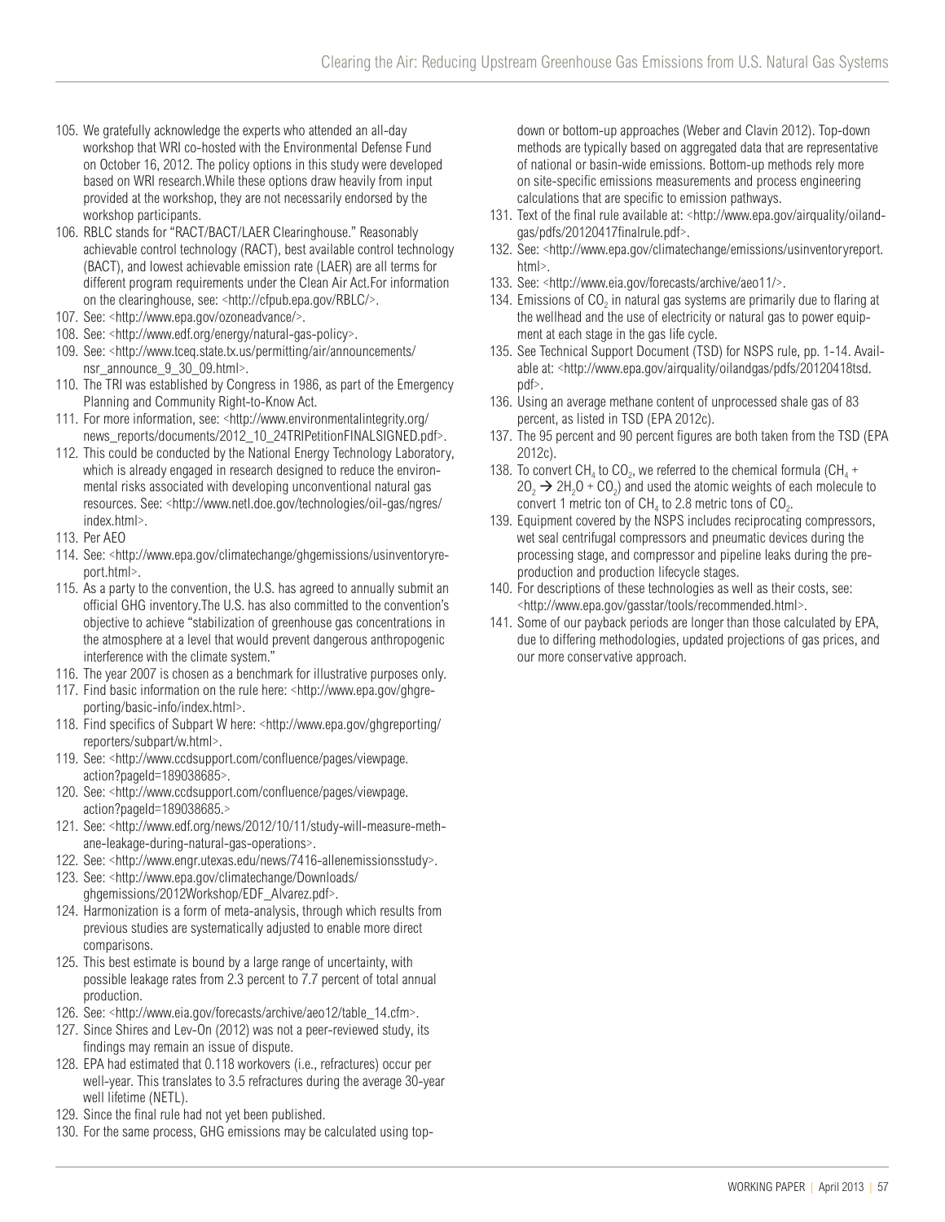105. We gratefully acknowledge the experts who attended an all-day workshop that WRI co-hosted with the Environmental Defense Fund on October 16, 2012. The policy options in this study were developed based on WRI research.While these options draw heavily from input provided at the workshop, they are not necessarily endorsed by the workshop participants.
106. RBLC stands for "RACT/BACT/LAER Clearinghouse." Reasonably achievable control technology (RACT), best available control technology (BACT), and lowest achievable emission rate (LAER) are all terms for different program requirements under the Clean Air Act.For information on the clearinghouse, see: <http://cfpub.epa.gov/RBLC/>.
107. See: <http://www.epa.gov/ozoneadvance/>.
108. See: <http://www.edf.org/energy/natural-gas-policy>.
109. See: <http://www.tceq.state.tx.us/permitting/air/announcements/nsr_announce_9_30_09.html>.
110. The TRI was established by Congress in 1986, as part of the Emergency Planning and Community Right-to-Know Act.
111. For more information, see: <http://www.environmentalintegrity.org/news_reports/documents/2012_10_24TRIPetitionFINALSIGNED.pdf>.
112. This could be conducted by the National Energy Technology Laboratory, which is already engaged in research designed to reduce the environmental risks associated with developing unconventional natural gas resources. See: <http://www.netl.doe.gov/technologies/oil-gas/ngres/index.html>.
113. Per AEO
114. See: <http://www.epa.gov/climatechange/ghgemissions/usinventoryreport.html>.
115. As a party to the convention, the U.S. has agreed to annually submit an official GHG inventory.The U.S. has also committed to the convention's objective to achieve "stabilization of greenhouse gas concentrations in the atmosphere at a level that would prevent dangerous anthropogenic interference with the climate system."
116. The year 2007 is chosen as a benchmark for illustrative purposes only.
117. Find basic information on the rule here: <http://www.epa.gov/ghgreporting/basic-info/index.html>.
118. Find specifics of Subpart W here: <http://www.epa.gov/ghgreporting/reporters/subpart/w.html>.
119. See: <http://www.ccdsupport.com/confluence/pages/viewpage.action?pageId=189038685>.
120. See: <http://www.ccdsupport.com/confluence/pages/viewpage.action?pageId=189038685.>
121. See: <http://www.edf.org/news/2012/10/11/study-will-measure-methane-leakage-during-natural-gas-operations>.
122. See: <http://www.engr.utexas.edu/news/7416-allenemissionsstudy>.
123. See: <http://www.epa.gov/climatechange/Downloads/ghgemissions/2012Workshop/EDF_Alvarez.pdf>.
124. Harmonization is a form of meta-analysis, through which results from previous studies are systematically adjusted to enable more direct comparisons.
125. This best estimate is bound by a large range of uncertainty, with possible leakage rates from 2.3 percent to 7.7 percent of total annual production.
126. See: <http://www.eia.gov/forecasts/archive/aeo12/table_14.cfm>.
127. Since Shires and Lev-On (2012) was not a peer-reviewed study, its findings may remain an issue of dispute.
128. EPA had estimated that 0.118 workovers (i.e., refractures) occur per well-year. This translates to 3.5 refractures during the average 30-year well lifetime (NETL).
129. Since the final rule had not yet been published.
130. For the same process, GHG emissions may be calculated using top-down or bottom-up approaches (Weber and Clavin 2012). Top-down methods are typically based on aggregated data that are representative of national or basin-wide emissions. Bottom-up methods rely more on site-specific emissions measurements and process engineering calculations that are specific to emission pathways.
131. Text of the final rule available at: <http://www.epa.gov/airquality/oilandgas/pdfs/20120417finalrule.pdf>.
132. See: <http://www.epa.gov/climatechange/emissions/usinventoryreport.html>.
133. See: <http://www.eia.gov/forecasts/archive/aeo11/>.
134. Emissions of $CO_2$ in natural gas systems are primarily due to flaring at the wellhead and the use of electricity or natural gas to power equipment at each stage in the gas life cycle.
135. See Technical Support Document (TSD) for NSPS rule, pp. 1-14. Available at: <http://www.epa.gov/airquality/oilandgas/pdfs/20120418tsd.pdf>.
136. Using an average methane content of unprocessed shale gas of 83 percent, as listed in TSD (EPA 2012c).
137. The 95 percent and 90 percent figures are both taken from the TSD (EPA 2012c).
138. To convert $CH_4$ to $CO_2$, we referred to the chemical formula ($CH_4 + 2O_2 \rightarrow 2H_2O + CO_2$) and used the atomic weights of each molecule to convert 1 metric ton of $CH_4$ to 2.8 metric tons of $CO_2$.
139. Equipment covered by the NSPS includes reciprocating compressors, wet seal centrifugal compressors and pneumatic devices during the processing stage, and compressor and pipeline leaks during the preproduction and production lifecycle stages.
140. For descriptions of these technologies as well as their costs, see: <http://www.epa.gov/gasstar/tools/recommended.html>.
141. Some of our payback periods are longer than those calculated by EPA, due to differing methodologies, updated projections of gas prices, and our more conservative approach.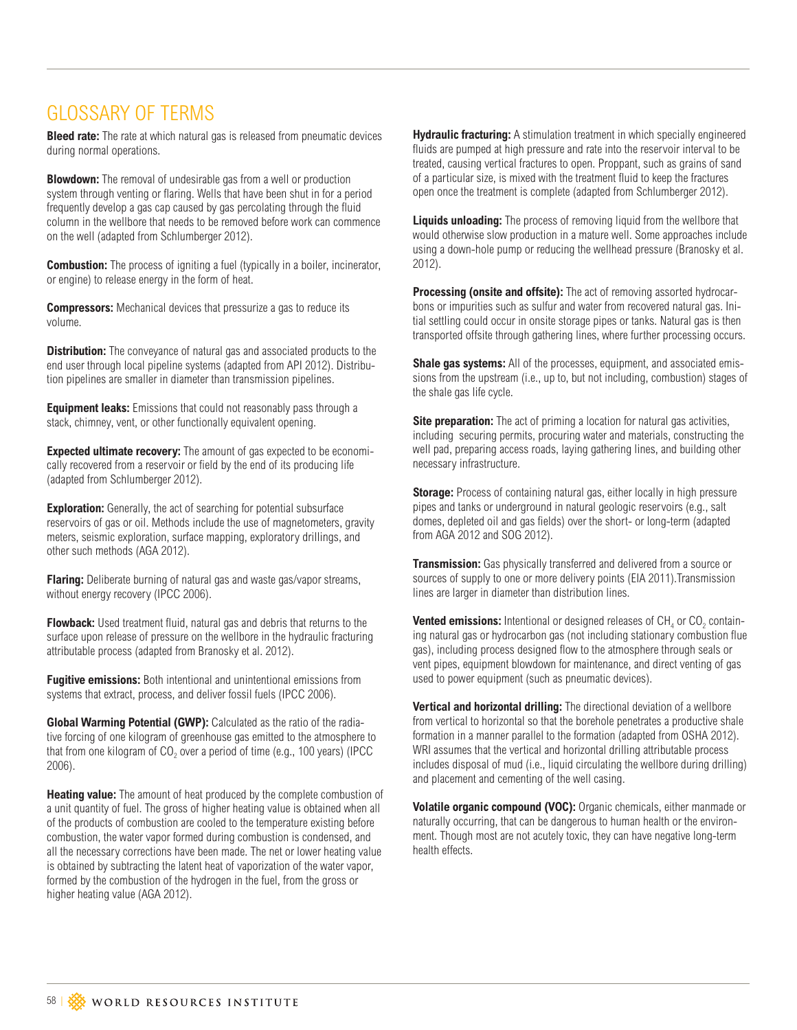# GLOSSARY OF TERMS

**Bleed rate:** The rate at which natural gas is released from pneumatic devices during normal operations.

**Blowdown:** The removal of undesirable gas from a well or production system through venting or flaring. Wells that have been shut in for a period frequently develop a gas cap caused by gas percolating through the fluid column in the wellbore that needs to be removed before work can commence on the well (adapted from Schlumberger 2012).

**Combustion:** The process of igniting a fuel (typically in a boiler, incinerator, or engine) to release energy in the form of heat.

**Compressors:** Mechanical devices that pressurize a gas to reduce its volume.

**Distribution:** The conveyance of natural gas and associated products to the end user through local pipeline systems (adapted from API 2012). Distribution pipelines are smaller in diameter than transmission pipelines.

**Equipment leaks:** Emissions that could not reasonably pass through a stack, chimney, vent, or other functionally equivalent opening.

**Expected ultimate recovery:** The amount of gas expected to be economically recovered from a reservoir or field by the end of its producing life (adapted from Schlumberger 2012).

**Exploration:** Generally, the act of searching for potential subsurface reservoirs of gas or oil. Methods include the use of magnetometers, gravity meters, seismic exploration, surface mapping, exploratory drillings, and other such methods (AGA 2012).

**Flaring:** Deliberate burning of natural gas and waste gas/vapor streams, without energy recovery (IPCC 2006).

**Flowback:** Used treatment fluid, natural gas and debris that returns to the surface upon release of pressure on the wellbore in the hydraulic fracturing attributable process (adapted from Branosky et al. 2012).

**Fugitive emissions:** Both intentional and unintentional emissions from systems that extract, process, and deliver fossil fuels (IPCC 2006).

**Global Warming Potential (GWP):** Calculated as the ratio of the radiative forcing of one kilogram of greenhouse gas emitted to the atmosphere to that from one kilogram of $CO_2$ over a period of time (e.g., 100 years) (IPCC 2006).

**Heating value:** The amount of heat produced by the complete combustion of a unit quantity of fuel. The gross of higher heating value is obtained when all of the products of combustion are cooled to the temperature existing before combustion, the water vapor formed during combustion is condensed, and all the necessary corrections have been made. The net or lower heating value is obtained by subtracting the latent heat of vaporization of the water vapor, formed by the combustion of the hydrogen in the fuel, from the gross or higher heating value (AGA 2012).

**Hydraulic fracturing:** A stimulation treatment in which specially engineered fluids are pumped at high pressure and rate into the reservoir interval to be treated, causing vertical fractures to open. Proppant, such as grains of sand of a particular size, is mixed with the treatment fluid to keep the fractures open once the treatment is complete (adapted from Schlumberger 2012).

**Liquids unloading:** The process of removing liquid from the wellbore that would otherwise slow production in a mature well. Some approaches include using a down-hole pump or reducing the wellhead pressure (Branosky et al. 2012).

**Processing (onsite and offsite):** The act of removing assorted hydrocarbons or impurities such as sulfur and water from recovered natural gas. Initial settling could occur in onsite storage pipes or tanks. Natural gas is then transported offsite through gathering lines, where further processing occurs.

**Shale gas systems:** All of the processes, equipment, and associated emissions from the upstream (i.e., up to, but not including, combustion) stages of the shale gas life cycle.

**Site preparation:** The act of priming a location for natural gas activities, including securing permits, procuring water and materials, constructing the well pad, preparing access roads, laying gathering lines, and building other necessary infrastructure.

**Storage:** Process of containing natural gas, either locally in high pressure pipes and tanks or underground in natural geologic reservoirs (e.g., salt domes, depleted oil and gas fields) over the short- or long-term (adapted from AGA 2012 and SOG 2012).

**Transmission:** Gas physically transferred and delivered from a source or sources of supply to one or more delivery points (EIA 2011).Transmission lines are larger in diameter than distribution lines.

**Vented emissions:** Intentional or designed releases of $CH_4$ or $CO_2$ containing natural gas or hydrocarbon gas (not including stationary combustion flue gas), including process designed flow to the atmosphere through seals or vent pipes, equipment blowdown for maintenance, and direct venting of gas used to power equipment (such as pneumatic devices).

**Vertical and horizontal drilling:** The directional deviation of a wellbore from vertical to horizontal so that the borehole penetrates a productive shale formation in a manner parallel to the formation (adapted from OSHA 2012). WRI assumes that the vertical and horizontal drilling attributable process includes disposal of mud (i.e., liquid circulating the wellbore during drilling) and placement and cementing of the well casing.

**Volatile organic compound (VOC):** Organic chemicals, either manmade or naturally occurring, that can be dangerous to human health or the environment. Though most are not acutely toxic, they can have negative long-term health effects.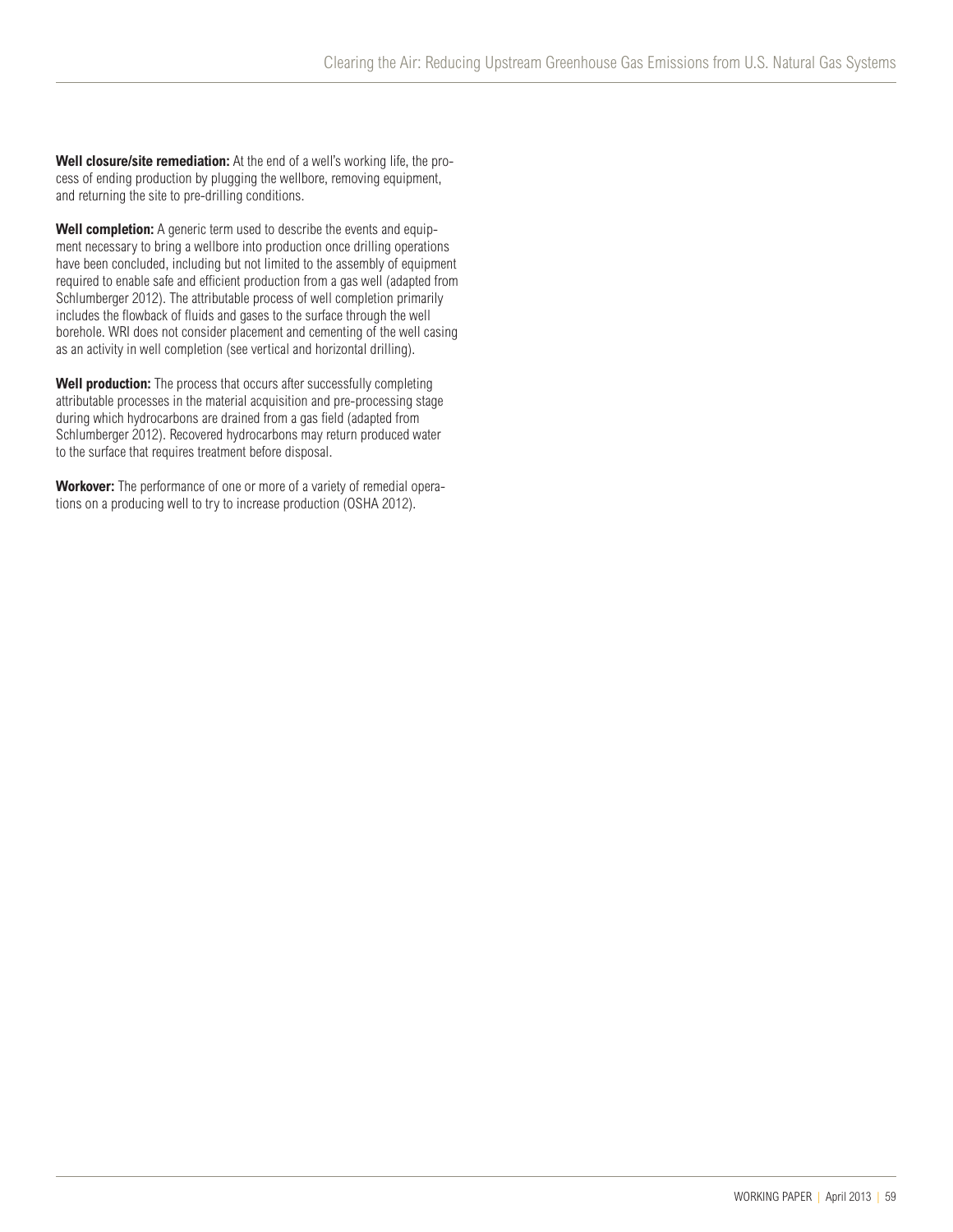**Well closure/site remediation:** At the end of a well's working life, the process of ending production by plugging the wellbore, removing equipment, and returning the site to pre-drilling conditions.

**Well completion:** A generic term used to describe the events and equipment necessary to bring a wellbore into production once drilling operations have been concluded, including but not limited to the assembly of equipment required to enable safe and efficient production from a gas well (adapted from Schlumberger 2012). The attributable process of well completion primarily includes the flowback of fluids and gases to the surface through the well borehole. WRI does not consider placement and cementing of the well casing as an activity in well completion (see vertical and horizontal drilling).

**Well production:** The process that occurs after successfully completing attributable processes in the material acquisition and pre-processing stage during which hydrocarbons are drained from a gas field (adapted from Schlumberger 2012). Recovered hydrocarbons may return produced water to the surface that requires treatment before disposal.

**Workover:** The performance of one or more of a variety of remedial operations on a producing well to try to increase production (OSHA 2012).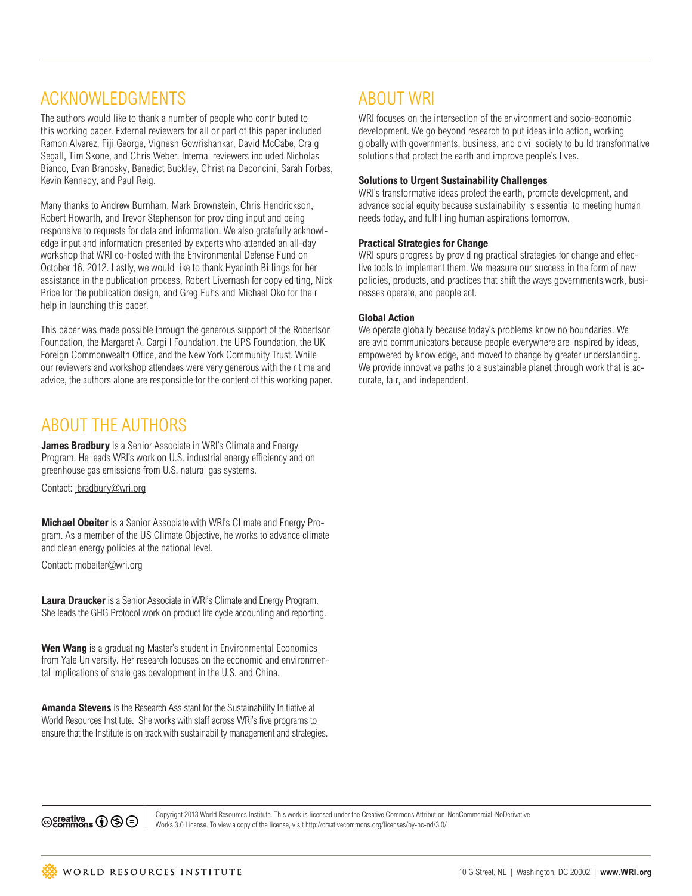## ACKNOWLEDGMENTS

The authors would like to thank a number of people who contributed to this working paper. External reviewers for all or part of this paper included Ramon Alvarez, Fiji George, Vignesh Gowrishankar, David McCabe, Craig Segall, Tim Skone, and Chris Weber. Internal reviewers included Nicholas Bianco, Evan Branosky, Benedict Buckley, Christina Deconcini, Sarah Forbes, Kevin Kennedy, and Paul Reig.

Many thanks to Andrew Burnham, Mark Brownstein, Chris Hendrickson, Robert Howarth, and Trevor Stephenson for providing input and being responsive to requests for data and information. We also gratefully acknowledge input and information presented by experts who attended an all-day workshop that WRI co-hosted with the Environmental Defense Fund on October 16, 2012. Lastly, we would like to thank Hyacinth Billings for her assistance in the publication process, Robert Livernash for copy editing, Nick Price for the publication design, and Greg Fuhs and Michael Oko for their help in launching this paper.

This paper was made possible through the generous support of the Robertson Foundation, the Margaret A. Cargill Foundation, the UPS Foundation, the UK Foreign Commonwealth Office, and the New York Community Trust. While our reviewers and workshop attendees were very generous with their time and advice, the authors alone are responsible for the content of this working paper.

## ABOUT THE AUTHORS

**James Bradbury** is a Senior Associate in WRI's Climate and Energy Program. He leads WRI's work on U.S. industrial energy efficiency and on greenhouse gas emissions from U.S. natural gas systems.

Contact: jbradbury@wri.org

**Michael Obeiter** is a Senior Associate with WRI's Climate and Energy Program. As a member of the US Climate Objective, he works to advance climate and clean energy policies at the national level.

Contact: mobeiter@wri.org

**Laura Draucker** is a Senior Associate in WRI's Climate and Energy Program. She leads the GHG Protocol work on product life cycle accounting and reporting.

**Wen Wang** is a graduating Master's student in Environmental Economics from Yale University. Her research focuses on the economic and environmental implications of shale gas development in the U.S. and China.

**Amanda Stevens** is the Research Assistant for the Sustainability Initiative at World Resources Institute. She works with staff across WRI's five programs to ensure that the Institute is on track with sustainability management and strategies.

## ABOUT WRI

WRI focuses on the intersection of the environment and socio-economic development. We go beyond research to put ideas into action, working globally with governments, business, and civil society to build transformative solutions that protect the earth and improve people's lives.

**Solutions to Urgent Sustainability Challenges**

WRI's transformative ideas protect the earth, promote development, and advance social equity because sustainability is essential to meeting human needs today, and fulfilling human aspirations tomorrow.

**Practical Strategies for Change**

WRI spurs progress by providing practical strategies for change and effective tools to implement them. We measure our success in the form of new policies, products, and practices that shift the ways governments work, businesses operate, and people act.

**Global Action**

We operate globally because today's problems know no boundaries. We are avid communicators because people everywhere are inspired by ideas, empowered by knowledge, and moved to change by greater understanding. We provide innovative paths to a sustainable planet through work that is accurate, fair, and independent.

Copyright 2013 World Resources Institute. This work is licensed under the Creative Commons Attribution-NonCommercial-NoDerivative Works 3.0 License. To view a copy of the license, visit http://creativecommons.org/licenses/by-nc-nd/3.0/

WORLD RESOURCES INSTITUTE

10 G Street, NE | Washington, DC 20002 | **www.WRI.org**